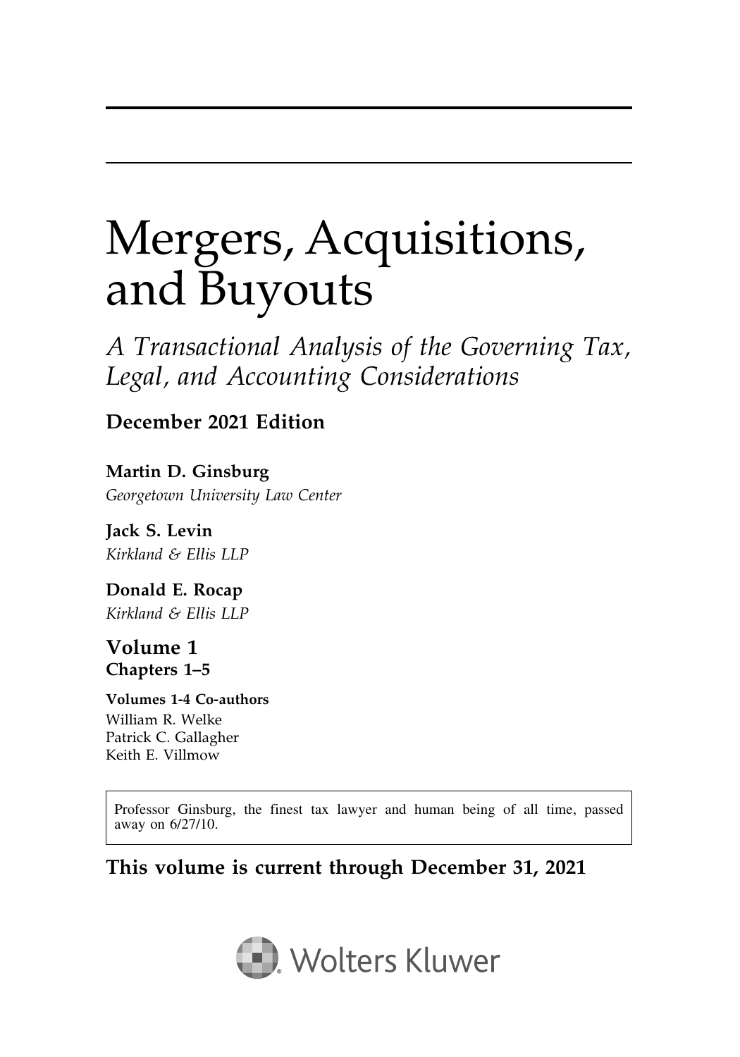# Mergers, Acquisitions, and Buyouts

*A Transactional Analysis of the Governing Tax, Legal, and Accounting Considerations*

**December 2021 Edition**

**Martin D. Ginsburg**
*Georgetown University Law Center*

**Jack S. Levin**
*Kirkland & Ellis LLP*

**Donald E. Rocap**
*Kirkland & Ellis LLP*

**Volume 1**
**Chapters 1–5**

**Volumes 1-4 Co-authors**
William R. Welke
Patrick C. Gallagher
Keith E. Villmow

Professor Ginsburg, the finest tax lawyer and human being of all time, passed away on 6/27/10.

**This volume is current through December 31, 2021**

Wolters Kluwer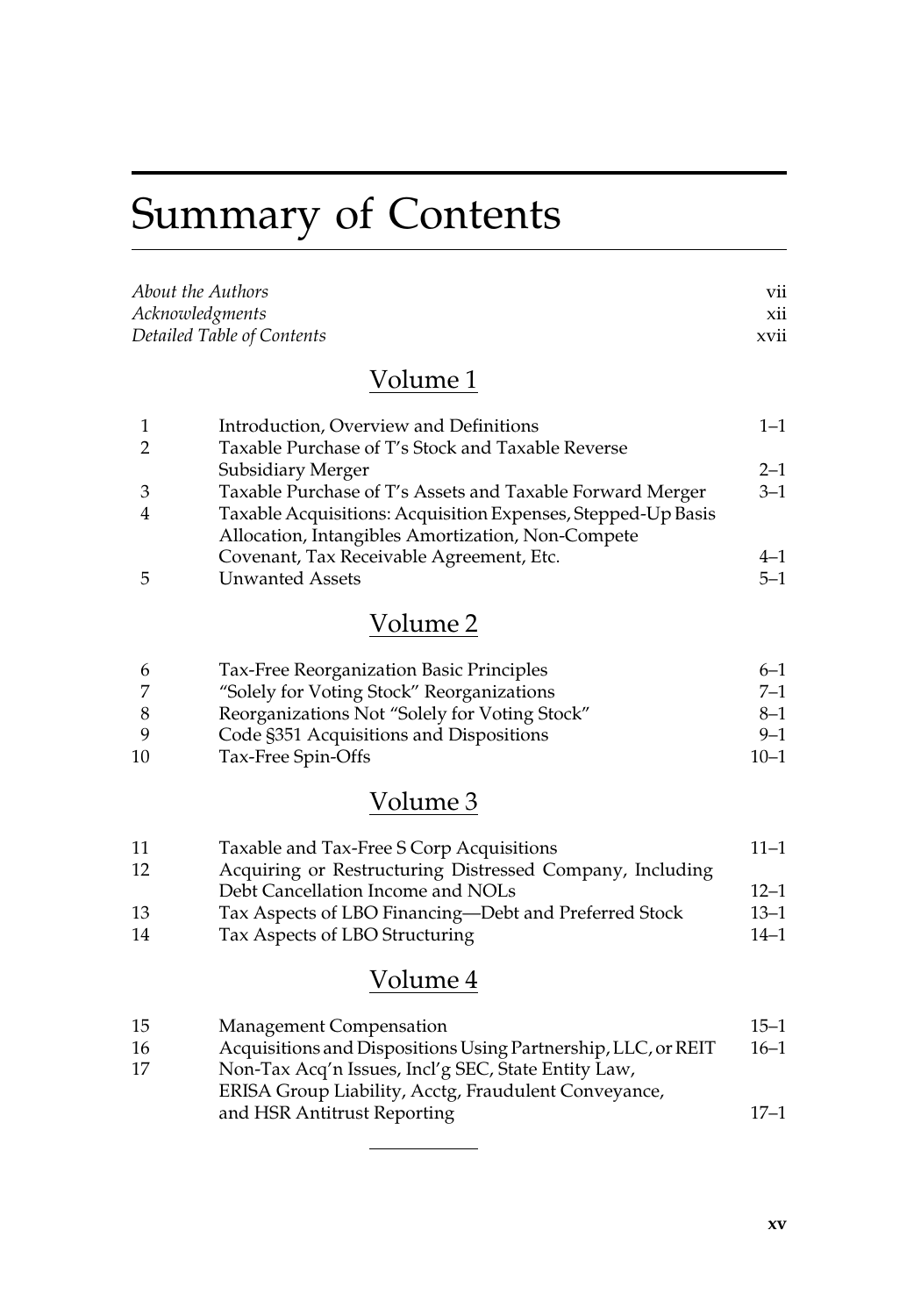# Summary of Contents

| | | |
|---|---|---|
| *About the Authors* | | vii |
| *Acknowledgments* | | xii |
| *Detailed Table of Contents* | | xvii |

## Volume 1

| | | |
|---|---|---|
| 1 | Introduction, Overview and Definitions | 1–1 |
| 2 | Taxable Purchase of T's Stock and Taxable Reverse Subsidiary Merger | 2–1 |
| 3 | Taxable Purchase of T's Assets and Taxable Forward Merger | 3–1 |
| 4 | Taxable Acquisitions: Acquisition Expenses, Stepped-Up Basis Allocation, Intangibles Amortization, Non-Compete Covenant, Tax Receivable Agreement, Etc. | 4–1 |
| 5 | Unwanted Assets | 5–1 |

## Volume 2

| | | |
|---|---|---|
| 6 | Tax-Free Reorganization Basic Principles | 6–1 |
| 7 | "Solely for Voting Stock" Reorganizations | 7–1 |
| 8 | Reorganizations Not "Solely for Voting Stock" | 8–1 |
| 9 | Code §351 Acquisitions and Dispositions | 9–1 |
| 10 | Tax-Free Spin-Offs | 10–1 |

## Volume 3

| | | |
|---|---|---|
| 11 | Taxable and Tax-Free S Corp Acquisitions | 11–1 |
| 12 | Acquiring or Restructuring Distressed Company, Including Debt Cancellation Income and NOLs | 12–1 |
| 13 | Tax Aspects of LBO Financing—Debt and Preferred Stock | 13–1 |
| 14 | Tax Aspects of LBO Structuring | 14–1 |

## Volume 4

| | | |
|---|---|---|
| 15 | Management Compensation | 15–1 |
| 16 | Acquisitions and Dispositions Using Partnership, LLC, or REIT | 16–1 |
| 17 | Non-Tax Acq'n Issues, Incl'g SEC, State Entity Law, ERISA Group Liability, Acctg, Fraudulent Conveyance, and HSR Antitrust Reporting | 17–1 |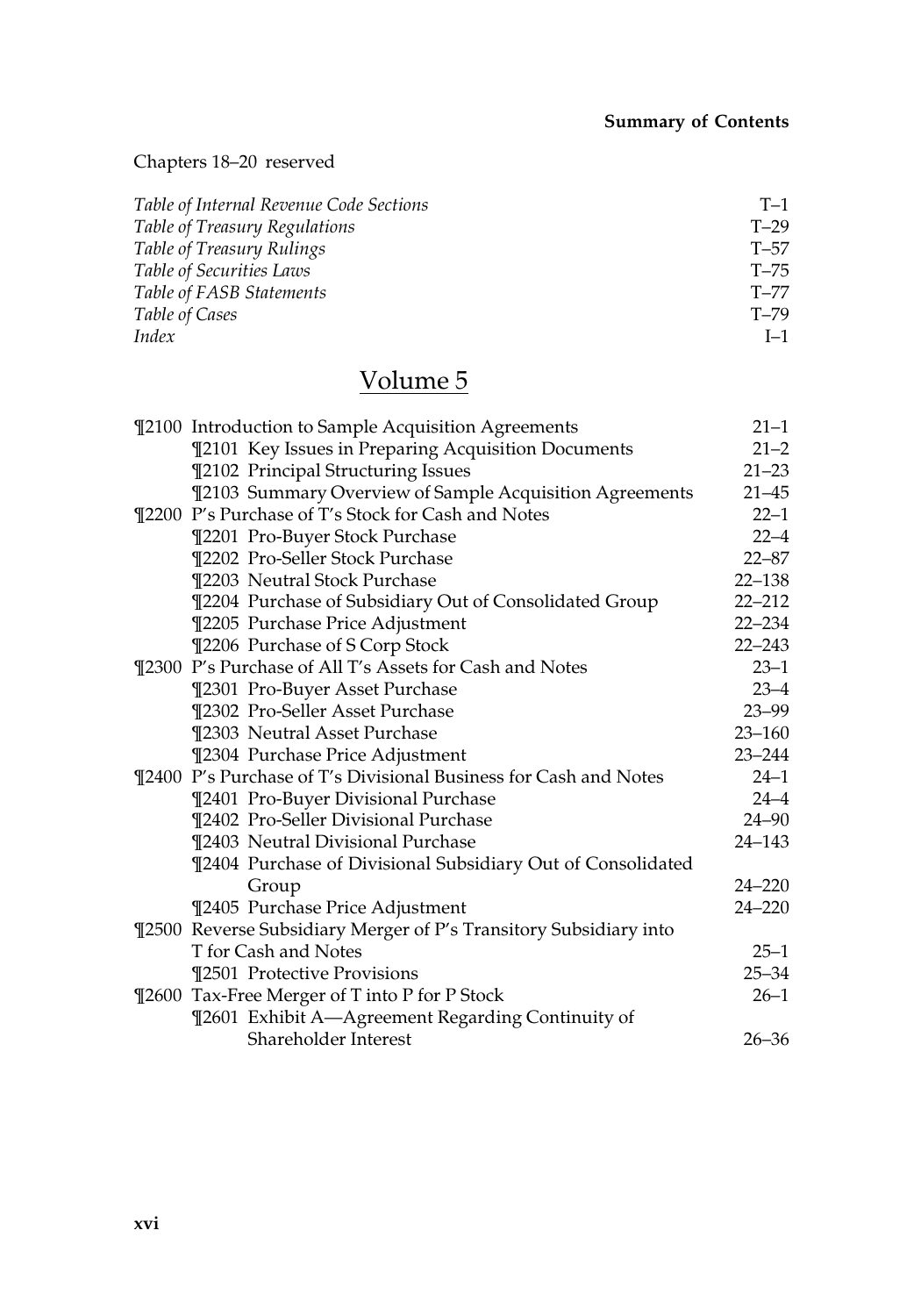Chapters 18–20 reserved

| | |
|---|---|
| *Table of Internal Revenue Code Sections* | T–1 |
| *Table of Treasury Regulations* | T–29 |
| *Table of Treasury Rulings* | T–57 |
| *Table of Securities Laws* | T–75 |
| *Table of FASB Statements* | T–77 |
| *Table of Cases* | T–79 |
| *Index* | I–1 |

## Volume 5

| | |
|---|---|
| ¶2100 Introduction to Sample Acquisition Agreements | 21–1 |
| ¶2101 Key Issues in Preparing Acquisition Documents | 21–2 |
| ¶2102 Principal Structuring Issues | 21–23 |
| ¶2103 Summary Overview of Sample Acquisition Agreements | 21–45 |
| ¶2200 P's Purchase of T's Stock for Cash and Notes | 22–1 |
| ¶2201 Pro-Buyer Stock Purchase | 22–4 |
| ¶2202 Pro-Seller Stock Purchase | 22–87 |
| ¶2203 Neutral Stock Purchase | 22–138 |
| ¶2204 Purchase of Subsidiary Out of Consolidated Group | 22–212 |
| ¶2205 Purchase Price Adjustment | 22–234 |
| ¶2206 Purchase of S Corp Stock | 22–243 |
| ¶2300 P's Purchase of All T's Assets for Cash and Notes | 23–1 |
| ¶2301 Pro-Buyer Asset Purchase | 23–4 |
| ¶2302 Pro-Seller Asset Purchase | 23–99 |
| ¶2303 Neutral Asset Purchase | 23–160 |
| ¶2304 Purchase Price Adjustment | 23–244 |
| ¶2400 P's Purchase of T's Divisional Business for Cash and Notes | 24–1 |
| ¶2401 Pro-Buyer Divisional Purchase | 24–4 |
| ¶2402 Pro-Seller Divisional Purchase | 24–90 |
| ¶2403 Neutral Divisional Purchase | 24–143 |
| ¶2404 Purchase of Divisional Subsidiary Out of Consolidated Group | 24–220 |
| ¶2405 Purchase Price Adjustment | 24–220 |
| ¶2500 Reverse Subsidiary Merger of P's Transitory Subsidiary into T for Cash and Notes | 25–1 |
| ¶2501 Protective Provisions | 25–34 |
| ¶2600 Tax-Free Merger of T into P for P Stock | 26–1 |
| ¶2601 Exhibit A—Agreement Regarding Continuity of Shareholder Interest | 26–36 |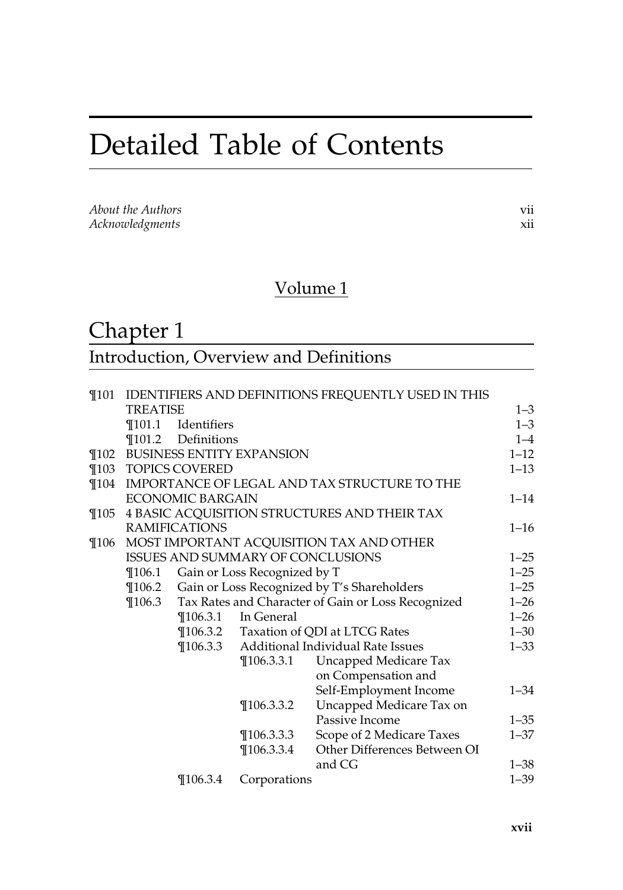# Detailed Table of Contents

*About the Authors* vii
*Acknowledgments* xii

## Volume 1

# Chapter 1

## Introduction, Overview and Definitions

| | | | | |
|---|---|---|---|---|
| ¶101 | IDENTIFIERS AND DEFINITIONS FREQUENTLY USED IN THIS TREATISE | | | 1–3 |
| | ¶101.1 | Identifiers | | 1–3 |
| | ¶101.2 | Definitions | | 1–4 |
| ¶102 | BUSINESS ENTITY EXPANSION | | | 1–12 |
| ¶103 | TOPICS COVERED | | | 1–13 |
| ¶104 | IMPORTANCE OF LEGAL AND TAX STRUCTURE TO THE ECONOMIC BARGAIN | | | 1–14 |
| ¶105 | 4 BASIC ACQUISITION STRUCTURES AND THEIR TAX RAMIFICATIONS | | | 1–16 |
| ¶106 | MOST IMPORTANT ACQUISITION TAX AND OTHER ISSUES AND SUMMARY OF CONCLUSIONS | | | 1–25 |
| | ¶106.1 | Gain or Loss Recognized by T | | 1–25 |
| | ¶106.2 | Gain or Loss Recognized by T's Shareholders | | 1–25 |
| | ¶106.3 | Tax Rates and Character of Gain or Loss Recognized | | 1–26 |
| | | ¶106.3.1 | In General | 1–26 |
| | | ¶106.3.2 | Taxation of QDI at LTCG Rates | 1–30 |
| | | ¶106.3.3 | Additional Individual Rate Issues | 1–33 |
| | | | ¶106.3.3.1 Uncapped Medicare Tax on Compensation and Self-Employment Income | 1–34 |
| | | | ¶106.3.3.2 Uncapped Medicare Tax on Passive Income | 1–35 |
| | | | ¶106.3.3.3 Scope of 2 Medicare Taxes | 1–37 |
| | | | ¶106.3.3.4 Other Differences Between OI and CG | 1–38 |
| | | ¶106.3.4 | Corporations | 1–39 |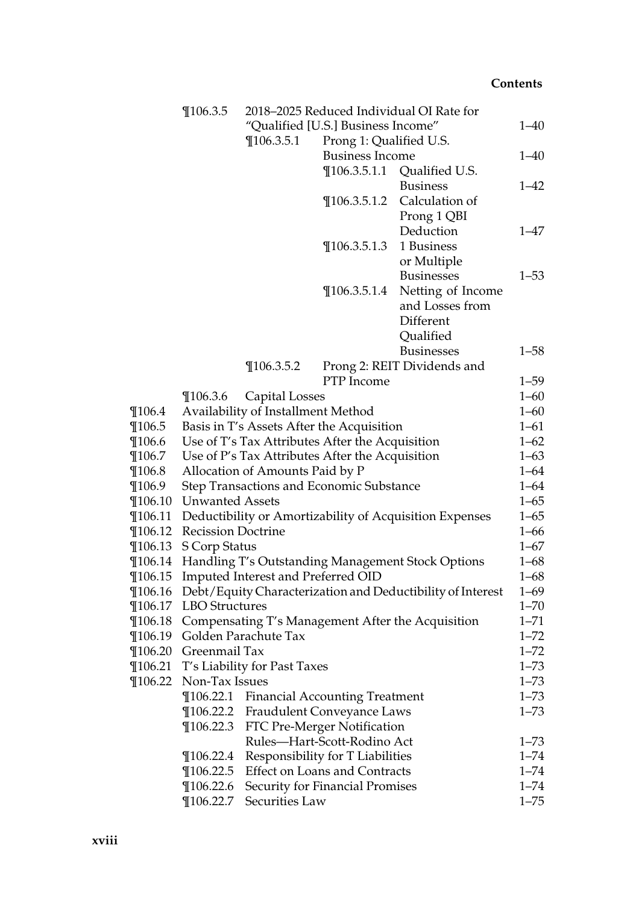| | | | | |
|---|---|---|---|---|
| | ¶106.3.5 | 2018–2025 Reduced Individual OI Rate for "Qualified [U.S.] Business Income" | | 1–40 |
| | | ¶106.3.5.1 | Prong 1: Qualified U.S. Business Income | 1–40 |
| | | | ¶106.3.5.1.1 Qualified U.S. Business | 1–42 |
| | | | ¶106.3.5.1.2 Calculation of Prong 1 QBI Deduction | 1–47 |
| | | | ¶106.3.5.1.3 1 Business or Multiple Businesses | 1–53 |
| | | | ¶106.3.5.1.4 Netting of Income and Losses from Different Qualified Businesses | 1–58 |
| | | ¶106.3.5.2 | Prong 2: REIT Dividends and PTP Income | 1–59 |
| | ¶106.3.6 | Capital Losses | | 1–60 |
| ¶106.4 | Availability of Installment Method | | | 1–60 |
| ¶106.5 | Basis in T's Assets After the Acquisition | | | 1–61 |
| ¶106.6 | Use of T's Tax Attributes After the Acquisition | | | 1–62 |
| ¶106.7 | Use of P's Tax Attributes After the Acquisition | | | 1–63 |
| ¶106.8 | Allocation of Amounts Paid by P | | | 1–64 |
| ¶106.9 | Step Transactions and Economic Substance | | | 1–64 |
| ¶106.10 | Unwanted Assets | | | 1–65 |
| ¶106.11 | Deductibility or Amortizability of Acquisition Expenses | | | 1–65 |
| ¶106.12 | Recission Doctrine | | | 1–66 |
| ¶106.13 | S Corp Status | | | 1–67 |
| ¶106.14 | Handling T's Outstanding Management Stock Options | | | 1–68 |
| ¶106.15 | Imputed Interest and Preferred OID | | | 1–68 |
| ¶106.16 | Debt/Equity Characterization and Deductibility of Interest | | | 1–69 |
| ¶106.17 | LBO Structures | | | 1–70 |
| ¶106.18 | Compensating T's Management After the Acquisition | | | 1–71 |
| ¶106.19 | Golden Parachute Tax | | | 1–72 |
| ¶106.20 | Greenmail Tax | | | 1–72 |
| ¶106.21 | T's Liability for Past Taxes | | | 1–73 |
| ¶106.22 | Non-Tax Issues | | | 1–73 |
| | ¶106.22.1 | Financial Accounting Treatment | | 1–73 |
| | ¶106.22.2 | Fraudulent Conveyance Laws | | 1–73 |
| | ¶106.22.3 | FTC Pre-Merger Notification Rules—Hart-Scott-Rodino Act | | 1–73 |
| | ¶106.22.4 | Responsibility for T Liabilities | | 1–74 |
| | ¶106.22.5 | Effect on Loans and Contracts | | 1–74 |
| | ¶106.22.6 | Security for Financial Promises | | 1–74 |
| | ¶106.22.7 | Securities Law | | 1–75 |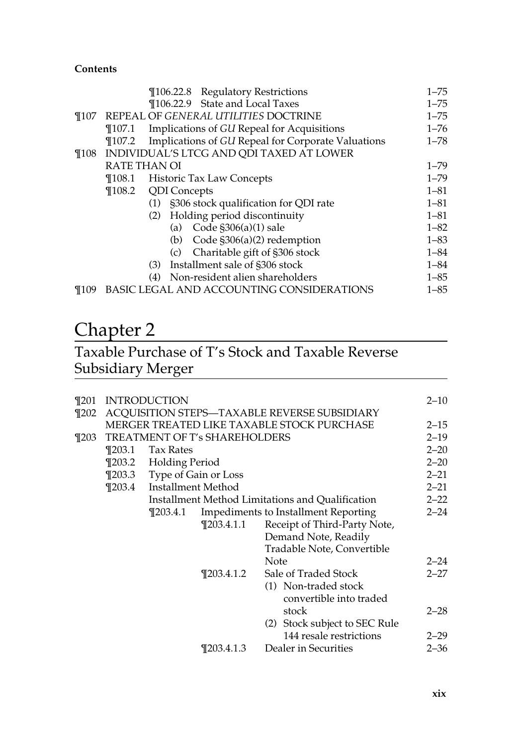**Contents**

| | | | | |
|---|---|---|---|---|
| | ¶106.22.8 | Regulatory Restrictions | | 1–75 |
| | ¶106.22.9 | State and Local Taxes | | 1–75 |
| ¶107 | REPEAL OF *GENERAL UTILITIES* DOCTRINE | | | 1–75 |
| | ¶107.1 | Implications of *GU* Repeal for Acquisitions | | 1–76 |
| | ¶107.2 | Implications of *GU* Repeal for Corporate Valuations | | 1–78 |
| ¶108 | INDIVIDUAL'S LTCG AND QDI TAXED AT LOWER RATE THAN OI | | | 1–79 |
| | ¶108.1 | Historic Tax Law Concepts | | 1–79 |
| | ¶108.2 | QDI Concepts | | 1–81 |
| | | (1) §306 stock qualification for QDI rate | | 1–81 |
| | | (2) Holding period discontinuity | | 1–81 |
| | | (a) Code §306(a)(1) sale | | 1–82 |
| | | (b) Code §306(a)(2) redemption | | 1–83 |
| | | (c) Charitable gift of §306 stock | | 1–84 |
| | | (3) Installment sale of §306 stock | | 1–84 |
| | | (4) Non-resident alien shareholders | | 1–85 |
| ¶109 | BASIC LEGAL AND ACCOUNTING CONSIDERATIONS | | | 1–85 |

# Chapter 2

## Taxable Purchase of T's Stock and Taxable Reverse Subsidiary Merger

| | | | | |
|---|---|---|---|---|
| ¶201 | INTRODUCTION | | | 2–10 |
| ¶202 | ACQUISITION STEPS—TAXABLE REVERSE SUBSIDIARY MERGER TREATED LIKE TAXABLE STOCK PURCHASE | | | 2–15 |
| ¶203 | TREATMENT OF T's SHAREHOLDERS | | | 2–19 |
| | ¶203.1 | Tax Rates | | 2–20 |
| | ¶203.2 | Holding Period | | 2–20 |
| | ¶203.3 | Type of Gain or Loss | | 2–21 |
| | ¶203.4 | Installment Method | | 2–21 |
| | | Installment Method Limitations and Qualification | | 2–22 |
| | | ¶203.4.1 Impediments to Installment Reporting | | 2–24 |
| | | ¶203.4.1.1 | Receipt of Third-Party Note, Demand Note, Readily Tradable Note, Convertible Note | 2–24 |
| | | ¶203.4.1.2 | Sale of Traded Stock | 2–27 |
| | | | (1) Non-traded stock convertible into traded stock | 2–28 |
| | | | (2) Stock subject to SEC Rule 144 resale restrictions | 2–29 |
| | | ¶203.4.1.3 | Dealer in Securities | 2–36 |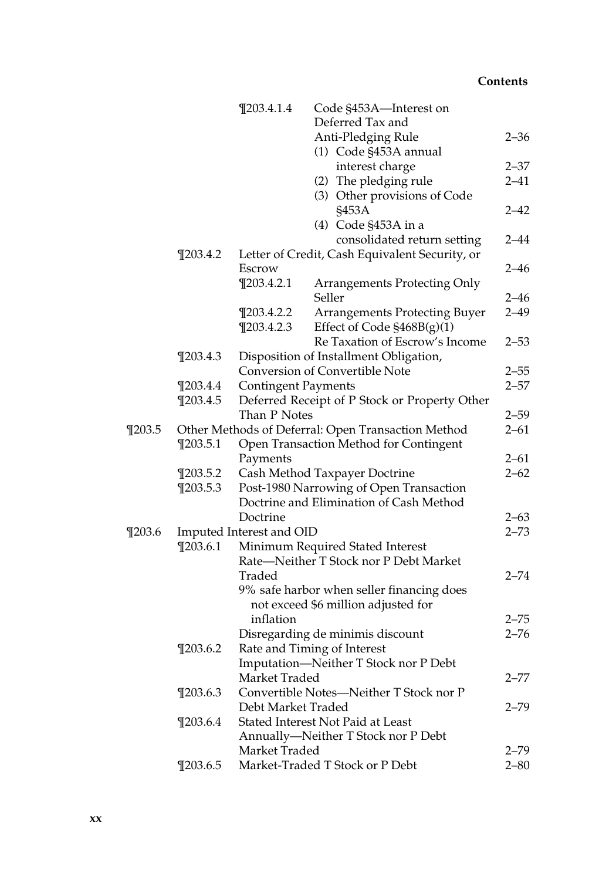| | | | | |
|---|---|---|---|---|
| | | ¶203.4.1.4 | Code §453A—Interest on Deferred Tax and Anti-Pledging Rule | 2–36 |
| | | | (1) Code §453A annual interest charge | 2–37 |
| | | | (2) The pledging rule | 2–41 |
| | | | (3) Other provisions of Code §453A | 2–42 |
| | | | (4) Code §453A in a consolidated return setting | 2–44 |
| | ¶203.4.2 | Letter of Credit, Cash Equivalent Security, or Escrow | | 2–46 |
| | | ¶203.4.2.1 | Arrangements Protecting Only Seller | 2–46 |
| | | ¶203.4.2.2 | Arrangements Protecting Buyer | 2–49 |
| | | ¶203.4.2.3 | Effect of Code §468B(g)(1) Re Taxation of Escrow's Income | 2–53 |
| | ¶203.4.3 | Disposition of Installment Obligation, Conversion of Convertible Note | | 2–55 |
| | ¶203.4.4 | Contingent Payments | | 2–57 |
| | ¶203.4.5 | Deferred Receipt of P Stock or Property Other Than P Notes | | 2–59 |
| ¶203.5 | Other Methods of Deferral: Open Transaction Method | | | 2–61 |
| | ¶203.5.1 | Open Transaction Method for Contingent Payments | | 2–61 |
| | ¶203.5.2 | Cash Method Taxpayer Doctrine | | 2–62 |
| | ¶203.5.3 | Post-1980 Narrowing of Open Transaction Doctrine and Elimination of Cash Method Doctrine | | 2–63 |
| ¶203.6 | Imputed Interest and OID | | | 2–73 |
| | ¶203.6.1 | Minimum Required Stated Interest Rate—Neither T Stock nor P Debt Market Traded | | 2–74 |
| | | 9% safe harbor when seller financing does not exceed $6 million adjusted for inflation | | 2–75 |
| | | Disregarding de minimis discount | | 2–76 |
| | ¶203.6.2 | Rate and Timing of Interest Imputation—Neither T Stock nor P Debt Market Traded | | 2–77 |
| | ¶203.6.3 | Convertible Notes—Neither T Stock nor P Debt Market Traded | | 2–79 |
| | ¶203.6.4 | Stated Interest Not Paid at Least Annually—Neither T Stock nor P Debt Market Traded | | 2–79 |
| | ¶203.6.5 | Market-Traded T Stock or P Debt | | 2–80 |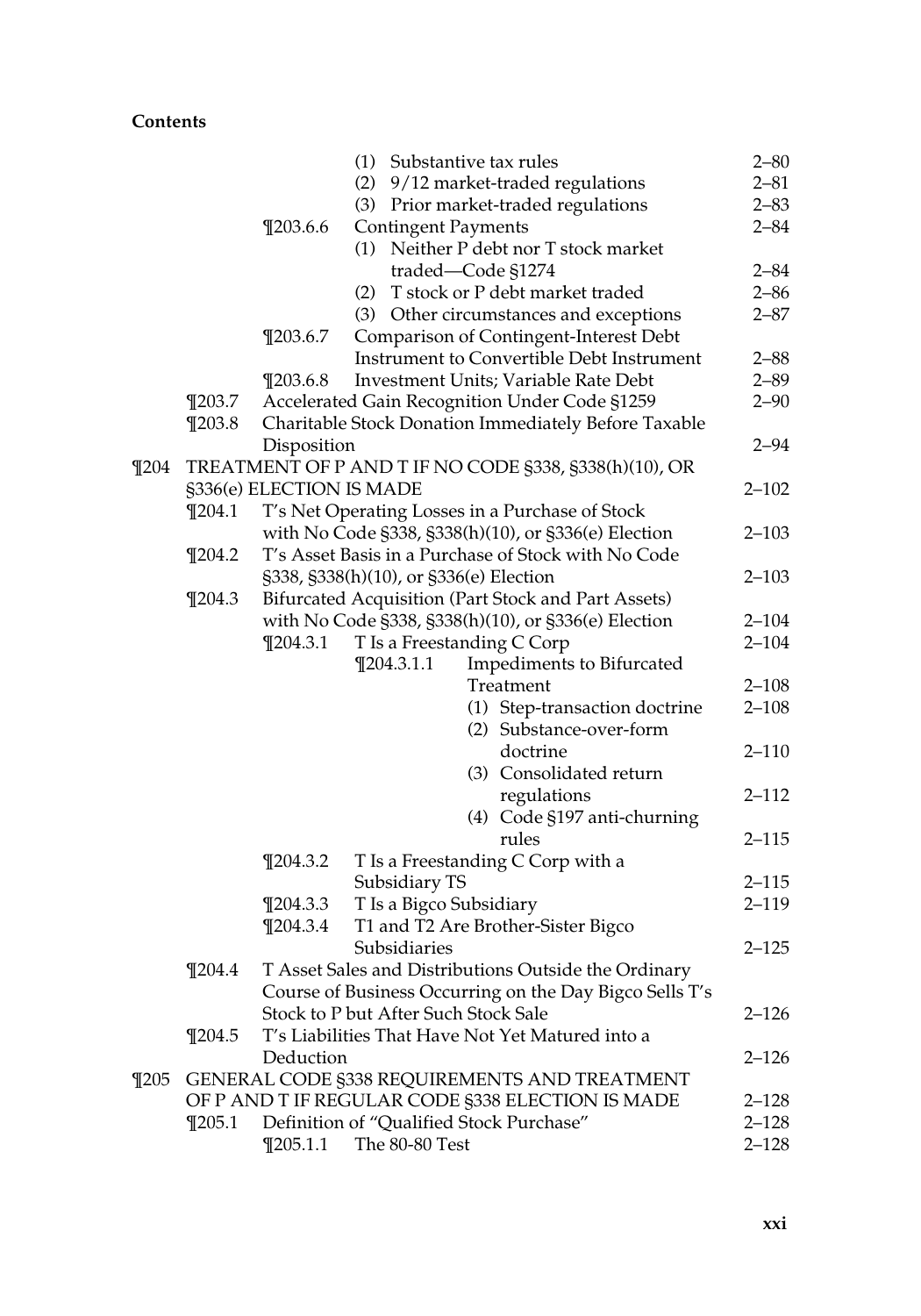**Contents**

| | | | | |
|---|---|---|---|---|
| | | | (1) Substantive tax rules | 2–80 |
| | | | (2) 9/12 market-traded regulations | 2–81 |
| | | | (3) Prior market-traded regulations | 2–83 |
| | | ¶203.6.6 | Contingent Payments | 2–84 |
| | | | (1) Neither P debt nor T stock market traded—Code §1274 | 2–84 |
| | | | (2) T stock or P debt market traded | 2–86 |
| | | | (3) Other circumstances and exceptions | 2–87 |
| | | ¶203.6.7 | Comparison of Contingent-Interest Debt Instrument to Convertible Debt Instrument | 2–88 |
| | | ¶203.6.8 | Investment Units; Variable Rate Debt | 2–89 |
| | ¶203.7 | Accelerated Gain Recognition Under Code §1259 | | 2–90 |
| | ¶203.8 | Charitable Stock Donation Immediately Before Taxable Disposition | | 2–94 |
| ¶204 | TREATMENT OF P AND T IF NO CODE §338, §338(h)(10), OR §336(e) ELECTION IS MADE | | | 2–102 |
| | ¶204.1 | T's Net Operating Losses in a Purchase of Stock with No Code §338, §338(h)(10), or §336(e) Election | | 2–103 |
| | ¶204.2 | T's Asset Basis in a Purchase of Stock with No Code §338, §338(h)(10), or §336(e) Election | | 2–103 |
| | ¶204.3 | Bifurcated Acquisition (Part Stock and Part Assets) with No Code §338, §338(h)(10), or §336(e) Election | | 2–104 |
| | | ¶204.3.1 | T Is a Freestanding C Corp | 2–104 |
| | | | ¶204.3.1.1 Impediments to Bifurcated Treatment | 2–108 |
| | | | (1) Step-transaction doctrine | 2–108 |
| | | | (2) Substance-over-form doctrine | 2–110 |
| | | | (3) Consolidated return regulations | 2–112 |
| | | | (4) Code §197 anti-churning rules | 2–115 |
| | | ¶204.3.2 | T Is a Freestanding C Corp with a Subsidiary TS | 2–115 |
| | | ¶204.3.3 | T Is a Bigco Subsidiary | 2–119 |
| | | ¶204.3.4 | T1 and T2 Are Brother-Sister Bigco Subsidiaries | 2–125 |
| | ¶204.4 | T Asset Sales and Distributions Outside the Ordinary Course of Business Occurring on the Day Bigco Sells T's Stock to P but After Such Stock Sale | | 2–126 |
| | ¶204.5 | T's Liabilities That Have Not Yet Matured into a Deduction | | 2–126 |
| ¶205 | GENERAL CODE §338 REQUIREMENTS AND TREATMENT OF P AND T IF REGULAR CODE §338 ELECTION IS MADE | | | 2–128 |
| | ¶205.1 | Definition of "Qualified Stock Purchase" | | 2–128 |
| | | ¶205.1.1 | The 80-80 Test | 2–128 |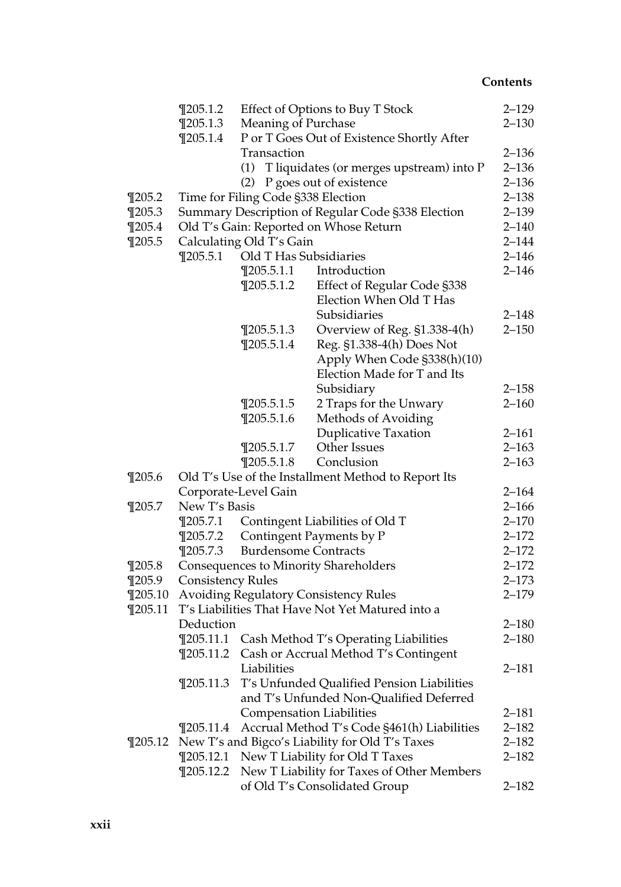| | | | |
|---|---|---|---|
| | ¶205.1.2 | Effect of Options to Buy T Stock | 2–129 |
| | ¶205.1.3 | Meaning of Purchase | 2–130 |
| | ¶205.1.4 | P or T Goes Out of Existence Shortly After Transaction | 2–136 |
| | | (1) T liquidates (or merges upstream) into P | 2–136 |
| | | (2) P goes out of existence | 2–136 |
| ¶205.2 | Time for Filing Code §338 Election | | 2–138 |
| ¶205.3 | Summary Description of Regular Code §338 Election | | 2–139 |
| ¶205.4 | Old T's Gain: Reported on Whose Return | | 2–140 |
| ¶205.5 | Calculating Old T's Gain | | 2–144 |
| | ¶205.5.1 | Old T Has Subsidiaries | 2–146 |
| | | ¶205.5.1.1 Introduction | 2–146 |
| | | ¶205.5.1.2 Effect of Regular Code §338 Election When Old T Has Subsidiaries | 2–148 |
| | | ¶205.5.1.3 Overview of Reg. §1.338-4(h) | 2–150 |
| | | ¶205.5.1.4 Reg. §1.338-4(h) Does Not Apply When Code §338(h)(10) Election Made for T and Its Subsidiary | 2–158 |
| | | ¶205.5.1.5 2 Traps for the Unwary | 2–160 |
| | | ¶205.5.1.6 Methods of Avoiding Duplicative Taxation | 2–161 |
| | | ¶205.5.1.7 Other Issues | 2–163 |
| | | ¶205.5.1.8 Conclusion | 2–163 |
| ¶205.6 | Old T's Use of the Installment Method to Report Its Corporate-Level Gain | | 2–164 |
| ¶205.7 | New T's Basis | | 2–166 |
| | ¶205.7.1 | Contingent Liabilities of Old T | 2–170 |
| | ¶205.7.2 | Contingent Payments by P | 2–172 |
| | ¶205.7.3 | Burdensome Contracts | 2–172 |
| ¶205.8 | Consequences to Minority Shareholders | | 2–172 |
| ¶205.9 | Consistency Rules | | 2–173 |
| ¶205.10 | Avoiding Regulatory Consistency Rules | | 2–179 |
| ¶205.11 | T's Liabilities That Have Not Yet Matured into a Deduction | | 2–180 |
| | ¶205.11.1 | Cash Method T's Operating Liabilities | 2–180 |
| | ¶205.11.2 | Cash or Accrual Method T's Contingent Liabilities | 2–181 |
| | ¶205.11.3 | T's Unfunded Qualified Pension Liabilities and T's Unfunded Non-Qualified Deferred Compensation Liabilities | 2–181 |
| | ¶205.11.4 | Accrual Method T's Code §461(h) Liabilities | 2–182 |
| ¶205.12 | New T's and Bigco's Liability for Old T's Taxes | | 2–182 |
| | ¶205.12.1 | New T Liability for Old T Taxes | 2–182 |
| | ¶205.12.2 | New T Liability for Taxes of Other Members of Old T's Consolidated Group | 2–182 |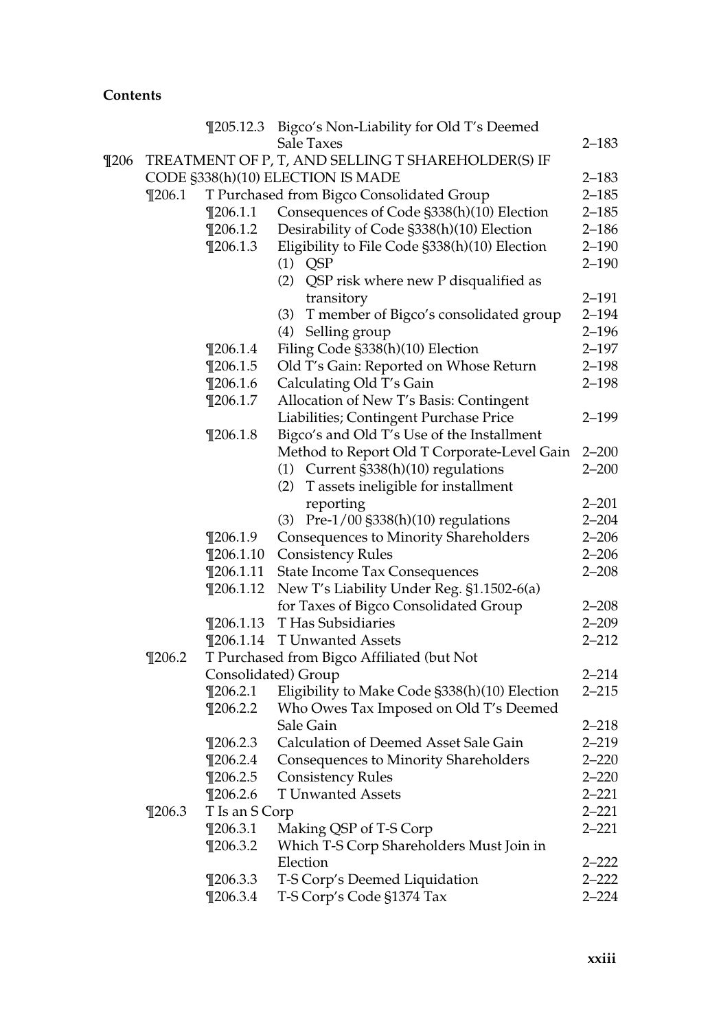**Contents**

| | | | |
|---|---|---|---|
| | ¶205.12.3 | Bigco's Non-Liability for Old T's Deemed Sale Taxes | 2–183 |
| ¶206 | TREATMENT OF P, T, AND SELLING T SHAREHOLDER(S) IF CODE §338(h)(10) ELECTION IS MADE | | 2–183 |
| ¶206.1 | T Purchased from Bigco Consolidated Group | | 2–185 |
| | ¶206.1.1 | Consequences of Code §338(h)(10) Election | 2–185 |
| | ¶206.1.2 | Desirability of Code §338(h)(10) Election | 2–186 |
| | ¶206.1.3 | Eligibility to File Code §338(h)(10) Election | 2–190 |
| | | (1) QSP | 2–190 |
| | | (2) QSP risk where new P disqualified as transitory | 2–191 |
| | | (3) T member of Bigco's consolidated group | 2–194 |
| | | (4) Selling group | 2–196 |
| | ¶206.1.4 | Filing Code §338(h)(10) Election | 2–197 |
| | ¶206.1.5 | Old T's Gain: Reported on Whose Return | 2–198 |
| | ¶206.1.6 | Calculating Old T's Gain | 2–198 |
| | ¶206.1.7 | Allocation of New T's Basis: Contingent Liabilities; Contingent Purchase Price | 2–199 |
| | ¶206.1.8 | Bigco's and Old T's Use of the Installment Method to Report Old T Corporate-Level Gain | 2–200 |
| | | (1) Current §338(h)(10) regulations | 2–200 |
| | | (2) T assets ineligible for installment reporting | 2–201 |
| | | (3) Pre-1/00 §338(h)(10) regulations | 2–204 |
| | ¶206.1.9 | Consequences to Minority Shareholders | 2–206 |
| | ¶206.1.10 | Consistency Rules | 2–206 |
| | ¶206.1.11 | State Income Tax Consequences | 2–208 |
| | ¶206.1.12 | New T's Liability Under Reg. §1.1502-6(a) for Taxes of Bigco Consolidated Group | 2–208 |
| | ¶206.1.13 | T Has Subsidiaries | 2–209 |
| | ¶206.1.14 | T Unwanted Assets | 2–212 |
| ¶206.2 | T Purchased from Bigco Affiliated (but Not Consolidated) Group | | 2–214 |
| | ¶206.2.1 | Eligibility to Make Code §338(h)(10) Election | 2–215 |
| | ¶206.2.2 | Who Owes Tax Imposed on Old T's Deemed Sale Gain | 2–218 |
| | ¶206.2.3 | Calculation of Deemed Asset Sale Gain | 2–219 |
| | ¶206.2.4 | Consequences to Minority Shareholders | 2–220 |
| | ¶206.2.5 | Consistency Rules | 2–220 |
| | ¶206.2.6 | T Unwanted Assets | 2–221 |
| ¶206.3 | T Is an S Corp | | 2–221 |
| | ¶206.3.1 | Making QSP of T-S Corp | 2–221 |
| | ¶206.3.2 | Which T-S Corp Shareholders Must Join in Election | 2–222 |
| | ¶206.3.3 | T-S Corp's Deemed Liquidation | 2–222 |
| | ¶206.3.4 | T-S Corp's Code §1374 Tax | 2–224 |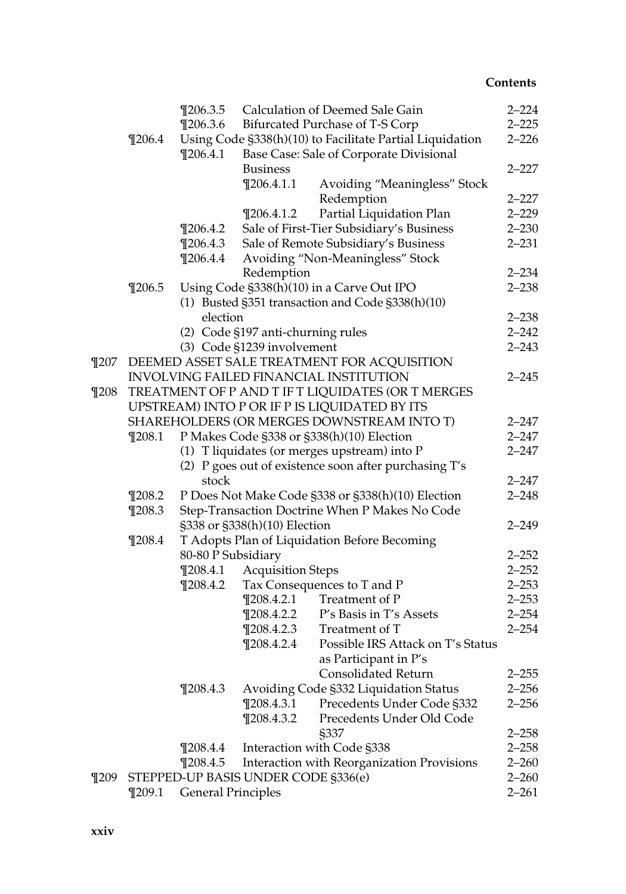| | | | | |
|---|---|---|---|---|
| | ¶206.3.5 | Calculation of Deemed Sale Gain | | 2–224 |
| | ¶206.3.6 | Bifurcated Purchase of T-S Corp | | 2–225 |
| ¶206.4 | Using Code §338(h)(10) to Facilitate Partial Liquidation | | | 2–226 |
| | ¶206.4.1 | Base Case: Sale of Corporate Divisional Business | | 2–227 |
| | | ¶206.4.1.1 | Avoiding "Meaningless" Stock Redemption | 2–227 |
| | | ¶206.4.1.2 | Partial Liquidation Plan | 2–229 |
| | ¶206.4.2 | Sale of First-Tier Subsidiary's Business | | 2–230 |
| | ¶206.4.3 | Sale of Remote Subsidiary's Business | | 2–231 |
| | ¶206.4.4 | Avoiding "Non-Meaningless" Stock Redemption | | 2–234 |
| ¶206.5 | Using Code §338(h)(10) in a Carve Out IPO | | | 2–238 |
| | (1) Busted §351 transaction and Code §338(h)(10) election | | | 2–238 |
| | (2) Code §197 anti-churning rules | | | 2–242 |
| | (3) Code §1239 involvement | | | 2–243 |

¶207 DEEMED ASSET SALE TREATMENT FOR ACQUISITION INVOLVING FAILED FINANCIAL INSTITUTION — 2–245

¶208 TREATMENT OF P AND T IF T LIQUIDATES (OR T MERGES UPSTREAM) INTO P OR IF P IS LIQUIDATED BY ITS SHAREHOLDERS (OR MERGES DOWNSTREAM INTO T) — 2–247

| | | | | |
|---|---|---|---|---|
| ¶208.1 | P Makes Code §338 or §338(h)(10) Election | | | 2–247 |
| | (1) T liquidates (or merges upstream) into P | | | 2–247 |
| | (2) P goes out of existence soon after purchasing T's stock | | | 2–247 |
| ¶208.2 | P Does Not Make Code §338 or §338(h)(10) Election | | | 2–248 |
| ¶208.3 | Step-Transaction Doctrine When P Makes No Code §338 or §338(h)(10) Election | | | 2–249 |
| ¶208.4 | T Adopts Plan of Liquidation Before Becoming 80-80 P Subsidiary | | | 2–252 |
| | ¶208.4.1 | Acquisition Steps | | 2–252 |
| | ¶208.4.2 | Tax Consequences to T and P | | 2–253 |
| | | ¶208.4.2.1 | Treatment of P | 2–253 |
| | | ¶208.4.2.2 | P's Basis in T's Assets | 2–254 |
| | | ¶208.4.2.3 | Treatment of T | 2–254 |
| | | ¶208.4.2.4 | Possible IRS Attack on T's Status as Participant in P's Consolidated Return | 2–255 |
| | ¶208.4.3 | Avoiding Code §332 Liquidation Status | | 2–256 |
| | | ¶208.4.3.1 | Precedents Under Code §332 | 2–256 |
| | | ¶208.4.3.2 | Precedents Under Old Code §337 | 2–258 |
| | ¶208.4.4 | Interaction with Code §338 | | 2–258 |
| | ¶208.4.5 | Interaction with Reorganization Provisions | | 2–260 |

¶209 STEPPED-UP BASIS UNDER CODE §336(e) — 2–260

| | | |
|---|---|---|
| ¶209.1 | General Principles | 2–261 |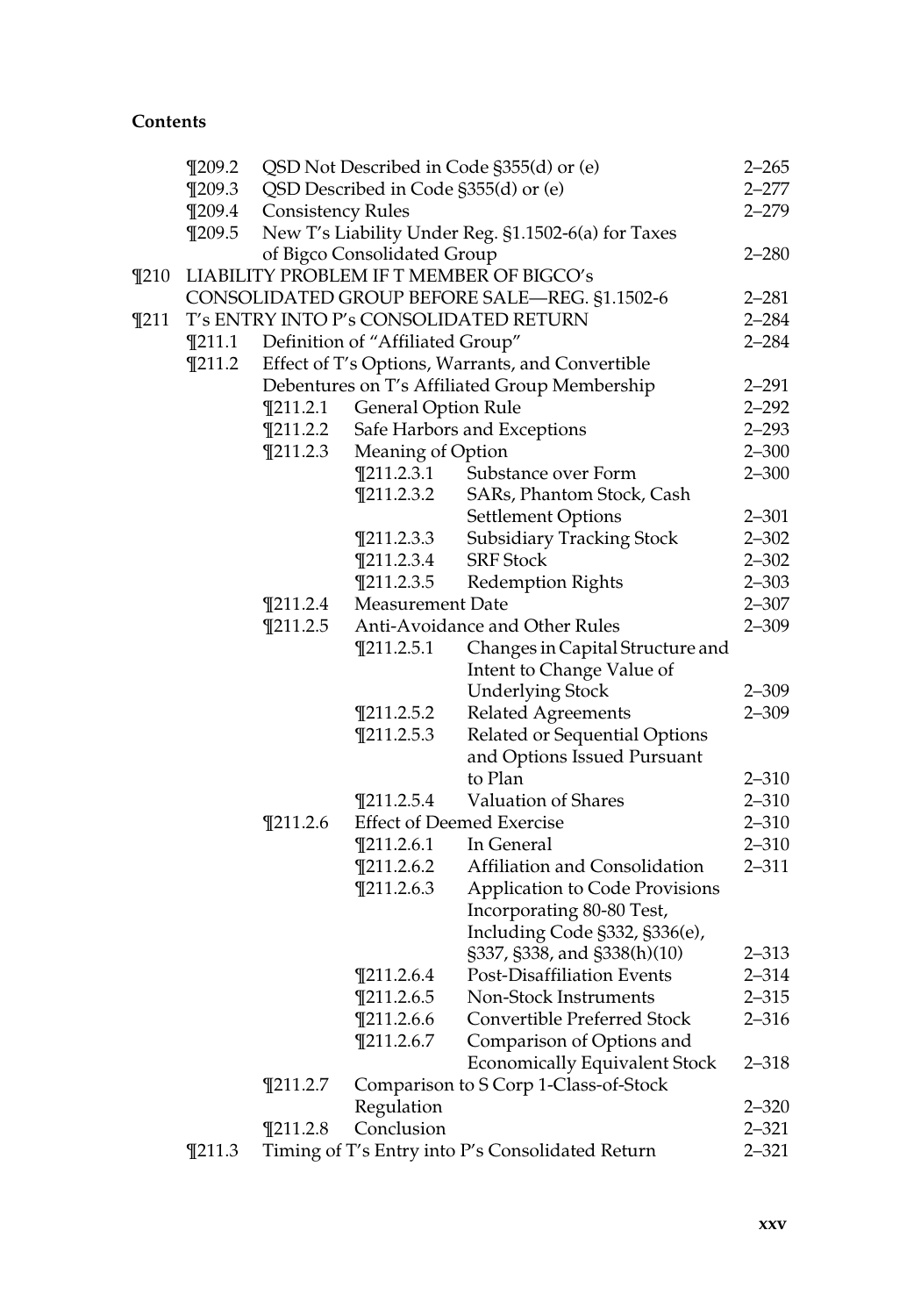**Contents**

| | | | | |
|---|---|---|---|---|
| ¶209.2 | QSD Not Described in Code §355(d) or (e) | | | 2–265 |
| ¶209.3 | QSD Described in Code §355(d) or (e) | | | 2–277 |
| ¶209.4 | Consistency Rules | | | 2–279 |
| ¶209.5 | New T's Liability Under Reg. §1.1502-6(a) for Taxes of Bigco Consolidated Group | | | 2–280 |
| ¶210 | LIABILITY PROBLEM IF T MEMBER OF BIGCO's CONSOLIDATED GROUP BEFORE SALE—REG. §1.1502-6 | | | 2–281 |
| ¶211 | T's ENTRY INTO P's CONSOLIDATED RETURN | | | 2–284 |
| ¶211.1 | Definition of "Affiliated Group" | | | 2–284 |
| ¶211.2 | Effect of T's Options, Warrants, and Convertible Debentures on T's Affiliated Group Membership | | | 2–291 |
| | ¶211.2.1 | General Option Rule | | 2–292 |
| | ¶211.2.2 | Safe Harbors and Exceptions | | 2–293 |
| | ¶211.2.3 | Meaning of Option | | 2–300 |
| | | ¶211.2.3.1 | Substance over Form | 2–300 |
| | | ¶211.2.3.2 | SARs, Phantom Stock, Cash Settlement Options | 2–301 |
| | | ¶211.2.3.3 | Subsidiary Tracking Stock | 2–302 |
| | | ¶211.2.3.4 | SRF Stock | 2–302 |
| | | ¶211.2.3.5 | Redemption Rights | 2–303 |
| | ¶211.2.4 | Measurement Date | | 2–307 |
| | ¶211.2.5 | Anti-Avoidance and Other Rules | | 2–309 |
| | | ¶211.2.5.1 | Changes in Capital Structure and Intent to Change Value of Underlying Stock | 2–309 |
| | | ¶211.2.5.2 | Related Agreements | 2–309 |
| | | ¶211.2.5.3 | Related or Sequential Options and Options Issued Pursuant to Plan | 2–310 |
| | | ¶211.2.5.4 | Valuation of Shares | 2–310 |
| | ¶211.2.6 | Effect of Deemed Exercise | | 2–310 |
| | | ¶211.2.6.1 | In General | 2–310 |
| | | ¶211.2.6.2 | Affiliation and Consolidation | 2–311 |
| | | ¶211.2.6.3 | Application to Code Provisions Incorporating 80-80 Test, Including Code §332, §336(e), §337, §338, and §338(h)(10) | 2–313 |
| | | ¶211.2.6.4 | Post-Disaffiliation Events | 2–314 |
| | | ¶211.2.6.5 | Non-Stock Instruments | 2–315 |
| | | ¶211.2.6.6 | Convertible Preferred Stock | 2–316 |
| | | ¶211.2.6.7 | Comparison of Options and Economically Equivalent Stock | 2–318 |
| | ¶211.2.7 | Comparison to S Corp 1-Class-of-Stock Regulation | | 2–320 |
| | ¶211.2.8 | Conclusion | | 2–321 |
| ¶211.3 | Timing of T's Entry into P's Consolidated Return | | | 2–321 |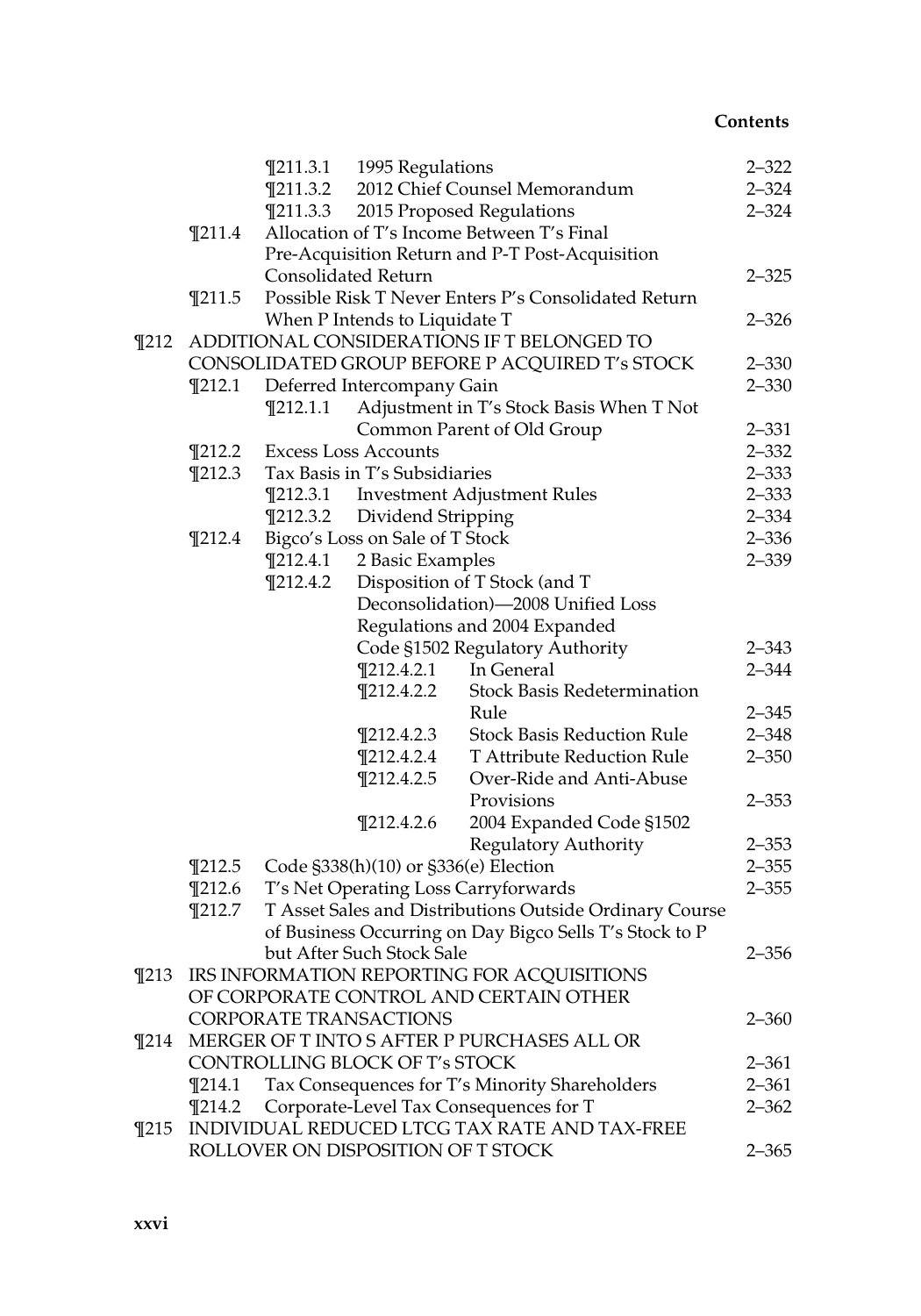| | | | | |
|---|---|---|---|---|
| | ¶211.3.1 | 1995 Regulations | | 2–322 |
| | ¶211.3.2 | 2012 Chief Counsel Memorandum | | 2–324 |
| | ¶211.3.3 | 2015 Proposed Regulations | | 2–324 |
| ¶211.4 | Allocation of T's Income Between T's Final Pre-Acquisition Return and P-T Post-Acquisition Consolidated Return | | | 2–325 |
| ¶211.5 | Possible Risk T Never Enters P's Consolidated Return When P Intends to Liquidate T | | | 2–326 |

¶212 ADDITIONAL CONSIDERATIONS IF T BELONGED TO CONSOLIDATED GROUP BEFORE P ACQUIRED T's STOCK — 2–330

| | | | | |
|---|---|---|---|---|
| ¶212.1 | Deferred Intercompany Gain | | | 2–330 |
| | ¶212.1.1 | Adjustment in T's Stock Basis When T Not Common Parent of Old Group | | 2–331 |
| ¶212.2 | Excess Loss Accounts | | | 2–332 |
| ¶212.3 | Tax Basis in T's Subsidiaries | | | 2–333 |
| | ¶212.3.1 | Investment Adjustment Rules | | 2–333 |
| | ¶212.3.2 | Dividend Stripping | | 2–334 |
| ¶212.4 | Bigco's Loss on Sale of T Stock | | | 2–336 |
| | ¶212.4.1 | 2 Basic Examples | | 2–339 |
| | ¶212.4.2 | Disposition of T Stock (and T Deconsolidation)—2008 Unified Loss Regulations and 2004 Expanded Code §1502 Regulatory Authority | | 2–343 |
| | | ¶212.4.2.1 | In General | 2–344 |
| | | ¶212.4.2.2 | Stock Basis Redetermination Rule | 2–345 |
| | | ¶212.4.2.3 | Stock Basis Reduction Rule | 2–348 |
| | | ¶212.4.2.4 | T Attribute Reduction Rule | 2–350 |
| | | ¶212.4.2.5 | Over-Ride and Anti-Abuse Provisions | 2–353 |
| | | ¶212.4.2.6 | 2004 Expanded Code §1502 Regulatory Authority | 2–353 |
| ¶212.5 | Code §338(h)(10) or §336(e) Election | | | 2–355 |
| ¶212.6 | T's Net Operating Loss Carryforwards | | | 2–355 |
| ¶212.7 | T Asset Sales and Distributions Outside Ordinary Course of Business Occurring on Day Bigco Sells T's Stock to P but After Such Stock Sale | | | 2–356 |

¶213 IRS INFORMATION REPORTING FOR ACQUISITIONS OF CORPORATE CONTROL AND CERTAIN OTHER CORPORATE TRANSACTIONS — 2–360

¶214 MERGER OF T INTO S AFTER P PURCHASES ALL OR CONTROLLING BLOCK OF T's STOCK — 2–361

| | | |
|---|---|---|
| ¶214.1 | Tax Consequences for T's Minority Shareholders | 2–361 |
| ¶214.2 | Corporate-Level Tax Consequences for T | 2–362 |

¶215 INDIVIDUAL REDUCED LTCG TAX RATE AND TAX-FREE ROLLOVER ON DISPOSITION OF T STOCK — 2–365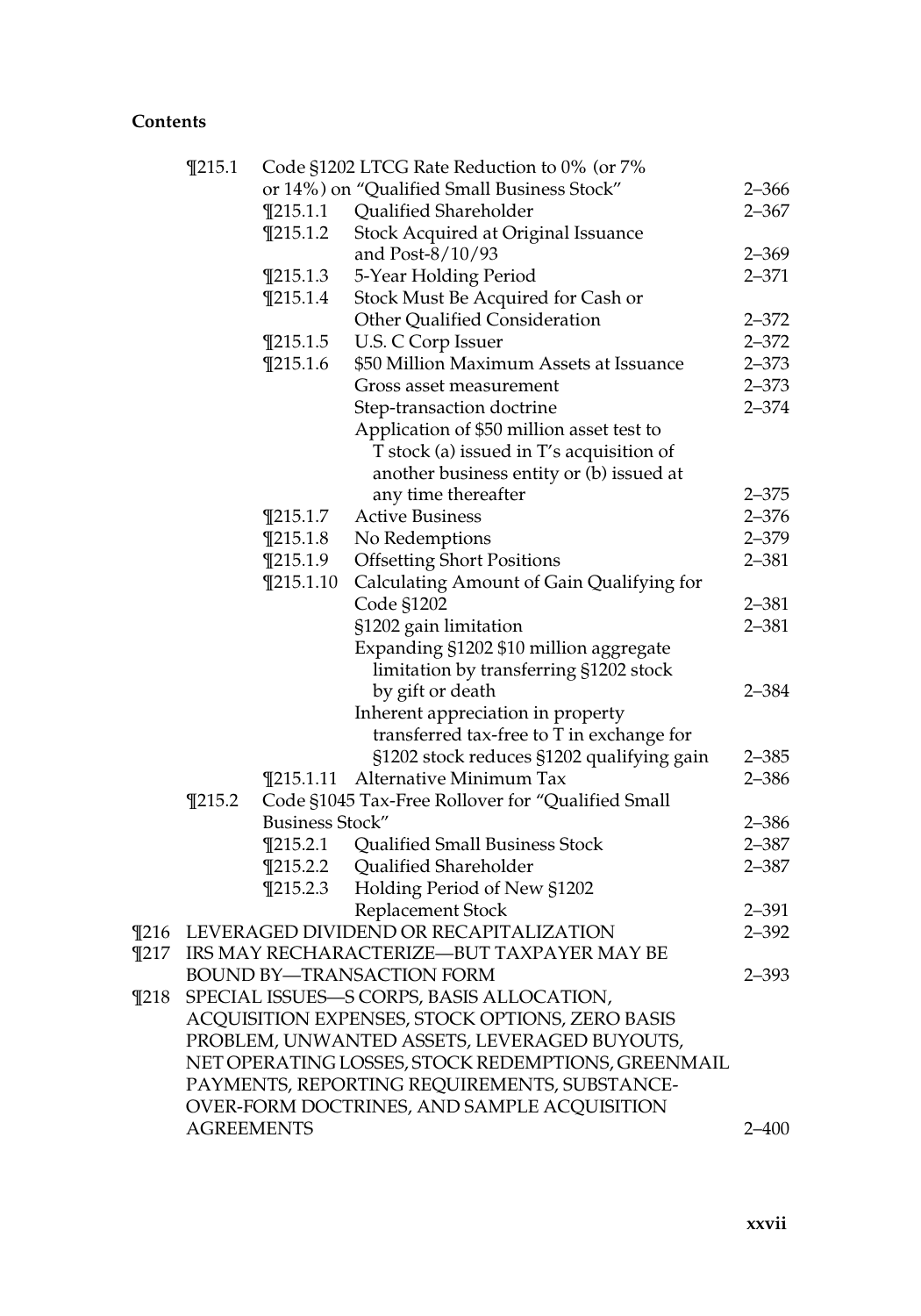**Contents**

| | | | |
|---|---|---|---|
| ¶215.1 | | Code §1202 LTCG Rate Reduction to 0% (or 7% or 14%) on "Qualified Small Business Stock" | 2–366 |
| | ¶215.1.1 | Qualified Shareholder | 2–367 |
| | ¶215.1.2 | Stock Acquired at Original Issuance and Post-8/10/93 | 2–369 |
| | ¶215.1.3 | 5-Year Holding Period | 2–371 |
| | ¶215.1.4 | Stock Must Be Acquired for Cash or Other Qualified Consideration | 2–372 |
| | ¶215.1.5 | U.S. C Corp Issuer | 2–372 |
| | ¶215.1.6 | $50 Million Maximum Assets at Issuance | 2–373 |
| | | Gross asset measurement | 2–373 |
| | | Step-transaction doctrine | 2–374 |
| | | Application of $50 million asset test to T stock (a) issued in T's acquisition of another business entity or (b) issued at any time thereafter | 2–375 |
| | ¶215.1.7 | Active Business | 2–376 |
| | ¶215.1.8 | No Redemptions | 2–379 |
| | ¶215.1.9 | Offsetting Short Positions | 2–381 |
| | ¶215.1.10 | Calculating Amount of Gain Qualifying for Code §1202 | 2–381 |
| | | §1202 gain limitation | 2–381 |
| | | Expanding §1202 $10 million aggregate limitation by transferring §1202 stock by gift or death | 2–384 |
| | | Inherent appreciation in property transferred tax-free to T in exchange for §1202 stock reduces §1202 qualifying gain | 2–385 |
| | ¶215.1.11 | Alternative Minimum Tax | 2–386 |
| ¶215.2 | | Code §1045 Tax-Free Rollover for "Qualified Small Business Stock" | 2–386 |
| | ¶215.2.1 | Qualified Small Business Stock | 2–387 |
| | ¶215.2.2 | Qualified Shareholder | 2–387 |
| | ¶215.2.3 | Holding Period of New §1202 Replacement Stock | 2–391 |

| | | |
|---|---|---|
| ¶216 | LEVERAGED DIVIDEND OR RECAPITALIZATION | 2–392 |
| ¶217 | IRS MAY RECHARACTERIZE—BUT TAXPAYER MAY BE BOUND BY—TRANSACTION FORM | 2–393 |
| ¶218 | SPECIAL ISSUES—S CORPS, BASIS ALLOCATION, ACQUISITION EXPENSES, STOCK OPTIONS, ZERO BASIS PROBLEM, UNWANTED ASSETS, LEVERAGED BUYOUTS, NET OPERATING LOSSES, STOCK REDEMPTIONS, GREENMAIL PAYMENTS, REPORTING REQUIREMENTS, SUBSTANCE-OVER-FORM DOCTRINES, AND SAMPLE ACQUISITION AGREEMENTS | 2–400 |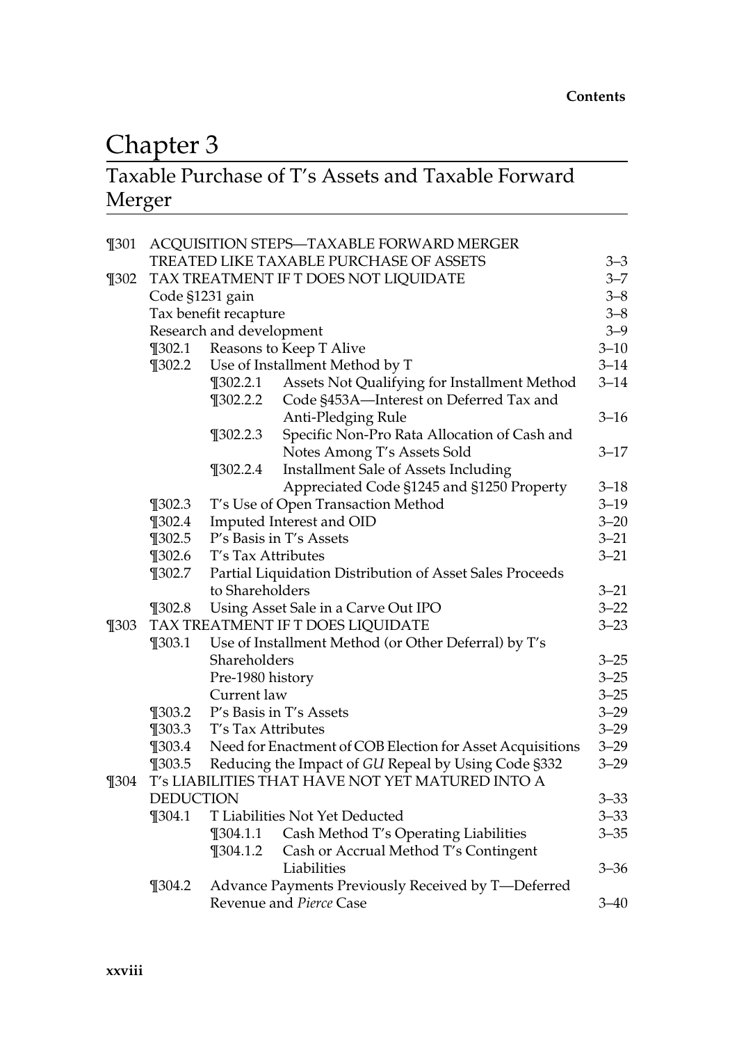# Chapter 3

## Taxable Purchase of T's Assets and Taxable Forward Merger

| | | | |
|---|---|---|---|
| ¶301 | ACQUISITION STEPS—TAXABLE FORWARD MERGER TREATED LIKE TAXABLE PURCHASE OF ASSETS | | 3–3 |
| ¶302 | TAX TREATMENT IF T DOES NOT LIQUIDATE | | 3–7 |
| | Code §1231 gain | | 3–8 |
| | Tax benefit recapture | | 3–8 |
| | Research and development | | 3–9 |
| | ¶302.1 | Reasons to Keep T Alive | 3–10 |
| | ¶302.2 | Use of Installment Method by T | 3–14 |
| | | ¶302.2.1 Assets Not Qualifying for Installment Method | 3–14 |
| | | ¶302.2.2 Code §453A—Interest on Deferred Tax and Anti-Pledging Rule | 3–16 |
| | | ¶302.2.3 Specific Non-Pro Rata Allocation of Cash and Notes Among T's Assets Sold | 3–17 |
| | | ¶302.2.4 Installment Sale of Assets Including Appreciated Code §1245 and §1250 Property | 3–18 |
| | ¶302.3 | T's Use of Open Transaction Method | 3–19 |
| | ¶302.4 | Imputed Interest and OID | 3–20 |
| | ¶302.5 | P's Basis in T's Assets | 3–21 |
| | ¶302.6 | T's Tax Attributes | 3–21 |
| | ¶302.7 | Partial Liquidation Distribution of Asset Sales Proceeds to Shareholders | 3–21 |
| | ¶302.8 | Using Asset Sale in a Carve Out IPO | 3–22 |
| ¶303 | TAX TREATMENT IF T DOES LIQUIDATE | | 3–23 |
| | ¶303.1 | Use of Installment Method (or Other Deferral) by T's Shareholders | 3–25 |
| | | Pre-1980 history | 3–25 |
| | | Current law | 3–25 |
| | ¶303.2 | P's Basis in T's Assets | 3–29 |
| | ¶303.3 | T's Tax Attributes | 3–29 |
| | ¶303.4 | Need for Enactment of COB Election for Asset Acquisitions | 3–29 |
| | ¶303.5 | Reducing the Impact of *GU* Repeal by Using Code §332 | 3–29 |
| ¶304 | T's LIABILITIES THAT HAVE NOT YET MATURED INTO A DEDUCTION | | 3–33 |
| | ¶304.1 | T Liabilities Not Yet Deducted | 3–33 |
| | | ¶304.1.1 Cash Method T's Operating Liabilities | 3–35 |
| | | ¶304.1.2 Cash or Accrual Method T's Contingent Liabilities | 3–36 |
| | ¶304.2 | Advance Payments Previously Received by T—Deferred Revenue and *Pierce* Case | 3–40 |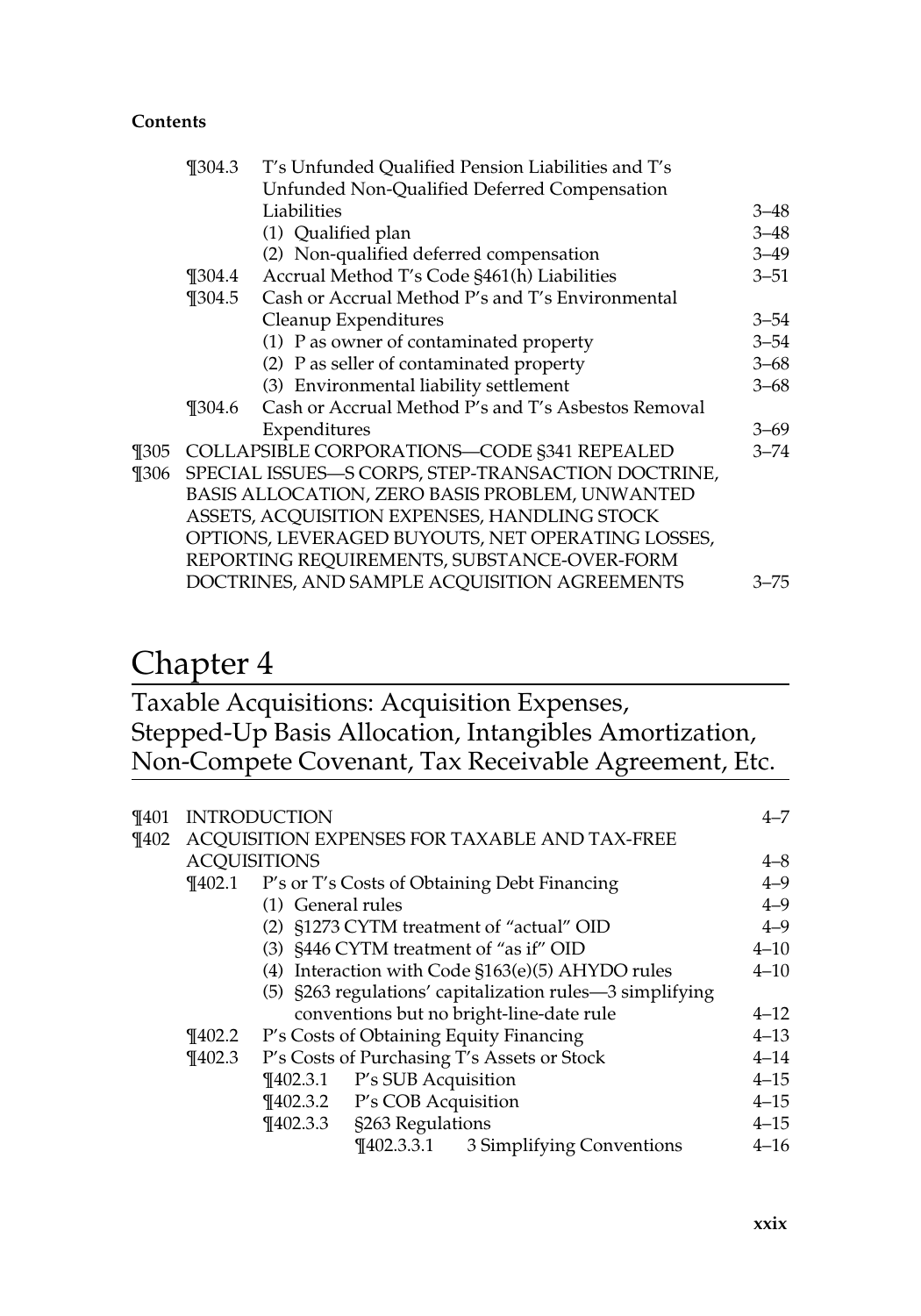| | | | |
|---|---|---|---|
| ¶304.3 | T's Unfunded Qualified Pension Liabilities and T's Unfunded Non-Qualified Deferred Compensation Liabilities | | 3–48 |
| | (1) Qualified plan | | 3–48 |
| | (2) Non-qualified deferred compensation | | 3–49 |
| ¶304.4 | Accrual Method T's Code §461(h) Liabilities | | 3–51 |
| ¶304.5 | Cash or Accrual Method P's and T's Environmental Cleanup Expenditures | | 3–54 |
| | (1) P as owner of contaminated property | | 3–54 |
| | (2) P as seller of contaminated property | | 3–68 |
| | (3) Environmental liability settlement | | 3–68 |
| ¶304.6 | Cash or Accrual Method P's and T's Asbestos Removal Expenditures | | 3–69 |
| ¶305 | COLLAPSIBLE CORPORATIONS—CODE §341 REPEALED | | 3–74 |
| ¶306 | SPECIAL ISSUES—S CORPS, STEP-TRANSACTION DOCTRINE, BASIS ALLOCATION, ZERO BASIS PROBLEM, UNWANTED ASSETS, ACQUISITION EXPENSES, HANDLING STOCK OPTIONS, LEVERAGED BUYOUTS, NET OPERATING LOSSES, REPORTING REQUIREMENTS, SUBSTANCE-OVER-FORM DOCTRINES, AND SAMPLE ACQUISITION AGREEMENTS | | 3–75 |

# Chapter 4

## Taxable Acquisitions: Acquisition Expenses, Stepped-Up Basis Allocation, Intangibles Amortization, Non-Compete Covenant, Tax Receivable Agreement, Etc.

| | | | |
|---|---|---|---|
| ¶401 | INTRODUCTION | | 4–7 |
| ¶402 | ACQUISITION EXPENSES FOR TAXABLE AND TAX-FREE ACQUISITIONS | | 4–8 |
| ¶402.1 | P's or T's Costs of Obtaining Debt Financing | | 4–9 |
| | (1) General rules | | 4–9 |
| | (2) §1273 CYTM treatment of "actual" OID | | 4–9 |
| | (3) §446 CYTM treatment of "as if" OID | | 4–10 |
| | (4) Interaction with Code §163(e)(5) AHYDO rules | | 4–10 |
| | (5) §263 regulations' capitalization rules—3 simplifying conventions but no bright-line-date rule | | 4–12 |
| ¶402.2 | P's Costs of Obtaining Equity Financing | | 4–13 |
| ¶402.3 | P's Costs of Purchasing T's Assets or Stock | | 4–14 |
| | ¶402.3.1 | P's SUB Acquisition | 4–15 |
| | ¶402.3.2 | P's COB Acquisition | 4–15 |
| | ¶402.3.3 | §263 Regulations | 4–15 |
| | ¶402.3.3.1 | 3 Simplifying Conventions | 4–16 |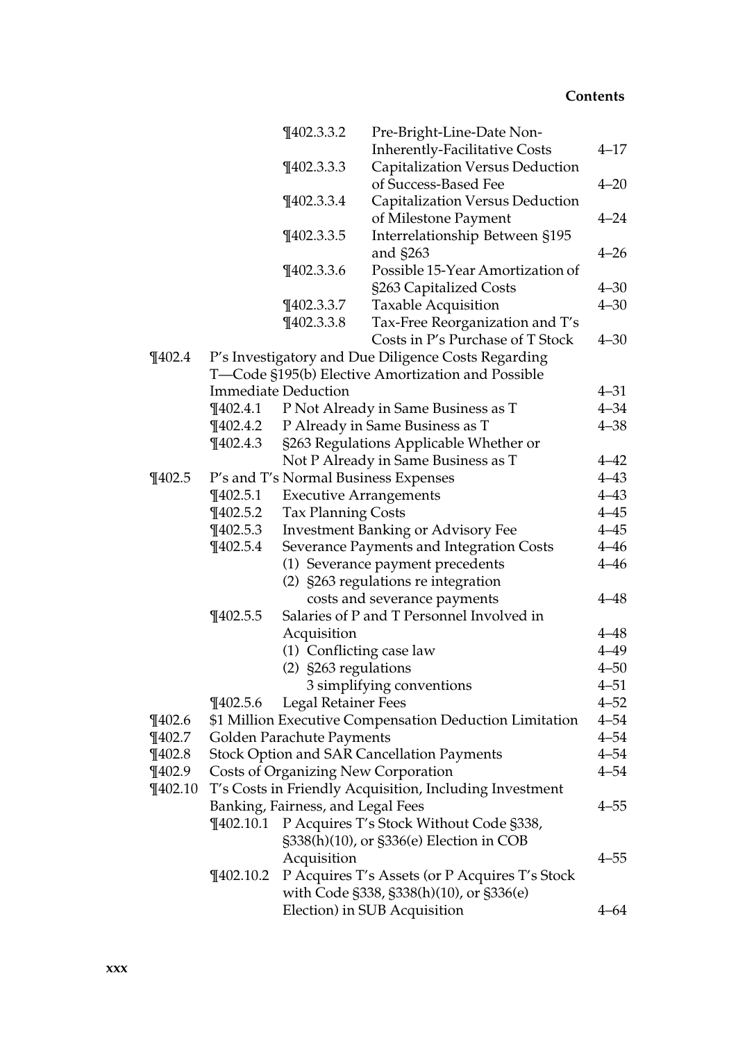| | | | |
|---|---|---|---|
| | | ¶402.3.3.2 Pre-Bright-Line-Date Non-Inherently-Facilitative Costs | 4–17 |
| | | ¶402.3.3.3 Capitalization Versus Deduction of Success-Based Fee | 4–20 |
| | | ¶402.3.3.4 Capitalization Versus Deduction of Milestone Payment | 4–24 |
| | | ¶402.3.3.5 Interrelationship Between §195 and §263 | 4–26 |
| | | ¶402.3.3.6 Possible 15-Year Amortization of §263 Capitalized Costs | 4–30 |
| | | ¶402.3.3.7 Taxable Acquisition | 4–30 |
| | | ¶402.3.3.8 Tax-Free Reorganization and T's Costs in P's Purchase of T Stock | 4–30 |
| ¶402.4 | P's Investigatory and Due Diligence Costs Regarding T—Code §195(b) Elective Amortization and Possible Immediate Deduction | | 4–31 |
| | ¶402.4.1 | P Not Already in Same Business as T | 4–34 |
| | ¶402.4.2 | P Already in Same Business as T | 4–38 |
| | ¶402.4.3 | §263 Regulations Applicable Whether or Not P Already in Same Business as T | 4–42 |
| ¶402.5 | P's and T's Normal Business Expenses | | 4–43 |
| | ¶402.5.1 | Executive Arrangements | 4–43 |
| | ¶402.5.2 | Tax Planning Costs | 4–45 |
| | ¶402.5.3 | Investment Banking or Advisory Fee | 4–45 |
| | ¶402.5.4 | Severance Payments and Integration Costs | 4–46 |
| | | (1) Severance payment precedents | 4–46 |
| | | (2) §263 regulations re integration costs and severance payments | 4–48 |
| | ¶402.5.5 | Salaries of P and T Personnel Involved in Acquisition | 4–48 |
| | | (1) Conflicting case law | 4–49 |
| | | (2) §263 regulations | 4–50 |
| | | 3 simplifying conventions | 4–51 |
| | ¶402.5.6 | Legal Retainer Fees | 4–52 |
| ¶402.6 | $1 Million Executive Compensation Deduction Limitation | | 4–54 |
| ¶402.7 | Golden Parachute Payments | | 4–54 |
| ¶402.8 | Stock Option and SAR Cancellation Payments | | 4–54 |
| ¶402.9 | Costs of Organizing New Corporation | | 4–54 |
| ¶402.10 | T's Costs in Friendly Acquisition, Including Investment Banking, Fairness, and Legal Fees | | 4–55 |
| | ¶402.10.1 | P Acquires T's Stock Without Code §338, §338(h)(10), or §336(e) Election in COB Acquisition | 4–55 |
| | ¶402.10.2 | P Acquires T's Assets (or P Acquires T's Stock with Code §338, §338(h)(10), or §336(e) Election) in SUB Acquisition | 4–64 |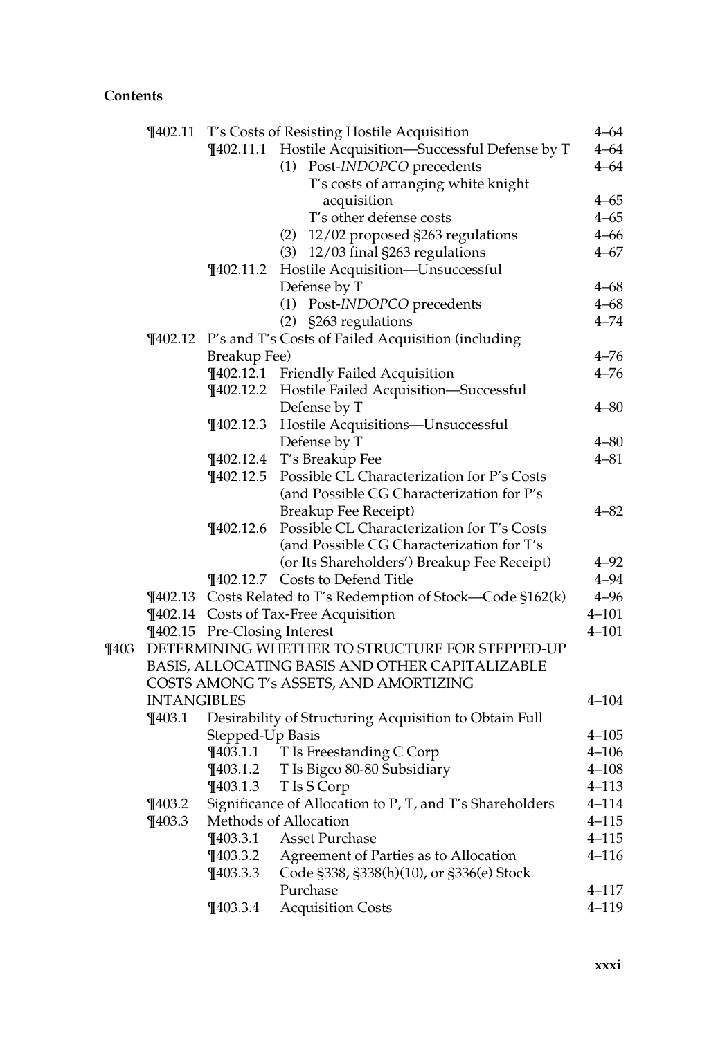**Contents**

| | | | |
|---|---|---|---|
| ¶402.11 | T's Costs of Resisting Hostile Acquisition | | 4–64 |
| | ¶402.11.1 | Hostile Acquisition—Successful Defense by T | 4–64 |
| | | (1) Post-*INDOPCO* precedents | 4–64 |
| | | T's costs of arranging white knight acquisition | 4–65 |
| | | T's other defense costs | 4–65 |
| | | (2) 12/02 proposed §263 regulations | 4–66 |
| | | (3) 12/03 final §263 regulations | 4–67 |
| | ¶402.11.2 | Hostile Acquisition—Unsuccessful Defense by T | 4–68 |
| | | (1) Post-*INDOPCO* precedents | 4–68 |
| | | (2) §263 regulations | 4–74 |
| ¶402.12 | P's and T's Costs of Failed Acquisition (including Breakup Fee) | | 4–76 |
| | ¶402.12.1 | Friendly Failed Acquisition | 4–76 |
| | ¶402.12.2 | Hostile Failed Acquisition—Successful Defense by T | 4–80 |
| | ¶402.12.3 | Hostile Acquisitions—Unsuccessful Defense by T | 4–80 |
| | ¶402.12.4 | T's Breakup Fee | 4–81 |
| | ¶402.12.5 | Possible CL Characterization for P's Costs (and Possible CG Characterization for P's Breakup Fee Receipt) | 4–82 |
| | ¶402.12.6 | Possible CL Characterization for T's Costs (and Possible CG Characterization for T's (or Its Shareholders') Breakup Fee Receipt) | 4–92 |
| | ¶402.12.7 | Costs to Defend Title | 4–94 |
| ¶402.13 | Costs Related to T's Redemption of Stock—Code §162(k) | | 4–96 |
| ¶402.14 | Costs of Tax-Free Acquisition | | 4–101 |
| ¶402.15 | Pre-Closing Interest | | 4–101 |

¶403 DETERMINING WHETHER TO STRUCTURE FOR STEPPED-UP BASIS, ALLOCATING BASIS AND OTHER CAPITALIZABLE COSTS AMONG T's ASSETS, AND AMORTIZING INTANGIBLES — 4–104

| | | | |
|---|---|---|---|
| ¶403.1 | Desirability of Structuring Acquisition to Obtain Full Stepped-Up Basis | | 4–105 |
| | ¶403.1.1 | T Is Freestanding C Corp | 4–106 |
| | ¶403.1.2 | T Is Bigco 80-80 Subsidiary | 4–108 |
| | ¶403.1.3 | T Is S Corp | 4–113 |
| ¶403.2 | Significance of Allocation to P, T, and T's Shareholders | | 4–114 |
| ¶403.3 | Methods of Allocation | | 4–115 |
| | ¶403.3.1 | Asset Purchase | 4–115 |
| | ¶403.3.2 | Agreement of Parties as to Allocation | 4–116 |
| | ¶403.3.3 | Code §338, §338(h)(10), or §336(e) Stock Purchase | 4–117 |
| | ¶403.3.4 | Acquisition Costs | 4–119 |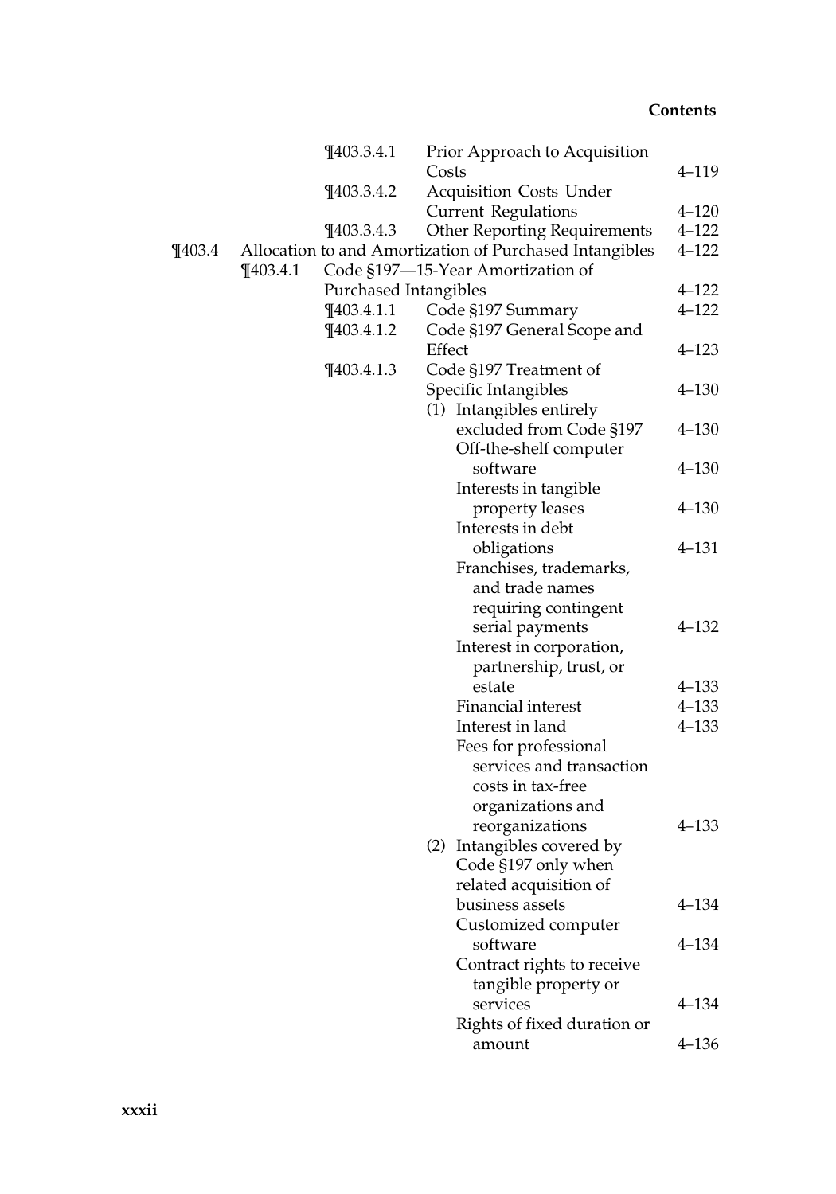| | | | |
|---|---|---|---|
| | ¶403.3.4.1 | Prior Approach to Acquisition Costs | 4–119 |
| | ¶403.3.4.2 | Acquisition Costs Under Current Regulations | 4–120 |
| | ¶403.3.4.3 | Other Reporting Requirements | 4–122 |
| ¶403.4 | Allocation to and Amortization of Purchased Intangibles | | 4–122 |
| ¶403.4.1 | Code §197—15-Year Amortization of Purchased Intangibles | | 4–122 |
| | ¶403.4.1.1 | Code §197 Summary | 4–122 |
| | ¶403.4.1.2 | Code §197 General Scope and Effect | 4–123 |
| | ¶403.4.1.3 | Code §197 Treatment of Specific Intangibles | 4–130 |
| | | (1) Intangibles entirely excluded from Code §197 | 4–130 |
| | | Off-the-shelf computer software | 4–130 |
| | | Interests in tangible property leases | 4–130 |
| | | Interests in debt obligations | 4–131 |
| | | Franchises, trademarks, and trade names requiring contingent serial payments | 4–132 |
| | | Interest in corporation, partnership, trust, or estate | 4–133 |
| | | Financial interest | 4–133 |
| | | Interest in land | 4–133 |
| | | Fees for professional services and transaction costs in tax-free organizations and reorganizations | 4–133 |
| | | (2) Intangibles covered by Code §197 only when related acquisition of business assets | 4–134 |
| | | Customized computer software | 4–134 |
| | | Contract rights to receive tangible property or services | 4–134 |
| | | Rights of fixed duration or amount | 4–136 |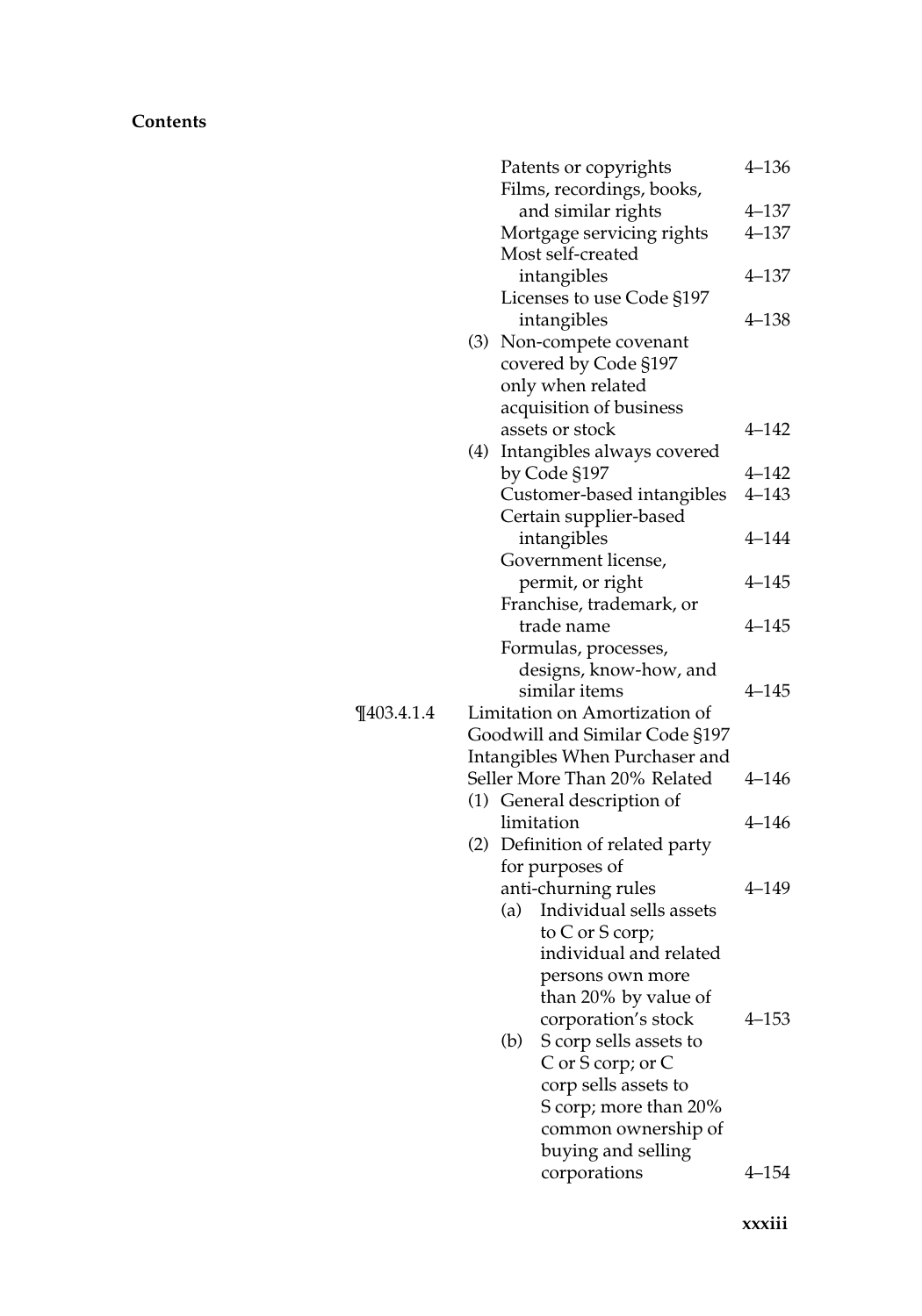**Contents**

| | | |
|---|---|---|
| | Patents or copyrights | 4–136 |
| | Films, recordings, books, and similar rights | 4–137 |
| | Mortgage servicing rights | 4–137 |
| | Most self-created intangibles | 4–137 |
| | Licenses to use Code §197 intangibles | 4–138 |
| | (3) Non-compete covenant covered by Code §197 only when related acquisition of business assets or stock | 4–142 |
| | (4) Intangibles always covered by Code §197 | 4–142 |
| | Customer-based intangibles | 4–143 |
| | Certain supplier-based intangibles | 4–144 |
| | Government license, permit, or right | 4–145 |
| | Franchise, trademark, or trade name | 4–145 |
| | Formulas, processes, designs, know-how, and similar items | 4–145 |
| ¶403.4.1.4 | Limitation on Amortization of Goodwill and Similar Code §197 Intangibles When Purchaser and Seller More Than 20% Related | 4–146 |
| | (1) General description of limitation | 4–146 |
| | (2) Definition of related party for purposes of anti-churning rules | 4–149 |
| | (a) Individual sells assets to C or S corp; individual and related persons own more than 20% by value of corporation's stock | 4–153 |
| | (b) S corp sells assets to C or S corp; or C corp sells assets to S corp; more than 20% common ownership of buying and selling corporations | 4–154 |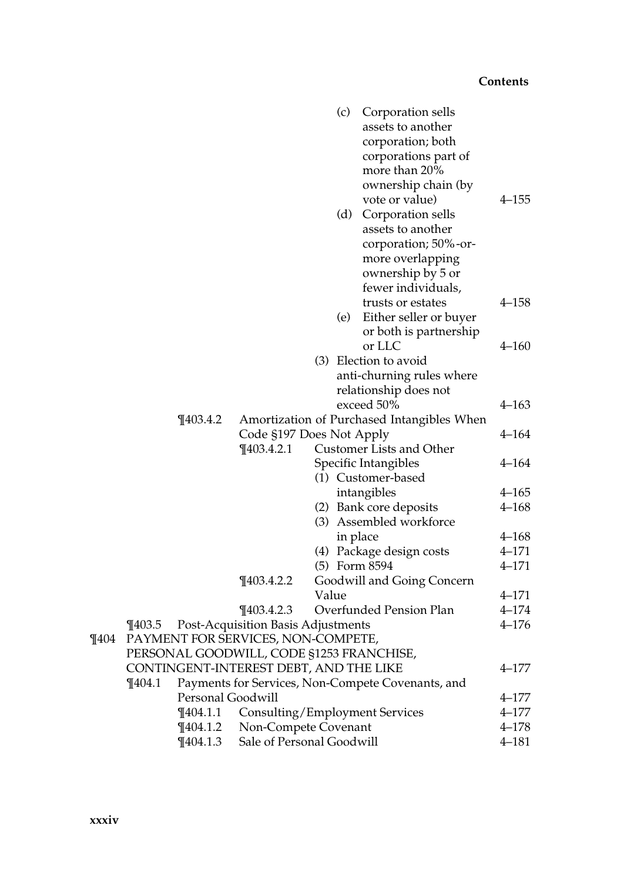- (c) Corporation sells assets to another corporation; both corporations part of more than 20% ownership chain (by vote or value) 4–155
- (d) Corporation sells assets to another corporation; 50%-or-more overlapping ownership by 5 or fewer individuals, trusts or estates 4–158
- (e) Either seller or buyer or both is partnership or LLC 4–160

(3) Election to avoid anti-churning rules where relationship does not exceed 50% 4–163

¶403.4.2 Amortization of Purchased Intangibles When Code §197 Does Not Apply 4–164

- ¶403.4.2.1 Customer Lists and Other Specific Intangibles 4–164
  - (1) Customer-based intangibles 4–165
  - (2) Bank core deposits 4–168
  - (3) Assembled workforce in place 4–168
  - (4) Package design costs 4–171
  - (5) Form 8594 4–171
- ¶403.4.2.2 Goodwill and Going Concern Value 4–171
- ¶403.4.2.3 Overfunded Pension Plan 4–174

¶403.5 Post-Acquisition Basis Adjustments 4–176

¶404 PAYMENT FOR SERVICES, NON-COMPETE, PERSONAL GOODWILL, CODE §1253 FRANCHISE, CONTINGENT-INTEREST DEBT, AND THE LIKE 4–177

¶404.1 Payments for Services, Non-Compete Covenants, and Personal Goodwill 4–177

- ¶404.1.1 Consulting/Employment Services 4–177
- ¶404.1.2 Non-Compete Covenant 4–178
- ¶404.1.3 Sale of Personal Goodwill 4–181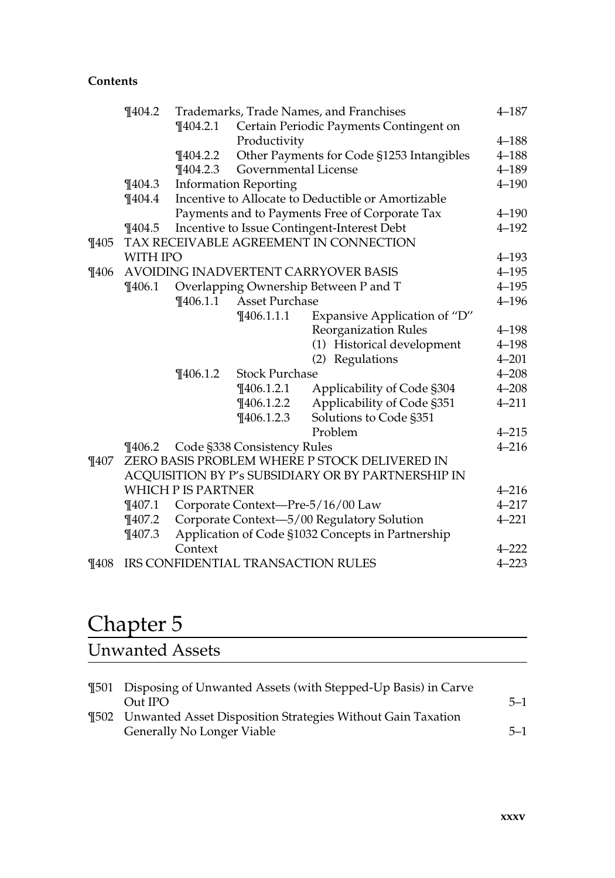**Contents**

| | | | | | |
|---|---|---|---|---|---|
| | ¶404.2 | Trademarks, Trade Names, and Franchises | | | 4–187 |
| | | ¶404.2.1 | Certain Periodic Payments Contingent on Productivity | | 4–188 |
| | | ¶404.2.2 | Other Payments for Code §1253 Intangibles | | 4–188 |
| | | ¶404.2.3 | Governmental License | | 4–189 |
| | ¶404.3 | Information Reporting | | | 4–190 |
| | ¶404.4 | Incentive to Allocate to Deductible or Amortizable Payments and to Payments Free of Corporate Tax | | | 4–190 |
| | ¶404.5 | Incentive to Issue Contingent-Interest Debt | | | 4–192 |
| ¶405 | TAX RECEIVABLE AGREEMENT IN CONNECTION WITH IPO | | | | 4–193 |
| ¶406 | AVOIDING INADVERTENT CARRYOVER BASIS | | | | 4–195 |
| | ¶406.1 | Overlapping Ownership Between P and T | | | 4–195 |
| | | ¶406.1.1 | Asset Purchase | | 4–196 |
| | | | ¶406.1.1.1 | Expansive Application of "D" Reorganization Rules | 4–198 |
| | | | | (1) Historical development | 4–198 |
| | | | | (2) Regulations | 4–201 |
| | | ¶406.1.2 | Stock Purchase | | 4–208 |
| | | | ¶406.1.2.1 | Applicability of Code §304 | 4–208 |
| | | | ¶406.1.2.2 | Applicability of Code §351 | 4–211 |
| | | | ¶406.1.2.3 | Solutions to Code §351 Problem | 4–215 |
| | ¶406.2 | Code §338 Consistency Rules | | | 4–216 |
| ¶407 | ZERO BASIS PROBLEM WHERE P STOCK DELIVERED IN ACQUISITION BY P's SUBSIDIARY OR BY PARTNERSHIP IN WHICH P IS PARTNER | | | | 4–216 |
| | ¶407.1 | Corporate Context—Pre-5/16/00 Law | | | 4–217 |
| | ¶407.2 | Corporate Context—5/00 Regulatory Solution | | | 4–221 |
| | ¶407.3 | Application of Code §1032 Concepts in Partnership Context | | | 4–222 |
| ¶408 | IRS CONFIDENTIAL TRANSACTION RULES | | | | 4–223 |

# Chapter 5

## Unwanted Assets

| | | |
|---|---|---|
| ¶501 | Disposing of Unwanted Assets (with Stepped-Up Basis) in Carve Out IPO | 5–1 |
| ¶502 | Unwanted Asset Disposition Strategies Without Gain Taxation Generally No Longer Viable | 5–1 |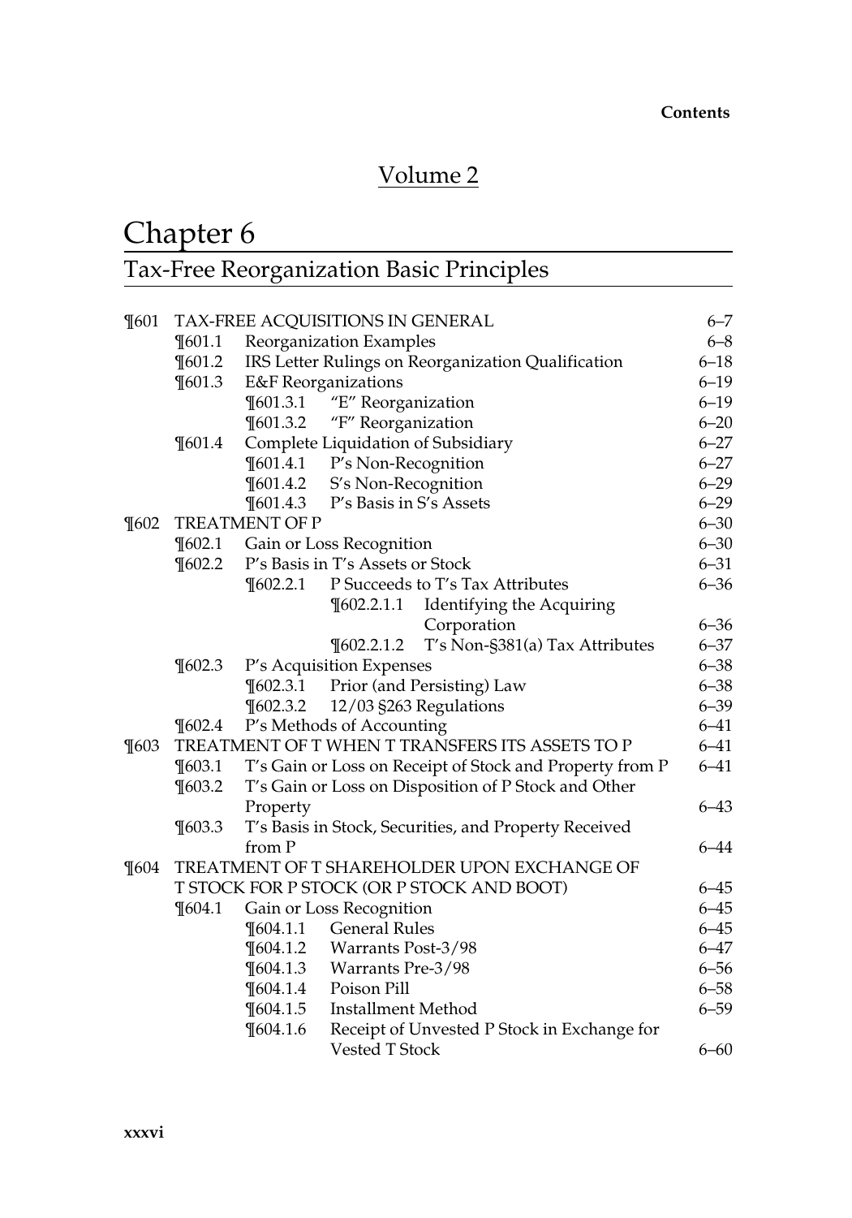# Volume 2

# Chapter 6

## Tax-Free Reorganization Basic Principles

| | | | |
|---|---|---|---|
| ¶601 | TAX-FREE ACQUISITIONS IN GENERAL | | 6–7 |
| | ¶601.1 | Reorganization Examples | 6–8 |
| | ¶601.2 | IRS Letter Rulings on Reorganization Qualification | 6–18 |
| | ¶601.3 | E&F Reorganizations | 6–19 |
| | | ¶601.3.1 "E" Reorganization | 6–19 |
| | | ¶601.3.2 "F" Reorganization | 6–20 |
| | ¶601.4 | Complete Liquidation of Subsidiary | 6–27 |
| | | ¶601.4.1 P's Non-Recognition | 6–27 |
| | | ¶601.4.2 S's Non-Recognition | 6–29 |
| | | ¶601.4.3 P's Basis in S's Assets | 6–29 |
| ¶602 | TREATMENT OF P | | 6–30 |
| | ¶602.1 | Gain or Loss Recognition | 6–30 |
| | ¶602.2 | P's Basis in T's Assets or Stock | 6–31 |
| | | ¶602.2.1 P Succeeds to T's Tax Attributes | 6–36 |
| | | ¶602.2.1.1 Identifying the Acquiring Corporation | 6–36 |
| | | ¶602.2.1.2 T's Non-§381(a) Tax Attributes | 6–37 |
| | ¶602.3 | P's Acquisition Expenses | 6–38 |
| | | ¶602.3.1 Prior (and Persisting) Law | 6–38 |
| | | ¶602.3.2 12/03 §263 Regulations | 6–39 |
| | ¶602.4 | P's Methods of Accounting | 6–41 |
| ¶603 | TREATMENT OF T WHEN T TRANSFERS ITS ASSETS TO P | | 6–41 |
| | ¶603.1 | T's Gain or Loss on Receipt of Stock and Property from P | 6–41 |
| | ¶603.2 | T's Gain or Loss on Disposition of P Stock and Other Property | 6–43 |
| | ¶603.3 | T's Basis in Stock, Securities, and Property Received from P | 6–44 |
| ¶604 | TREATMENT OF T SHAREHOLDER UPON EXCHANGE OF T STOCK FOR P STOCK (OR P STOCK AND BOOT) | | 6–45 |
| | ¶604.1 | Gain or Loss Recognition | 6–45 |
| | | ¶604.1.1 General Rules | 6–45 |
| | | ¶604.1.2 Warrants Post-3/98 | 6–47 |
| | | ¶604.1.3 Warrants Pre-3/98 | 6–56 |
| | | ¶604.1.4 Poison Pill | 6–58 |
| | | ¶604.1.5 Installment Method | 6–59 |
| | | ¶604.1.6 Receipt of Unvested P Stock in Exchange for Vested T Stock | 6–60 |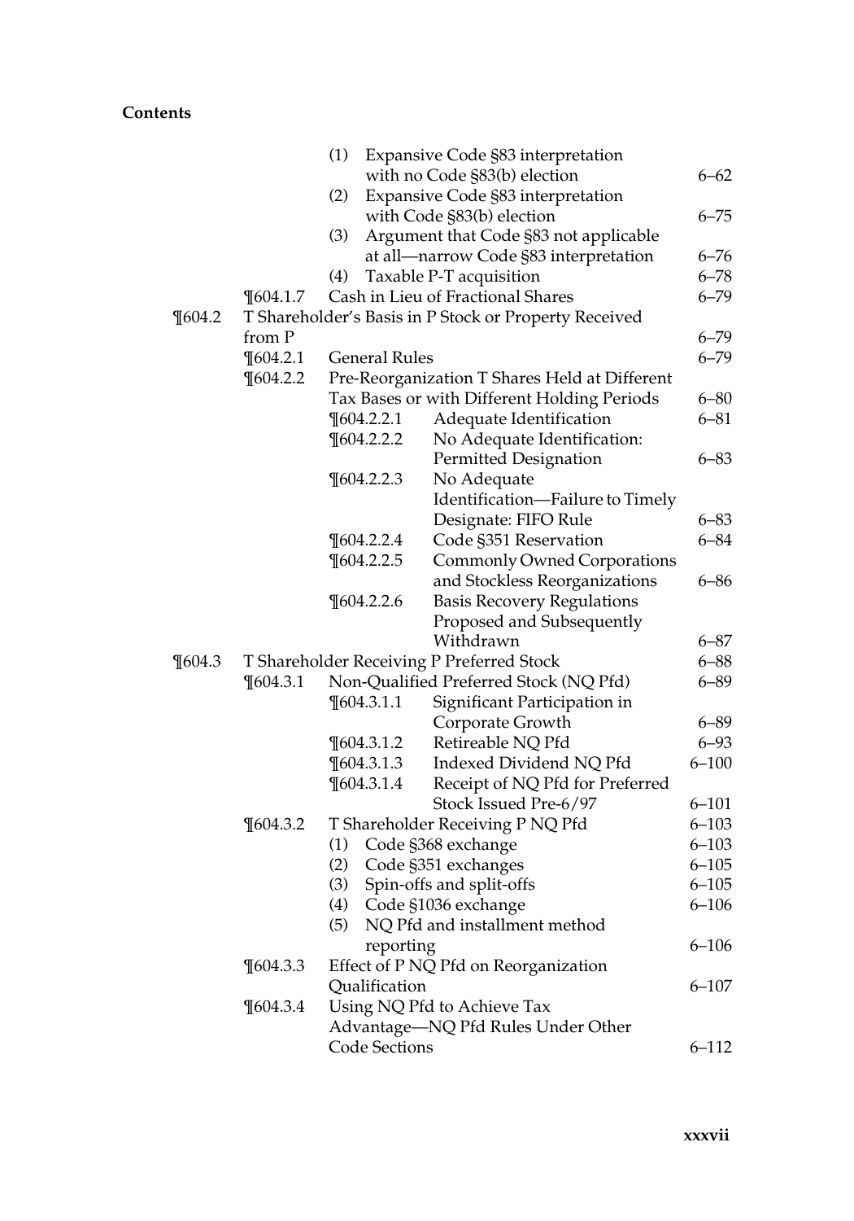**Contents**

| | | | | |
|---|---|---|---|---|
| | | (1) | Expansive Code §83 interpretation with no Code §83(b) election | 6–62 |
| | | (2) | Expansive Code §83 interpretation with Code §83(b) election | 6–75 |
| | | (3) | Argument that Code §83 not applicable at all—narrow Code §83 interpretation | 6–76 |
| | | (4) | Taxable P-T acquisition | 6–78 |
| | ¶604.1.7 | Cash in Lieu of Fractional Shares | | 6–79 |
| ¶604.2 | T Shareholder's Basis in P Stock or Property Received from P | | | 6–79 |
| | ¶604.2.1 | General Rules | | 6–79 |
| | ¶604.2.2 | Pre-Reorganization T Shares Held at Different Tax Bases or with Different Holding Periods | | 6–80 |
| | | ¶604.2.2.1 | Adequate Identification | 6–81 |
| | | ¶604.2.2.2 | No Adequate Identification: Permitted Designation | 6–83 |
| | | ¶604.2.2.3 | No Adequate Identification—Failure to Timely Designate: FIFO Rule | 6–83 |
| | | ¶604.2.2.4 | Code §351 Reservation | 6–84 |
| | | ¶604.2.2.5 | Commonly Owned Corporations and Stockless Reorganizations | 6–86 |
| | | ¶604.2.2.6 | Basis Recovery Regulations Proposed and Subsequently Withdrawn | 6–87 |
| ¶604.3 | T Shareholder Receiving P Preferred Stock | | | 6–88 |
| | ¶604.3.1 | Non-Qualified Preferred Stock (NQ Pfd) | | 6–89 |
| | | ¶604.3.1.1 | Significant Participation in Corporate Growth | 6–89 |
| | | ¶604.3.1.2 | Retireable NQ Pfd | 6–93 |
| | | ¶604.3.1.3 | Indexed Dividend NQ Pfd | 6–100 |
| | | ¶604.3.1.4 | Receipt of NQ Pfd for Preferred Stock Issued Pre-6/97 | 6–101 |
| | ¶604.3.2 | T Shareholder Receiving P NQ Pfd | | 6–103 |
| | | (1) | Code §368 exchange | 6–103 |
| | | (2) | Code §351 exchanges | 6–105 |
| | | (3) | Spin-offs and split-offs | 6–105 |
| | | (4) | Code §1036 exchange | 6–106 |
| | | (5) | NQ Pfd and installment method reporting | 6–106 |
| | ¶604.3.3 | Effect of P NQ Pfd on Reorganization Qualification | | 6–107 |
| | ¶604.3.4 | Using NQ Pfd to Achieve Tax Advantage—NQ Pfd Rules Under Other Code Sections | | 6–112 |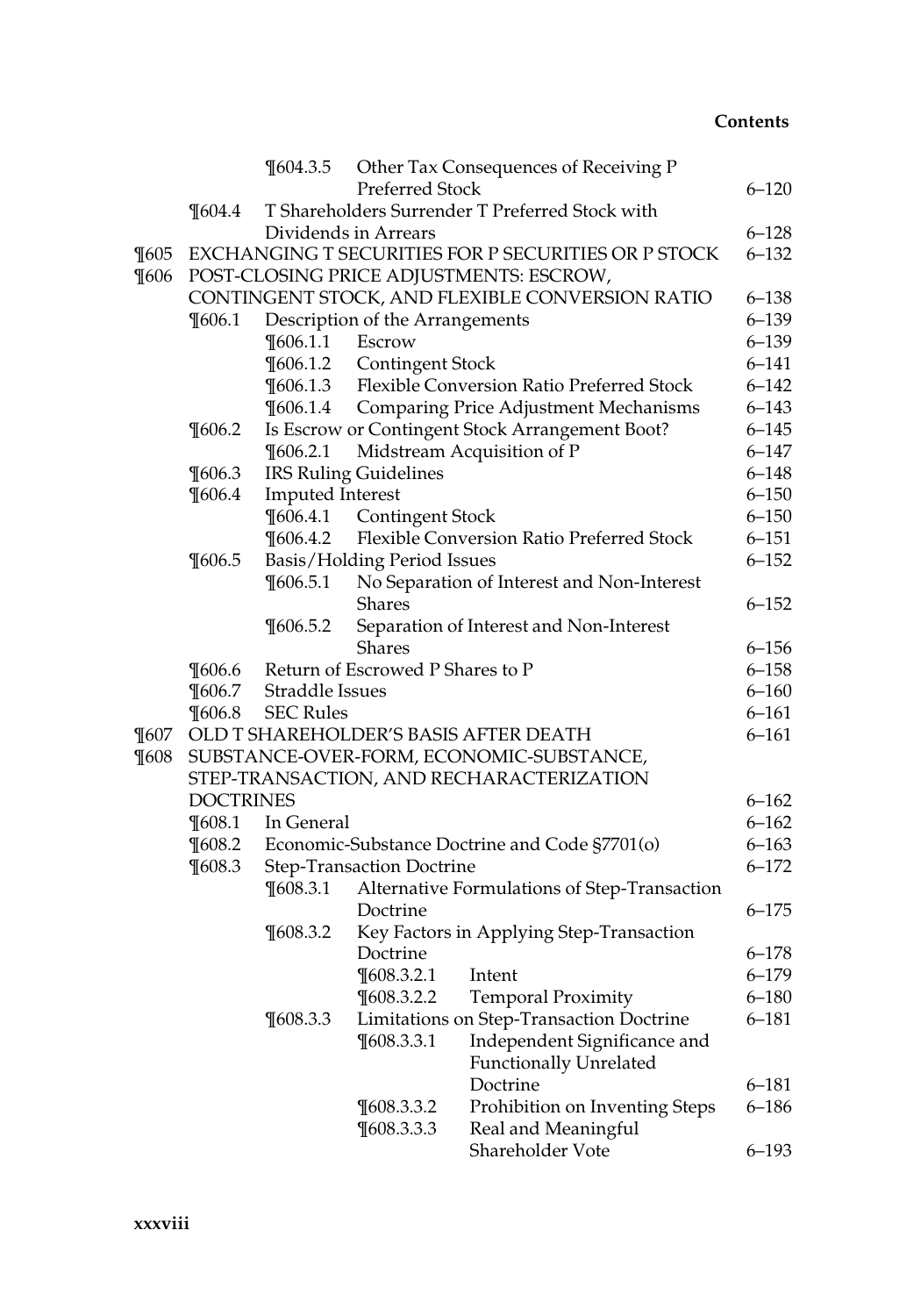| | | | | |
|---|---|---|---|---|
| | | ¶604.3.5 | Other Tax Consequences of Receiving P Preferred Stock | 6–120 |
| | ¶604.4 | T Shareholders Surrender T Preferred Stock with Dividends in Arrears | | 6–128 |
| ¶605 | EXCHANGING T SECURITIES FOR P SECURITIES OR P STOCK | | | 6–132 |
| ¶606 | POST-CLOSING PRICE ADJUSTMENTS: ESCROW, CONTINGENT STOCK, AND FLEXIBLE CONVERSION RATIO | | | 6–138 |
| | ¶606.1 | Description of the Arrangements | | 6–139 |
| | | ¶606.1.1 | Escrow | 6–139 |
| | | ¶606.1.2 | Contingent Stock | 6–141 |
| | | ¶606.1.3 | Flexible Conversion Ratio Preferred Stock | 6–142 |
| | | ¶606.1.4 | Comparing Price Adjustment Mechanisms | 6–143 |
| | ¶606.2 | Is Escrow or Contingent Stock Arrangement Boot? | | 6–145 |
| | | ¶606.2.1 | Midstream Acquisition of P | 6–147 |
| | ¶606.3 | IRS Ruling Guidelines | | 6–148 |
| | ¶606.4 | Imputed Interest | | 6–150 |
| | | ¶606.4.1 | Contingent Stock | 6–150 |
| | | ¶606.4.2 | Flexible Conversion Ratio Preferred Stock | 6–151 |
| | ¶606.5 | Basis/Holding Period Issues | | 6–152 |
| | | ¶606.5.1 | No Separation of Interest and Non-Interest Shares | 6–152 |
| | | ¶606.5.2 | Separation of Interest and Non-Interest Shares | 6–156 |
| | ¶606.6 | Return of Escrowed P Shares to P | | 6–158 |
| | ¶606.7 | Straddle Issues | | 6–160 |
| | ¶606.8 | SEC Rules | | 6–161 |
| ¶607 | OLD T SHAREHOLDER'S BASIS AFTER DEATH | | | 6–161 |
| ¶608 | SUBSTANCE-OVER-FORM, ECONOMIC-SUBSTANCE, STEP-TRANSACTION, AND RECHARACTERIZATION DOCTRINES | | | 6–162 |
| | ¶608.1 | In General | | 6–162 |
| | ¶608.2 | Economic-Substance Doctrine and Code §7701(o) | | 6–163 |
| | ¶608.3 | Step-Transaction Doctrine | | 6–172 |
| | | ¶608.3.1 | Alternative Formulations of Step-Transaction Doctrine | 6–175 |
| | | ¶608.3.2 | Key Factors in Applying Step-Transaction Doctrine | 6–178 |
| | | ¶608.3.2.1 | Intent | 6–179 |
| | | ¶608.3.2.2 | Temporal Proximity | 6–180 |
| | | ¶608.3.3 | Limitations on Step-Transaction Doctrine | 6–181 |
| | | ¶608.3.3.1 | Independent Significance and Functionally Unrelated Doctrine | 6–181 |
| | | ¶608.3.3.2 | Prohibition on Inventing Steps | 6–186 |
| | | ¶608.3.3.3 | Real and Meaningful Shareholder Vote | 6–193 |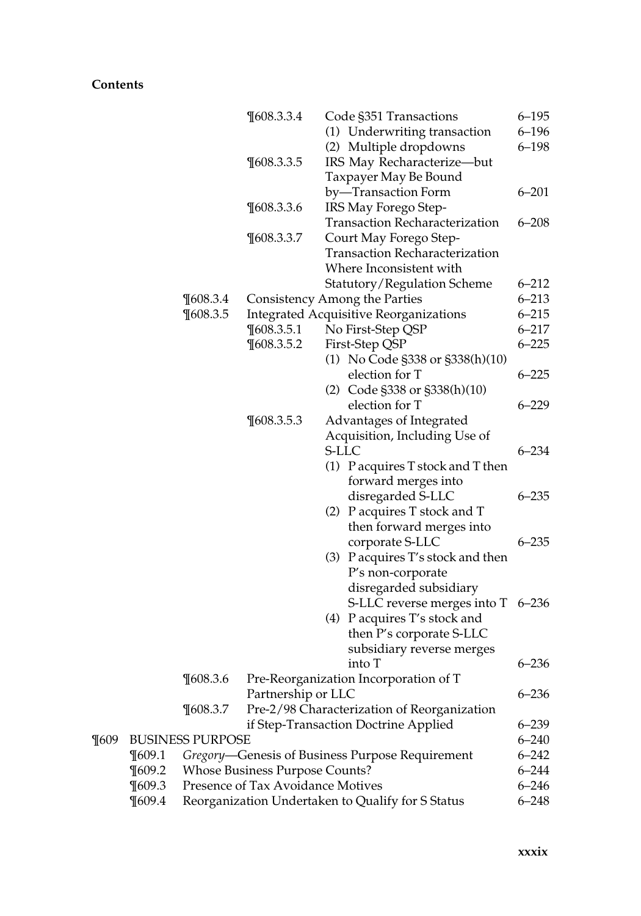**Contents**

| | | | | |
|---|---|---|---|---|
| | | ¶608.3.3.4 | Code §351 Transactions | 6–195 |
| | | | (1) Underwriting transaction | 6–196 |
| | | | (2) Multiple dropdowns | 6–198 |
| | | ¶608.3.3.5 | IRS May Recharacterize—but Taxpayer May Be Bound by—Transaction Form | 6–201 |
| | | ¶608.3.3.6 | IRS May Forego Step-Transaction Recharacterization | 6–208 |
| | | ¶608.3.3.7 | Court May Forego Step-Transaction Recharacterization Where Inconsistent with Statutory/Regulation Scheme | 6–212 |
| | ¶608.3.4 | Consistency Among the Parties | | 6–213 |
| | ¶608.3.5 | Integrated Acquisitive Reorganizations | | 6–215 |
| | | ¶608.3.5.1 | No First-Step QSP | 6–217 |
| | | ¶608.3.5.2 | First-Step QSP | 6–225 |
| | | | (1) No Code §338 or §338(h)(10) election for T | 6–225 |
| | | | (2) Code §338 or §338(h)(10) election for T | 6–229 |
| | | ¶608.3.5.3 | Advantages of Integrated Acquisition, Including Use of S-LLC | 6–234 |
| | | | (1) P acquires T stock and T then forward merges into disregarded S-LLC | 6–235 |
| | | | (2) P acquires T stock and T then forward merges into corporate S-LLC | 6–235 |
| | | | (3) P acquires T's stock and then P's non-corporate disregarded subsidiary S-LLC reverse merges into T | 6–236 |
| | | | (4) P acquires T's stock and then P's corporate S-LLC subsidiary reverse merges into T | 6–236 |
| | ¶608.3.6 | Pre-Reorganization Incorporation of T Partnership or LLC | | 6–236 |
| | ¶608.3.7 | Pre-2/98 Characterization of Reorganization if Step-Transaction Doctrine Applied | | 6–239 |
| ¶609 | BUSINESS PURPOSE | | | 6–240 |
| | ¶609.1 | *Gregory*—Genesis of Business Purpose Requirement | | 6–242 |
| | ¶609.2 | Whose Business Purpose Counts? | | 6–244 |
| | ¶609.3 | Presence of Tax Avoidance Motives | | 6–246 |
| | ¶609.4 | Reorganization Undertaken to Qualify for S Status | | 6–248 |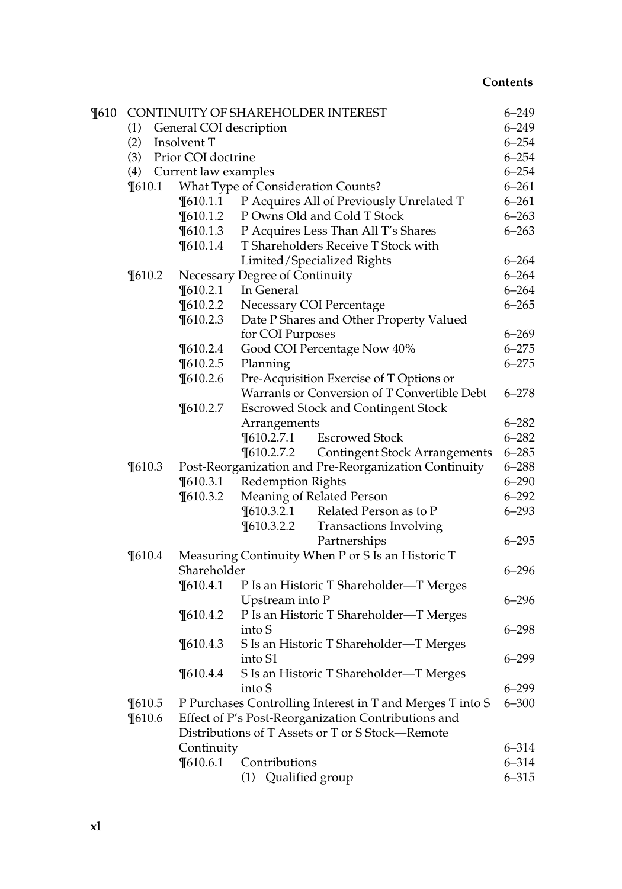| | | | Page |
|---|---|---|---|
| ¶610 | CONTINUITY OF SHAREHOLDER INTEREST | | 6–249 |
| | (1) General COI description | | 6–249 |
| | (2) Insolvent T | | 6–254 |
| | (3) Prior COI doctrine | | 6–254 |
| | (4) Current law examples | | 6–254 |
| | ¶610.1 | What Type of Consideration Counts? | 6–261 |
| | ¶610.1.1 | P Acquires All of Previously Unrelated T | 6–261 |
| | ¶610.1.2 | P Owns Old and Cold T Stock | 6–263 |
| | ¶610.1.3 | P Acquires Less Than All T's Shares | 6–263 |
| | ¶610.1.4 | T Shareholders Receive T Stock with Limited/Specialized Rights | 6–264 |
| | ¶610.2 | Necessary Degree of Continuity | 6–264 |
| | ¶610.2.1 | In General | 6–264 |
| | ¶610.2.2 | Necessary COI Percentage | 6–265 |
| | ¶610.2.3 | Date P Shares and Other Property Valued for COI Purposes | 6–269 |
| | ¶610.2.4 | Good COI Percentage Now 40% | 6–275 |
| | ¶610.2.5 | Planning | 6–275 |
| | ¶610.2.6 | Pre-Acquisition Exercise of T Options or Warrants or Conversion of T Convertible Debt | 6–278 |
| | ¶610.2.7 | Escrowed Stock and Contingent Stock Arrangements | 6–282 |
| | ¶610.2.7.1 | Escrowed Stock | 6–282 |
| | ¶610.2.7.2 | Contingent Stock Arrangements | 6–285 |
| | ¶610.3 | Post-Reorganization and Pre-Reorganization Continuity | 6–288 |
| | ¶610.3.1 | Redemption Rights | 6–290 |
| | ¶610.3.2 | Meaning of Related Person | 6–292 |
| | ¶610.3.2.1 | Related Person as to P | 6–293 |
| | ¶610.3.2.2 | Transactions Involving Partnerships | 6–295 |
| | ¶610.4 | Measuring Continuity When P or S Is an Historic T Shareholder | 6–296 |
| | ¶610.4.1 | P Is an Historic T Shareholder—T Merges Upstream into P | 6–296 |
| | ¶610.4.2 | P Is an Historic T Shareholder—T Merges into S | 6–298 |
| | ¶610.4.3 | S Is an Historic T Shareholder—T Merges into S1 | 6–299 |
| | ¶610.4.4 | S Is an Historic T Shareholder—T Merges into S | 6–299 |
| | ¶610.5 | P Purchases Controlling Interest in T and Merges T into S | 6–300 |
| | ¶610.6 | Effect of P's Post-Reorganization Contributions and Distributions of T Assets or T or S Stock—Remote Continuity | 6–314 |
| | ¶610.6.1 | Contributions | 6–314 |
| | | (1) Qualified group | 6–315 |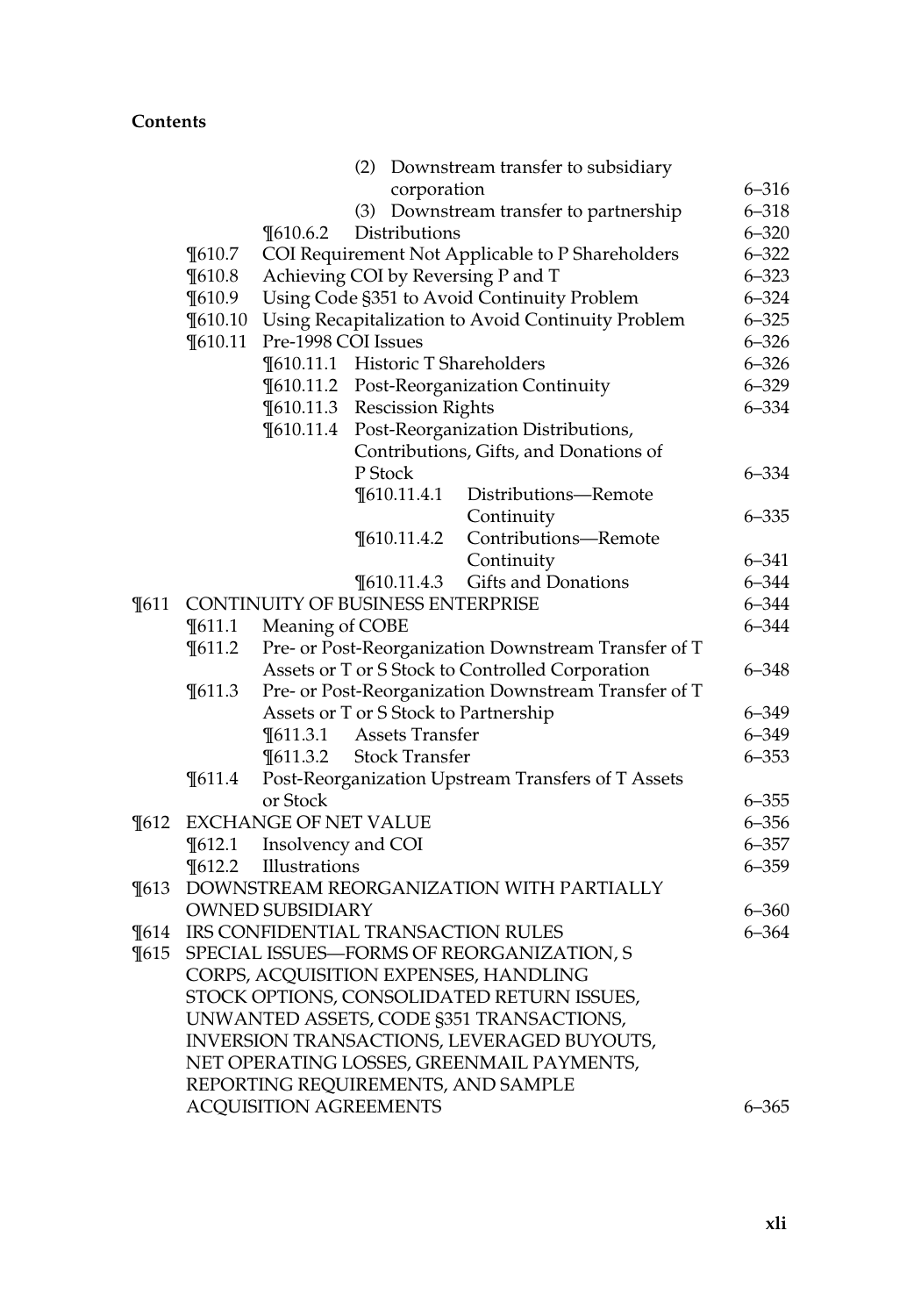**Contents**

| | | | | |
|---|---|---|---|---|
| | | | (2) Downstream transfer to subsidiary corporation | 6–316 |
| | | | (3) Downstream transfer to partnership | 6–318 |
| | | ¶610.6.2 | Distributions | 6–320 |
| | ¶610.7 | COI Requirement Not Applicable to P Shareholders | | 6–322 |
| | ¶610.8 | Achieving COI by Reversing P and T | | 6–323 |
| | ¶610.9 | Using Code §351 to Avoid Continuity Problem | | 6–324 |
| | ¶610.10 | Using Recapitalization to Avoid Continuity Problem | | 6–325 |
| | ¶610.11 | Pre-1998 COI Issues | | 6–326 |
| | | ¶610.11.1 | Historic T Shareholders | 6–326 |
| | | ¶610.11.2 | Post-Reorganization Continuity | 6–329 |
| | | ¶610.11.3 | Rescission Rights | 6–334 |
| | | ¶610.11.4 | Post-Reorganization Distributions, Contributions, Gifts, and Donations of P Stock | 6–334 |
| | | | ¶610.11.4.1 Distributions—Remote Continuity | 6–335 |
| | | | ¶610.11.4.2 Contributions—Remote Continuity | 6–341 |
| | | | ¶610.11.4.3 Gifts and Donations | 6–344 |
| ¶611 | CONTINUITY OF BUSINESS ENTERPRISE | | | 6–344 |
| | ¶611.1 | Meaning of COBE | | 6–344 |
| | ¶611.2 | Pre- or Post-Reorganization Downstream Transfer of T Assets or T or S Stock to Controlled Corporation | | 6–348 |
| | ¶611.3 | Pre- or Post-Reorganization Downstream Transfer of T Assets or T or S Stock to Partnership | | 6–349 |
| | | ¶611.3.1 | Assets Transfer | 6–349 |
| | | ¶611.3.2 | Stock Transfer | 6–353 |
| | ¶611.4 | Post-Reorganization Upstream Transfers of T Assets or Stock | | 6–355 |
| ¶612 | EXCHANGE OF NET VALUE | | | 6–356 |
| | ¶612.1 | Insolvency and COI | | 6–357 |
| | ¶612.2 | Illustrations | | 6–359 |
| ¶613 | DOWNSTREAM REORGANIZATION WITH PARTIALLY OWNED SUBSIDIARY | | | 6–360 |
| ¶614 | IRS CONFIDENTIAL TRANSACTION RULES | | | 6–364 |
| ¶615 | SPECIAL ISSUES—FORMS OF REORGANIZATION, S CORPS, ACQUISITION EXPENSES, HANDLING STOCK OPTIONS, CONSOLIDATED RETURN ISSUES, UNWANTED ASSETS, CODE §351 TRANSACTIONS, INVERSION TRANSACTIONS, LEVERAGED BUYOUTS, NET OPERATING LOSSES, GREENMAIL PAYMENTS, REPORTING REQUIREMENTS, AND SAMPLE ACQUISITION AGREEMENTS | | | 6–365 |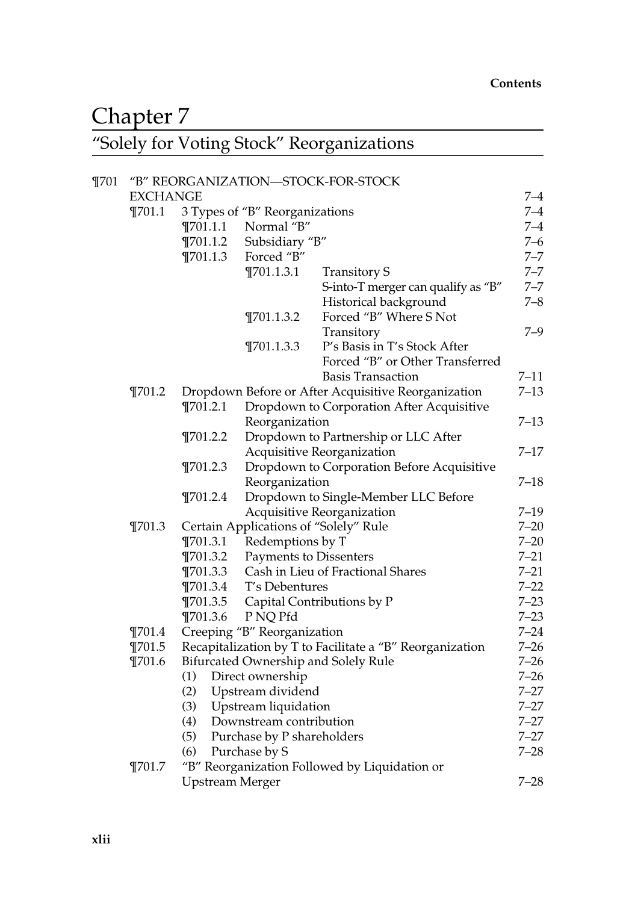# Chapter 7

## "Solely for Voting Stock" Reorganizations

| | | | | | |
|---|---|---|---|---|---|
| ¶701 | "B" REORGANIZATION—STOCK-FOR-STOCK EXCHANGE | | | | 7–4 |
| | ¶701.1 | 3 Types of "B" Reorganizations | | | 7–4 |
| | | ¶701.1.1 | Normal "B" | | 7–4 |
| | | ¶701.1.2 | Subsidiary "B" | | 7–6 |
| | | ¶701.1.3 | Forced "B" | | 7–7 |
| | | | ¶701.1.3.1 | Transitory S | 7–7 |
| | | | | S-into-T merger can qualify as "B" | 7–7 |
| | | | | Historical background | 7–8 |
| | | | ¶701.1.3.2 | Forced "B" Where S Not Transitory | 7–9 |
| | | | ¶701.1.3.3 | P's Basis in T's Stock After Forced "B" or Other Transferred Basis Transaction | 7–11 |
| | ¶701.2 | Dropdown Before or After Acquisitive Reorganization | | | 7–13 |
| | | ¶701.2.1 | Dropdown to Corporation After Acquisitive Reorganization | | 7–13 |
| | | ¶701.2.2 | Dropdown to Partnership or LLC After Acquisitive Reorganization | | 7–17 |
| | | ¶701.2.3 | Dropdown to Corporation Before Acquisitive Reorganization | | 7–18 |
| | | ¶701.2.4 | Dropdown to Single-Member LLC Before Acquisitive Reorganization | | 7–19 |
| | ¶701.3 | Certain Applications of "Solely" Rule | | | 7–20 |
| | | ¶701.3.1 | Redemptions by T | | 7–20 |
| | | ¶701.3.2 | Payments to Dissenters | | 7–21 |
| | | ¶701.3.3 | Cash in Lieu of Fractional Shares | | 7–21 |
| | | ¶701.3.4 | T's Debentures | | 7–22 |
| | | ¶701.3.5 | Capital Contributions by P | | 7–23 |
| | | ¶701.3.6 | P NQ Pfd | | 7–23 |
| | ¶701.4 | Creeping "B" Reorganization | | | 7–24 |
| | ¶701.5 | Recapitalization by T to Facilitate a "B" Reorganization | | | 7–26 |
| | ¶701.6 | Bifurcated Ownership and Solely Rule | | | 7–26 |
| | | (1) | Direct ownership | | 7–26 |
| | | (2) | Upstream dividend | | 7–27 |
| | | (3) | Upstream liquidation | | 7–27 |
| | | (4) | Downstream contribution | | 7–27 |
| | | (5) | Purchase by P shareholders | | 7–27 |
| | | (6) | Purchase by S | | 7–28 |
| | ¶701.7 | "B" Reorganization Followed by Liquidation or Upstream Merger | | | 7–28 |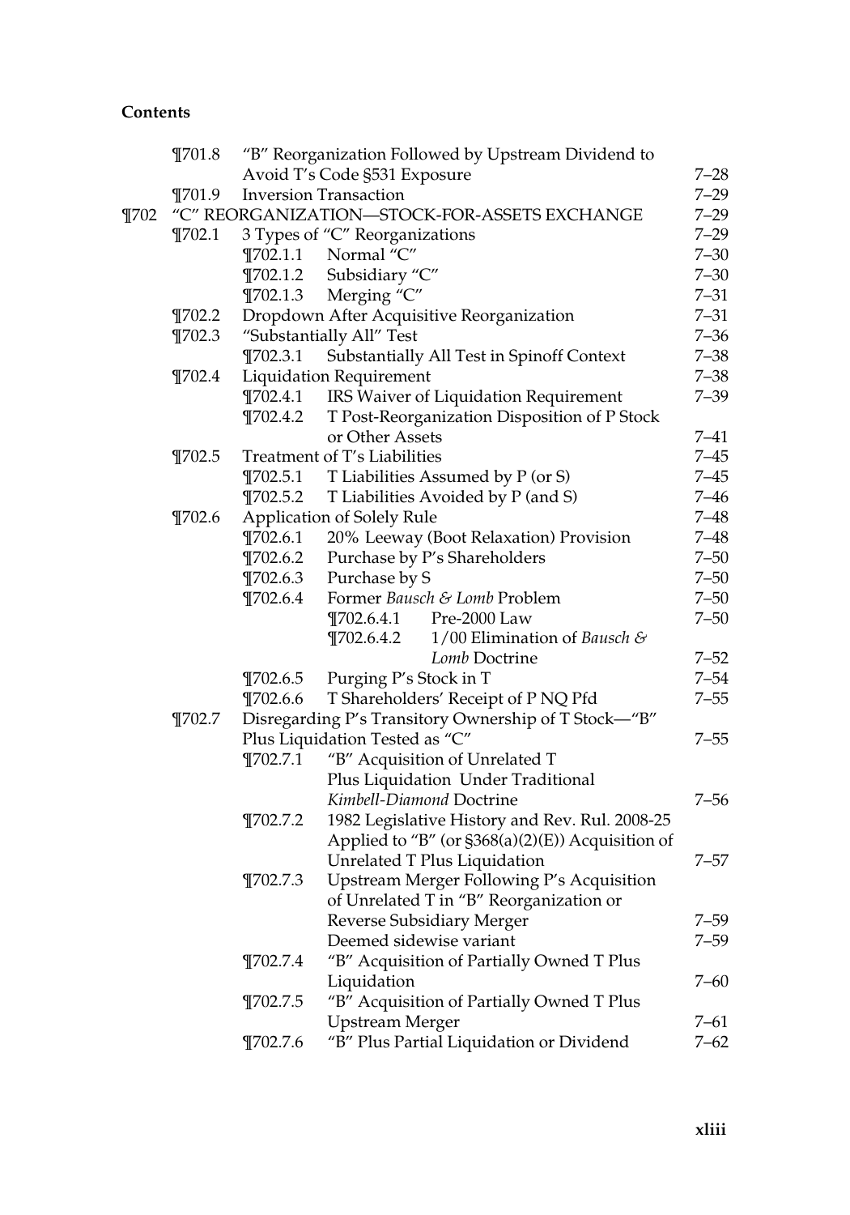**Contents**

| | | | |
|---|---|---|---|
| ¶701.8 | "B" Reorganization Followed by Upstream Dividend to Avoid T's Code §531 Exposure | | 7–28 |
| ¶701.9 | Inversion Transaction | | 7–29 |
| ¶702 | "C" REORGANIZATION—STOCK-FOR-ASSETS EXCHANGE | | 7–29 |
| ¶702.1 | 3 Types of "C" Reorganizations | | 7–29 |
| | ¶702.1.1 | Normal "C" | 7–30 |
| | ¶702.1.2 | Subsidiary "C" | 7–30 |
| | ¶702.1.3 | Merging "C" | 7–31 |
| ¶702.2 | Dropdown After Acquisitive Reorganization | | 7–31 |
| ¶702.3 | "Substantially All" Test | | 7–36 |
| | ¶702.3.1 | Substantially All Test in Spinoff Context | 7–38 |
| ¶702.4 | Liquidation Requirement | | 7–38 |
| | ¶702.4.1 | IRS Waiver of Liquidation Requirement | 7–39 |
| | ¶702.4.2 | T Post-Reorganization Disposition of P Stock or Other Assets | 7–41 |
| ¶702.5 | Treatment of T's Liabilities | | 7–45 |
| | ¶702.5.1 | T Liabilities Assumed by P (or S) | 7–45 |
| | ¶702.5.2 | T Liabilities Avoided by P (and S) | 7–46 |
| ¶702.6 | Application of Solely Rule | | 7–48 |
| | ¶702.6.1 | 20% Leeway (Boot Relaxation) Provision | 7–48 |
| | ¶702.6.2 | Purchase by P's Shareholders | 7–50 |
| | ¶702.6.3 | Purchase by S | 7–50 |
| | ¶702.6.4 | Former *Bausch & Lomb* Problem | 7–50 |
| | | ¶702.6.4.1 Pre-2000 Law | 7–50 |
| | | ¶702.6.4.2 1/00 Elimination of *Bausch & Lomb* Doctrine | 7–52 |
| | ¶702.6.5 | Purging P's Stock in T | 7–54 |
| | ¶702.6.6 | T Shareholders' Receipt of P NQ Pfd | 7–55 |
| ¶702.7 | Disregarding P's Transitory Ownership of T Stock—"B" Plus Liquidation Tested as "C" | | 7–55 |
| | ¶702.7.1 | "B" Acquisition of Unrelated T Plus Liquidation Under Traditional *Kimbell-Diamond* Doctrine | 7–56 |
| | ¶702.7.2 | 1982 Legislative History and Rev. Rul. 2008-25 Applied to "B" (or §368(a)(2)(E)) Acquisition of Unrelated T Plus Liquidation | 7–57 |
| | ¶702.7.3 | Upstream Merger Following P's Acquisition of Unrelated T in "B" Reorganization or Reverse Subsidiary Merger | 7–59 |
| | | Deemed sidewise variant | 7–59 |
| | ¶702.7.4 | "B" Acquisition of Partially Owned T Plus Liquidation | 7–60 |
| | ¶702.7.5 | "B" Acquisition of Partially Owned T Plus Upstream Merger | 7–61 |
| | ¶702.7.6 | "B" Plus Partial Liquidation or Dividend | 7–62 |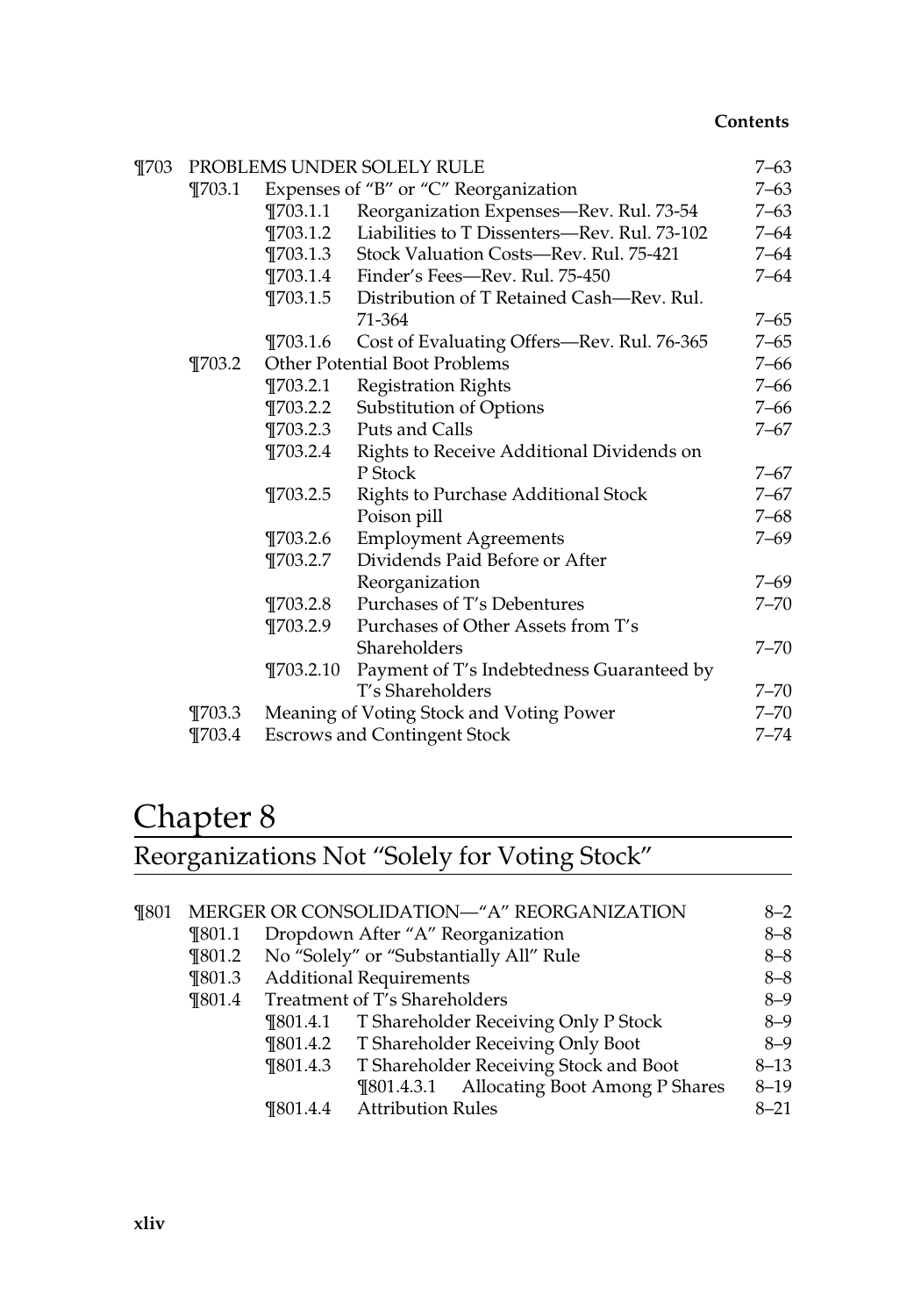| | | | | |
|---|---|---|---|---|
| ¶703 | PROBLEMS UNDER SOLELY RULE | | | 7–63 |
| | ¶703.1 | Expenses of “B” or “C” Reorganization | | 7–63 |
| | | ¶703.1.1 | Reorganization Expenses—Rev. Rul. 73-54 | 7–63 |
| | | ¶703.1.2 | Liabilities to T Dissenters—Rev. Rul. 73-102 | 7–64 |
| | | ¶703.1.3 | Stock Valuation Costs—Rev. Rul. 75-421 | 7–64 |
| | | ¶703.1.4 | Finder’s Fees—Rev. Rul. 75-450 | 7–64 |
| | | ¶703.1.5 | Distribution of T Retained Cash—Rev. Rul. 71-364 | 7–65 |
| | | ¶703.1.6 | Cost of Evaluating Offers—Rev. Rul. 76-365 | 7–65 |
| | ¶703.2 | Other Potential Boot Problems | | 7–66 |
| | | ¶703.2.1 | Registration Rights | 7–66 |
| | | ¶703.2.2 | Substitution of Options | 7–66 |
| | | ¶703.2.3 | Puts and Calls | 7–67 |
| | | ¶703.2.4 | Rights to Receive Additional Dividends on P Stock | 7–67 |
| | | ¶703.2.5 | Rights to Purchase Additional Stock | 7–67 |
| | | | Poison pill | 7–68 |
| | | ¶703.2.6 | Employment Agreements | 7–69 |
| | | ¶703.2.7 | Dividends Paid Before or After Reorganization | 7–69 |
| | | ¶703.2.8 | Purchases of T’s Debentures | 7–70 |
| | | ¶703.2.9 | Purchases of Other Assets from T’s Shareholders | 7–70 |
| | | ¶703.2.10 | Payment of T’s Indebtedness Guaranteed by T’s Shareholders | 7–70 |
| | ¶703.3 | Meaning of Voting Stock and Voting Power | | 7–70 |
| | ¶703.4 | Escrows and Contingent Stock | | 7–74 |

# Chapter 8

## Reorganizations Not “Solely for Voting Stock”

| | | | | |
|---|---|---|---|---|
| ¶801 | MERGER OR CONSOLIDATION—“A” REORGANIZATION | | | 8–2 |
| | ¶801.1 | Dropdown After “A” Reorganization | | 8–8 |
| | ¶801.2 | No “Solely” or “Substantially All” Rule | | 8–8 |
| | ¶801.3 | Additional Requirements | | 8–8 |
| | ¶801.4 | Treatment of T’s Shareholders | | 8–9 |
| | | ¶801.4.1 | T Shareholder Receiving Only P Stock | 8–9 |
| | | ¶801.4.2 | T Shareholder Receiving Only Boot | 8–9 |
| | | ¶801.4.3 | T Shareholder Receiving Stock and Boot | 8–13 |
| | | | ¶801.4.3.1 Allocating Boot Among P Shares | 8–19 |
| | | ¶801.4.4 | Attribution Rules | 8–21 |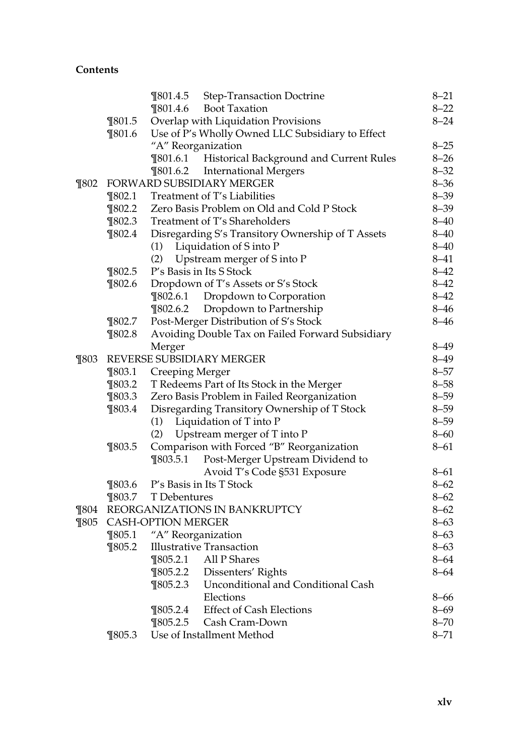**Contents**

| | | | |
|---|---|---|---|
| | ¶801.4.5 | Step-Transaction Doctrine | 8–21 |
| | ¶801.4.6 | Boot Taxation | 8–22 |
| ¶801.5 | Overlap with Liquidation Provisions | | 8–24 |
| ¶801.6 | Use of P's Wholly Owned LLC Subsidiary to Effect "A" Reorganization | | 8–25 |
| | ¶801.6.1 | Historical Background and Current Rules | 8–26 |
| | ¶801.6.2 | International Mergers | 8–32 |
| **¶802** | **FORWARD SUBSIDIARY MERGER** | | 8–36 |
| ¶802.1 | Treatment of T's Liabilities | | 8–39 |
| ¶802.2 | Zero Basis Problem on Old and Cold P Stock | | 8–39 |
| ¶802.3 | Treatment of T's Shareholders | | 8–40 |
| ¶802.4 | Disregarding S's Transitory Ownership of T Assets | | 8–40 |
| | (1) Liquidation of S into P | | 8–40 |
| | (2) Upstream merger of S into P | | 8–41 |
| ¶802.5 | P's Basis in Its S Stock | | 8–42 |
| ¶802.6 | Dropdown of T's Assets or S's Stock | | 8–42 |
| | ¶802.6.1 | Dropdown to Corporation | 8–42 |
| | ¶802.6.2 | Dropdown to Partnership | 8–46 |
| ¶802.7 | Post-Merger Distribution of S's Stock | | 8–46 |
| ¶802.8 | Avoiding Double Tax on Failed Forward Subsidiary Merger | | 8–49 |
| **¶803** | **REVERSE SUBSIDIARY MERGER** | | 8–49 |
| ¶803.1 | Creeping Merger | | 8–57 |
| ¶803.2 | T Redeems Part of Its Stock in the Merger | | 8–58 |
| ¶803.3 | Zero Basis Problem in Failed Reorganization | | 8–59 |
| ¶803.4 | Disregarding Transitory Ownership of T Stock | | 8–59 |
| | (1) Liquidation of T into P | | 8–59 |
| | (2) Upstream merger of T into P | | 8–60 |
| ¶803.5 | Comparison with Forced "B" Reorganization | | 8–61 |
| | ¶803.5.1 | Post-Merger Upstream Dividend to Avoid T's Code §531 Exposure | 8–61 |
| ¶803.6 | P's Basis in Its T Stock | | 8–62 |
| ¶803.7 | T Debentures | | 8–62 |
| **¶804** | **REORGANIZATIONS IN BANKRUPTCY** | | 8–62 |
| **¶805** | **CASH-OPTION MERGER** | | 8–63 |
| ¶805.1 | "A" Reorganization | | 8–63 |
| ¶805.2 | Illustrative Transaction | | 8–63 |
| | ¶805.2.1 | All P Shares | 8–64 |
| | ¶805.2.2 | Dissenters' Rights | 8–64 |
| | ¶805.2.3 | Unconditional and Conditional Cash Elections | 8–66 |
| | ¶805.2.4 | Effect of Cash Elections | 8–69 |
| | ¶805.2.5 | Cash Cram-Down | 8–70 |
| ¶805.3 | Use of Installment Method | | 8–71 |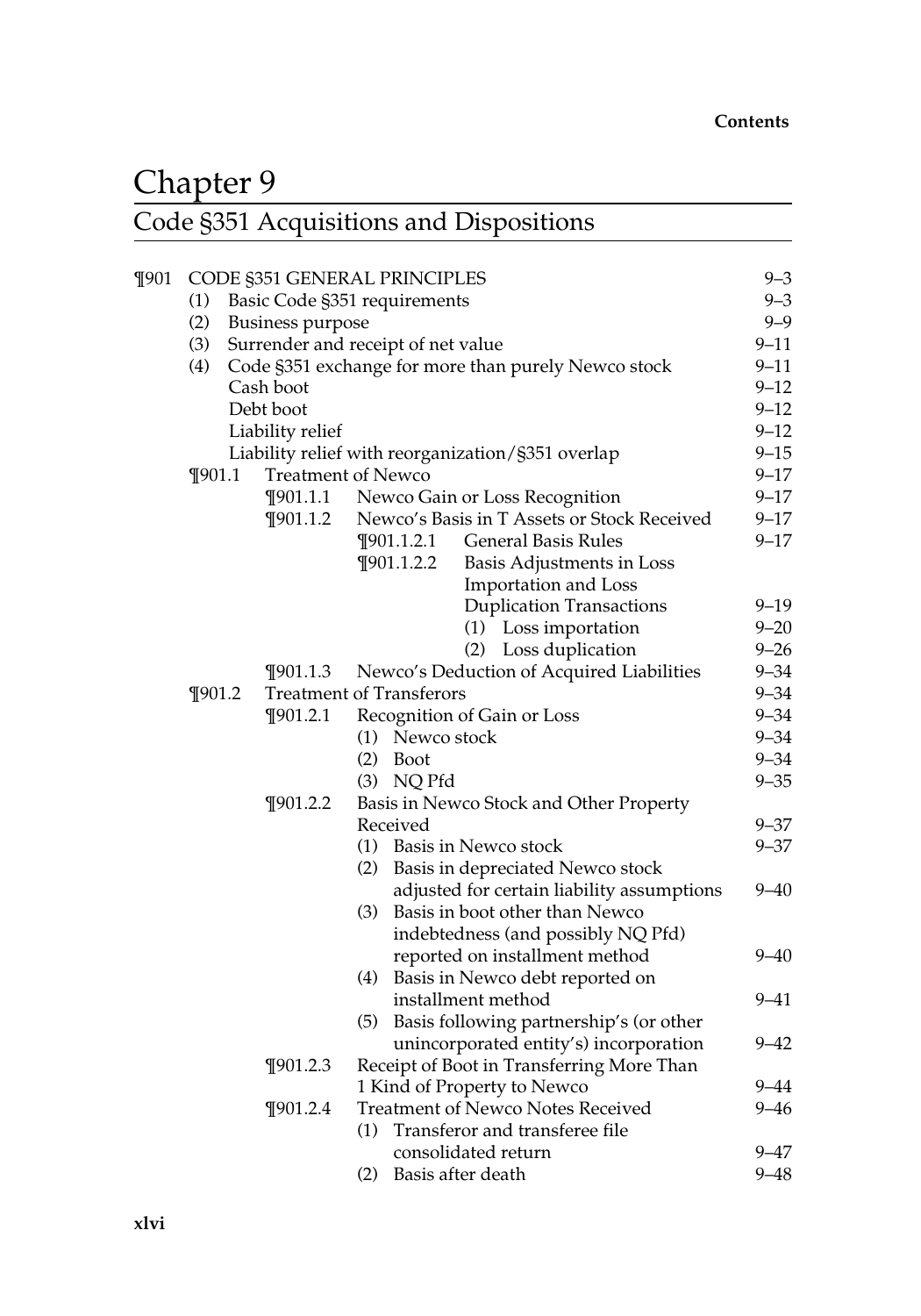# Chapter 9

## Code §351 Acquisitions and Dispositions

| | | | |
|---|---|---|---|
| ¶901 | CODE §351 GENERAL PRINCIPLES | | 9–3 |
| | (1) Basic Code §351 requirements | | 9–3 |
| | (2) Business purpose | | 9–9 |
| | (3) Surrender and receipt of net value | | 9–11 |
| | (4) Code §351 exchange for more than purely Newco stock | | 9–11 |
| | Cash boot | | 9–12 |
| | Debt boot | | 9–12 |
| | Liability relief | | 9–12 |
| | Liability relief with reorganization/§351 overlap | | 9–15 |
| | ¶901.1 | Treatment of Newco | 9–17 |
| | ¶901.1.1 | Newco Gain or Loss Recognition | 9–17 |
| | ¶901.1.2 | Newco's Basis in T Assets or Stock Received | 9–17 |
| | ¶901.1.2.1 | General Basis Rules | 9–17 |
| | ¶901.1.2.2 | Basis Adjustments in Loss Importation and Loss Duplication Transactions | 9–19 |
| | | (1) Loss importation | 9–20 |
| | | (2) Loss duplication | 9–26 |
| | ¶901.1.3 | Newco's Deduction of Acquired Liabilities | 9–34 |
| | ¶901.2 | Treatment of Transferors | 9–34 |
| | ¶901.2.1 | Recognition of Gain or Loss | 9–34 |
| | | (1) Newco stock | 9–34 |
| | | (2) Boot | 9–34 |
| | | (3) NQ Pfd | 9–35 |
| | ¶901.2.2 | Basis in Newco Stock and Other Property Received | 9–37 |
| | | (1) Basis in Newco stock | 9–37 |
| | | (2) Basis in depreciated Newco stock adjusted for certain liability assumptions | 9–40 |
| | | (3) Basis in boot other than Newco indebtedness (and possibly NQ Pfd) reported on installment method | 9–40 |
| | | (4) Basis in Newco debt reported on installment method | 9–41 |
| | | (5) Basis following partnership's (or other unincorporated entity's) incorporation | 9–42 |
| | ¶901.2.3 | Receipt of Boot in Transferring More Than 1 Kind of Property to Newco | 9–44 |
| | ¶901.2.4 | Treatment of Newco Notes Received | 9–46 |
| | | (1) Transferor and transferee file consolidated return | 9–47 |
| | | (2) Basis after death | 9–48 |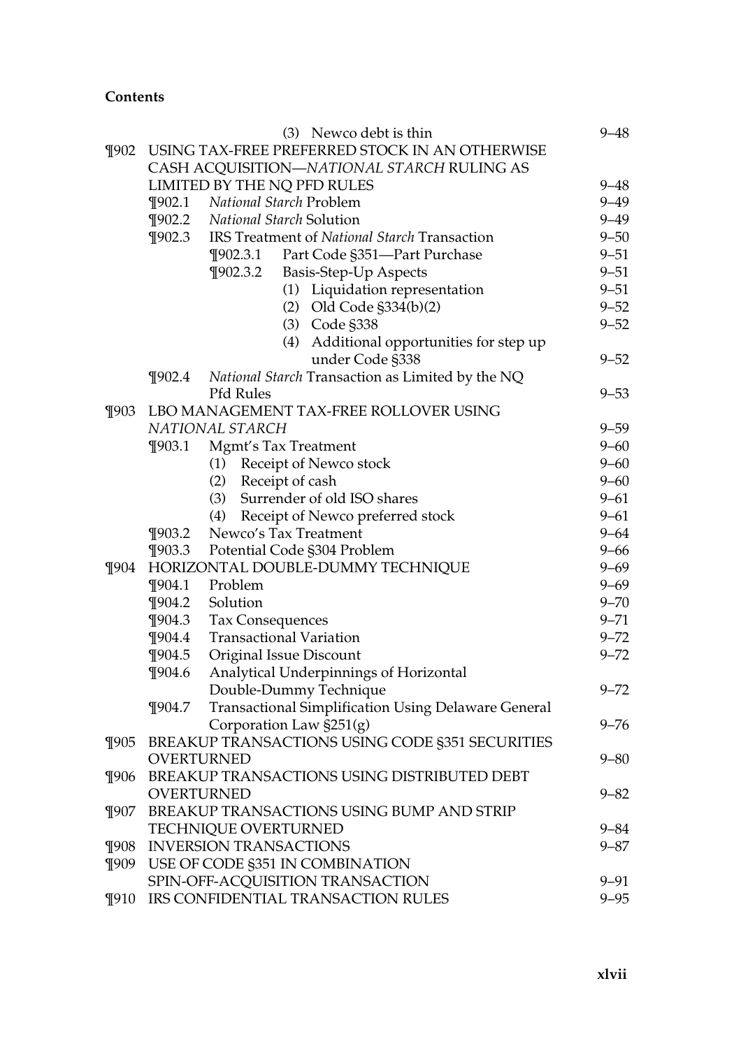**Contents**

| | | | |
|---|---|---|---|
| | | (3) Newco debt is thin | 9–48 |
| ¶902 | USING TAX-FREE PREFERRED STOCK IN AN OTHERWISE CASH ACQUISITION—*NATIONAL STARCH* RULING AS LIMITED BY THE NQ PFD RULES | | 9–48 |
| | ¶902.1 | *National Starch* Problem | 9–49 |
| | ¶902.2 | *National Starch* Solution | 9–49 |
| | ¶902.3 | IRS Treatment of *National Starch* Transaction | 9–50 |
| | | ¶902.3.1 Part Code §351—Part Purchase | 9–51 |
| | | ¶902.3.2 Basis-Step-Up Aspects | 9–51 |
| | | (1) Liquidation representation | 9–51 |
| | | (2) Old Code §334(b)(2) | 9–52 |
| | | (3) Code §338 | 9–52 |
| | | (4) Additional opportunities for step up under Code §338 | 9–52 |
| | ¶902.4 | *National Starch* Transaction as Limited by the NQ Pfd Rules | 9–53 |
| ¶903 | LBO MANAGEMENT TAX-FREE ROLLOVER USING *NATIONAL STARCH* | | 9–59 |
| | ¶903.1 | Mgmt's Tax Treatment | 9–60 |
| | | (1) Receipt of Newco stock | 9–60 |
| | | (2) Receipt of cash | 9–60 |
| | | (3) Surrender of old ISO shares | 9–61 |
| | | (4) Receipt of Newco preferred stock | 9–61 |
| | ¶903.2 | Newco's Tax Treatment | 9–64 |
| | ¶903.3 | Potential Code §304 Problem | 9–66 |
| ¶904 | HORIZONTAL DOUBLE-DUMMY TECHNIQUE | | 9–69 |
| | ¶904.1 | Problem | 9–69 |
| | ¶904.2 | Solution | 9–70 |
| | ¶904.3 | Tax Consequences | 9–71 |
| | ¶904.4 | Transactional Variation | 9–72 |
| | ¶904.5 | Original Issue Discount | 9–72 |
| | ¶904.6 | Analytical Underpinnings of Horizontal Double-Dummy Technique | 9–72 |
| | ¶904.7 | Transactional Simplification Using Delaware General Corporation Law §251(g) | 9–76 |
| ¶905 | BREAKUP TRANSACTIONS USING CODE §351 SECURITIES OVERTURNED | | 9–80 |
| ¶906 | BREAKUP TRANSACTIONS USING DISTRIBUTED DEBT OVERTURNED | | 9–82 |
| ¶907 | BREAKUP TRANSACTIONS USING BUMP AND STRIP TECHNIQUE OVERTURNED | | 9–84 |
| ¶908 | INVERSION TRANSACTIONS | | 9–87 |
| ¶909 | USE OF CODE §351 IN COMBINATION SPIN-OFF-ACQUISITION TRANSACTION | | 9–91 |
| ¶910 | IRS CONFIDENTIAL TRANSACTION RULES | | 9–95 |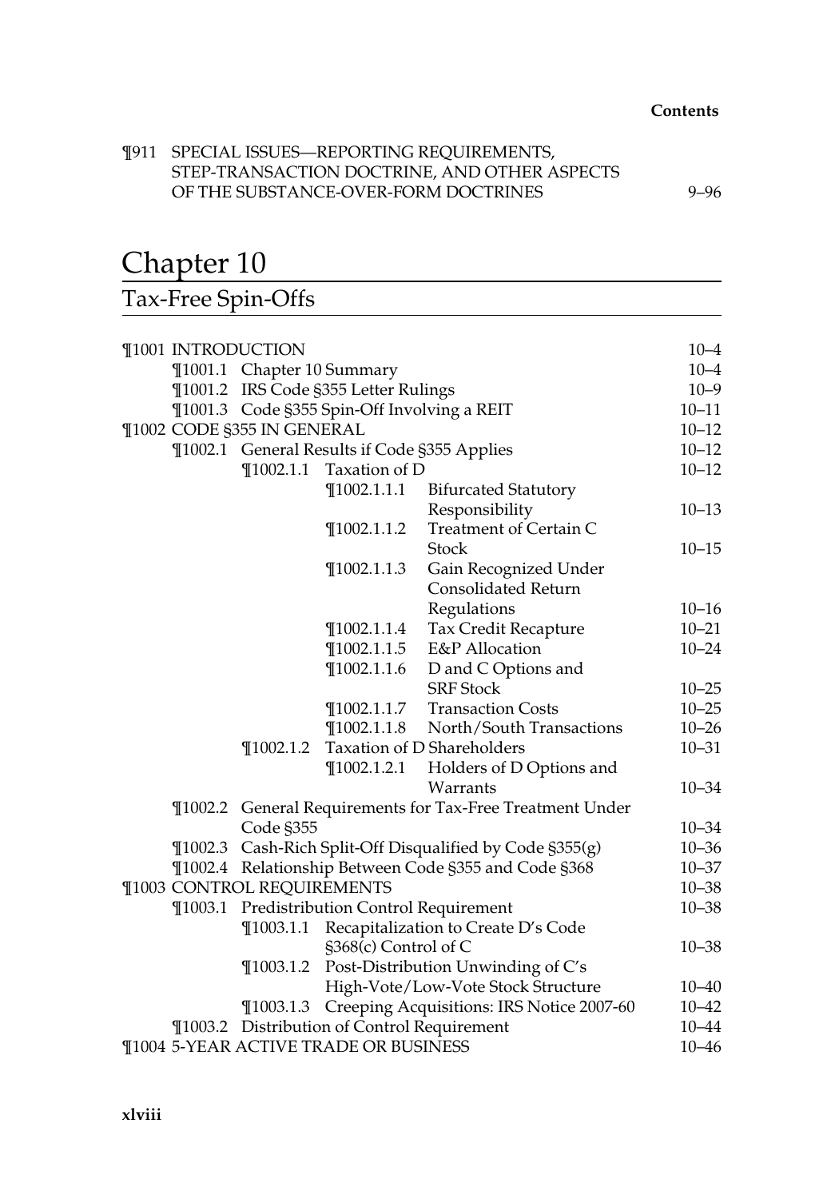¶911 SPECIAL ISSUES—REPORTING REQUIREMENTS, STEP-TRANSACTION DOCTRINE, AND OTHER ASPECTS OF THE SUBSTANCE-OVER-FORM DOCTRINES 9–96

# Chapter 10

## Tax-Free Spin-Offs

¶1001 INTRODUCTION 10–4

- ¶1001.1 Chapter 10 Summary 10–4
- ¶1001.2 IRS Code §355 Letter Rulings 10–9
- ¶1001.3 Code §355 Spin-Off Involving a REIT 10–11

¶1002 CODE §355 IN GENERAL 10–12

- ¶1002.1 General Results if Code §355 Applies 10–12
  - ¶1002.1.1 Taxation of D 10–12
    - ¶1002.1.1.1 Bifurcated Statutory Responsibility 10–13
    - ¶1002.1.1.2 Treatment of Certain C Stock 10–15
    - ¶1002.1.1.3 Gain Recognized Under Consolidated Return Regulations 10–16
    - ¶1002.1.1.4 Tax Credit Recapture 10–21
    - ¶1002.1.1.5 E&P Allocation 10–24
    - ¶1002.1.1.6 D and C Options and SRF Stock 10–25
    - ¶1002.1.1.7 Transaction Costs 10–25
    - ¶1002.1.1.8 North/South Transactions 10–26
  - ¶1002.1.2 Taxation of D Shareholders 10–31
    - ¶1002.1.2.1 Holders of D Options and Warrants 10–34
- ¶1002.2 General Requirements for Tax-Free Treatment Under Code §355 10–34
- ¶1002.3 Cash-Rich Split-Off Disqualified by Code §355(g) 10–36
- ¶1002.4 Relationship Between Code §355 and Code §368 10–37

¶1003 CONTROL REQUIREMENTS 10–38

- ¶1003.1 Predistribution Control Requirement 10–38
  - ¶1003.1.1 Recapitalization to Create D's Code §368(c) Control of C 10–38
  - ¶1003.1.2 Post-Distribution Unwinding of C's High-Vote/Low-Vote Stock Structure 10–40
  - ¶1003.1.3 Creeping Acquisitions: IRS Notice 2007-60 10–42
- ¶1003.2 Distribution of Control Requirement 10–44

¶1004 5-YEAR ACTIVE TRADE OR BUSINESS 10–46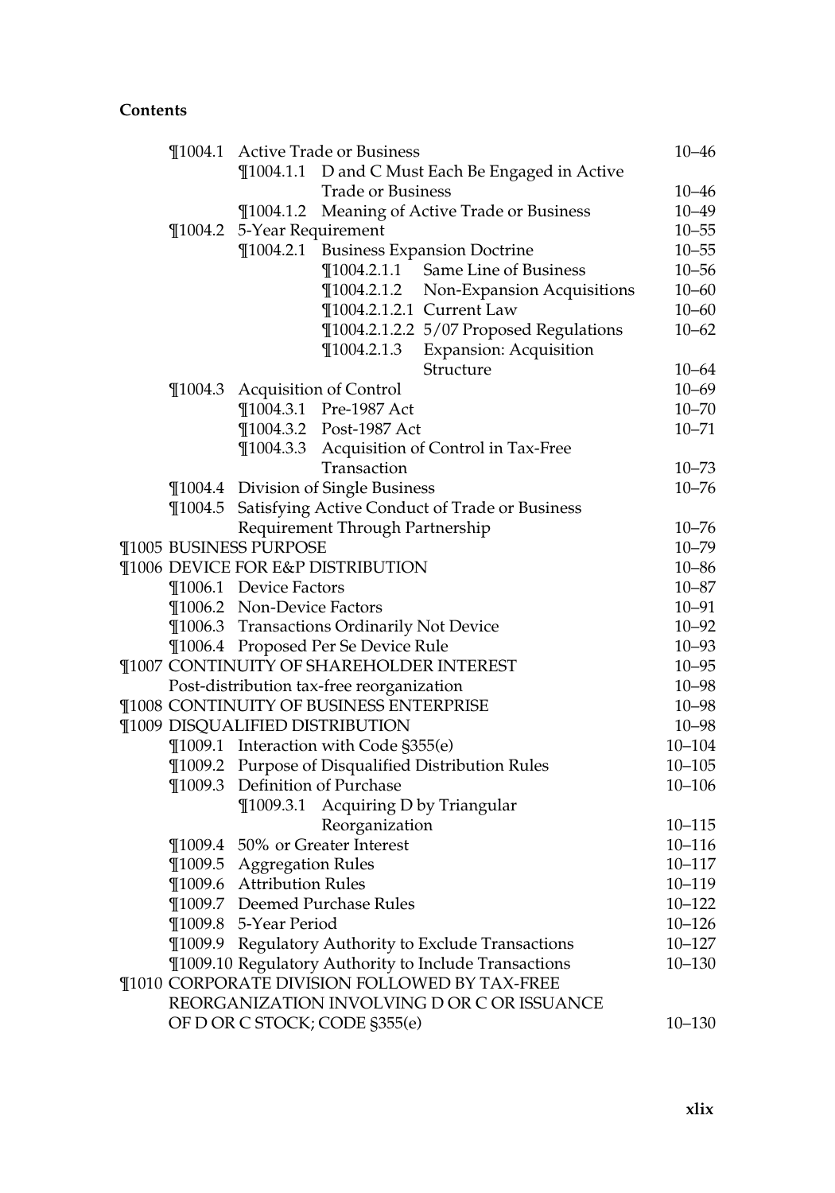**Contents**

| | |
|---|---|
| ¶1004.1 Active Trade or Business | 10–46 |
| ¶1004.1.1 D and C Must Each Be Engaged in Active Trade or Business | 10–46 |
| ¶1004.1.2 Meaning of Active Trade or Business | 10–49 |
| ¶1004.2 5-Year Requirement | 10–55 |
| ¶1004.2.1 Business Expansion Doctrine | 10–55 |
| ¶1004.2.1.1 Same Line of Business | 10–56 |
| ¶1004.2.1.2 Non-Expansion Acquisitions | 10–60 |
| ¶1004.2.1.2.1 Current Law | 10–60 |
| ¶1004.2.1.2.2 5/07 Proposed Regulations | 10–62 |
| ¶1004.2.1.3 Expansion: Acquisition Structure | 10–64 |
| ¶1004.3 Acquisition of Control | 10–69 |
| ¶1004.3.1 Pre-1987 Act | 10–70 |
| ¶1004.3.2 Post-1987 Act | 10–71 |
| ¶1004.3.3 Acquisition of Control in Tax-Free Transaction | 10–73 |
| ¶1004.4 Division of Single Business | 10–76 |
| ¶1004.5 Satisfying Active Conduct of Trade or Business Requirement Through Partnership | 10–76 |
| ¶1005 BUSINESS PURPOSE | 10–79 |
| ¶1006 DEVICE FOR E&P DISTRIBUTION | 10–86 |
| ¶1006.1 Device Factors | 10–87 |
| ¶1006.2 Non-Device Factors | 10–91 |
| ¶1006.3 Transactions Ordinarily Not Device | 10–92 |
| ¶1006.4 Proposed Per Se Device Rule | 10–93 |
| ¶1007 CONTINUITY OF SHAREHOLDER INTEREST | 10–95 |
| Post-distribution tax-free reorganization | 10–98 |
| ¶1008 CONTINUITY OF BUSINESS ENTERPRISE | 10–98 |
| ¶1009 DISQUALIFIED DISTRIBUTION | 10–98 |
| ¶1009.1 Interaction with Code §355(e) | 10–104 |
| ¶1009.2 Purpose of Disqualified Distribution Rules | 10–105 |
| ¶1009.3 Definition of Purchase | 10–106 |
| ¶1009.3.1 Acquiring D by Triangular Reorganization | 10–115 |
| ¶1009.4 50% or Greater Interest | 10–116 |
| ¶1009.5 Aggregation Rules | 10–117 |
| ¶1009.6 Attribution Rules | 10–119 |
| ¶1009.7 Deemed Purchase Rules | 10–122 |
| ¶1009.8 5-Year Period | 10–126 |
| ¶1009.9 Regulatory Authority to Exclude Transactions | 10–127 |
| ¶1009.10 Regulatory Authority to Include Transactions | 10–130 |
| ¶1010 CORPORATE DIVISION FOLLOWED BY TAX-FREE REORGANIZATION INVOLVING D OR C OR ISSUANCE OF D OR C STOCK; CODE §355(e) | 10–130 |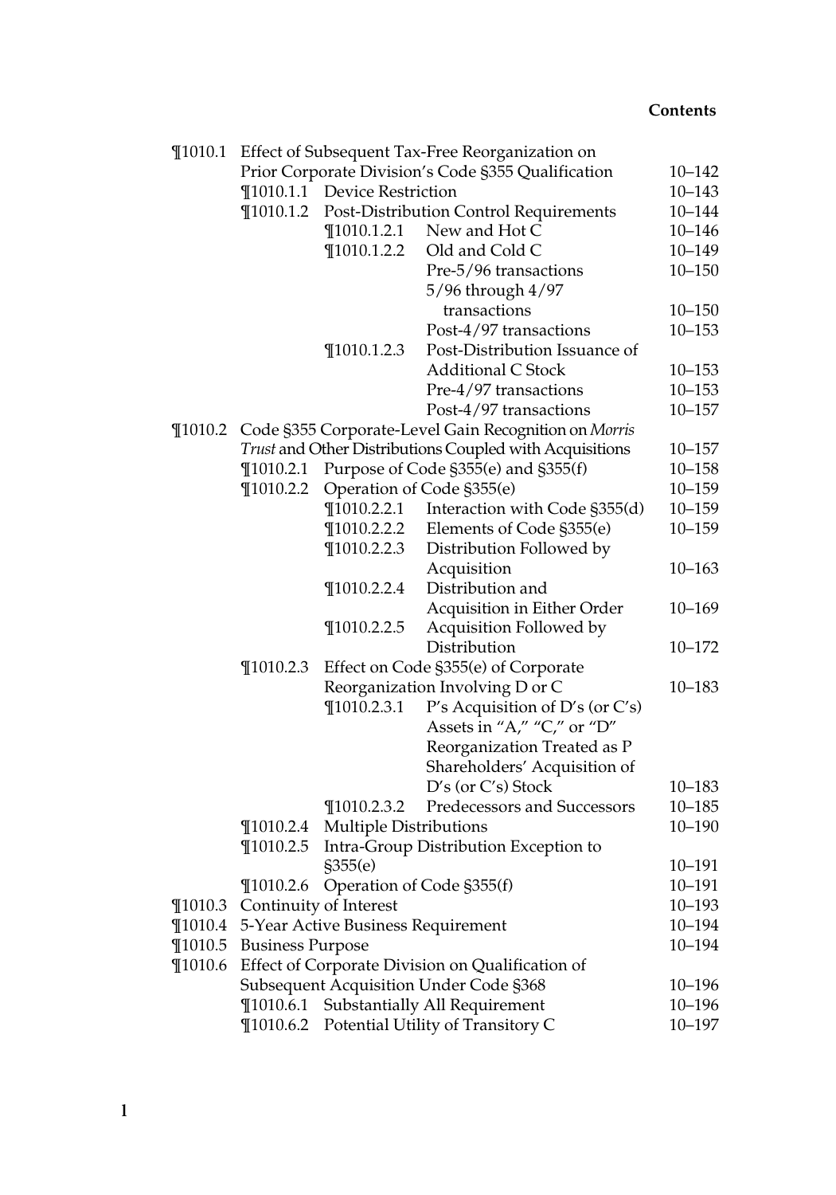| | | | | |
|---|---|---|---|---|
| ¶1010.1 | Effect of Subsequent Tax-Free Reorganization on Prior Corporate Division's Code §355 Qualification | | | 10–142 |
| | ¶1010.1.1 | Device Restriction | | 10–143 |
| | ¶1010.1.2 | Post-Distribution Control Requirements | | 10–144 |
| | | ¶1010.1.2.1 | New and Hot C | 10–146 |
| | | ¶1010.1.2.2 | Old and Cold C | 10–149 |
| | | | Pre-5/96 transactions | 10–150 |
| | | | 5/96 through 4/97 transactions | 10–150 |
| | | | Post-4/97 transactions | 10–153 |
| | | ¶1010.1.2.3 | Post-Distribution Issuance of Additional C Stock | 10–153 |
| | | | Pre-4/97 transactions | 10–153 |
| | | | Post-4/97 transactions | 10–157 |
| ¶1010.2 | Code §355 Corporate-Level Gain Recognition on *Morris Trust* and Other Distributions Coupled with Acquisitions | | | 10–157 |
| | ¶1010.2.1 | Purpose of Code §355(e) and §355(f) | | 10–158 |
| | ¶1010.2.2 | Operation of Code §355(e) | | 10–159 |
| | | ¶1010.2.2.1 | Interaction with Code §355(d) | 10–159 |
| | | ¶1010.2.2.2 | Elements of Code §355(e) | 10–159 |
| | | ¶1010.2.2.3 | Distribution Followed by Acquisition | 10–163 |
| | | ¶1010.2.2.4 | Distribution and Acquisition in Either Order | 10–169 |
| | | ¶1010.2.2.5 | Acquisition Followed by Distribution | 10–172 |
| | ¶1010.2.3 | Effect on Code §355(e) of Corporate Reorganization Involving D or C | | 10–183 |
| | | ¶1010.2.3.1 | P's Acquisition of D's (or C's) Assets in "A," "C," or "D" Reorganization Treated as P Shareholders' Acquisition of D's (or C's) Stock | 10–183 |
| | | ¶1010.2.3.2 | Predecessors and Successors | 10–185 |
| | ¶1010.2.4 | Multiple Distributions | | 10–190 |
| | ¶1010.2.5 | Intra-Group Distribution Exception to §355(e) | | 10–191 |
| | ¶1010.2.6 | Operation of Code §355(f) | | 10–191 |
| ¶1010.3 | Continuity of Interest | | | 10–193 |
| ¶1010.4 | 5-Year Active Business Requirement | | | 10–194 |
| ¶1010.5 | Business Purpose | | | 10–194 |
| ¶1010.6 | Effect of Corporate Division on Qualification of Subsequent Acquisition Under Code §368 | | | 10–196 |
| | ¶1010.6.1 | Substantially All Requirement | | 10–196 |
| | ¶1010.6.2 | Potential Utility of Transitory C | | 10–197 |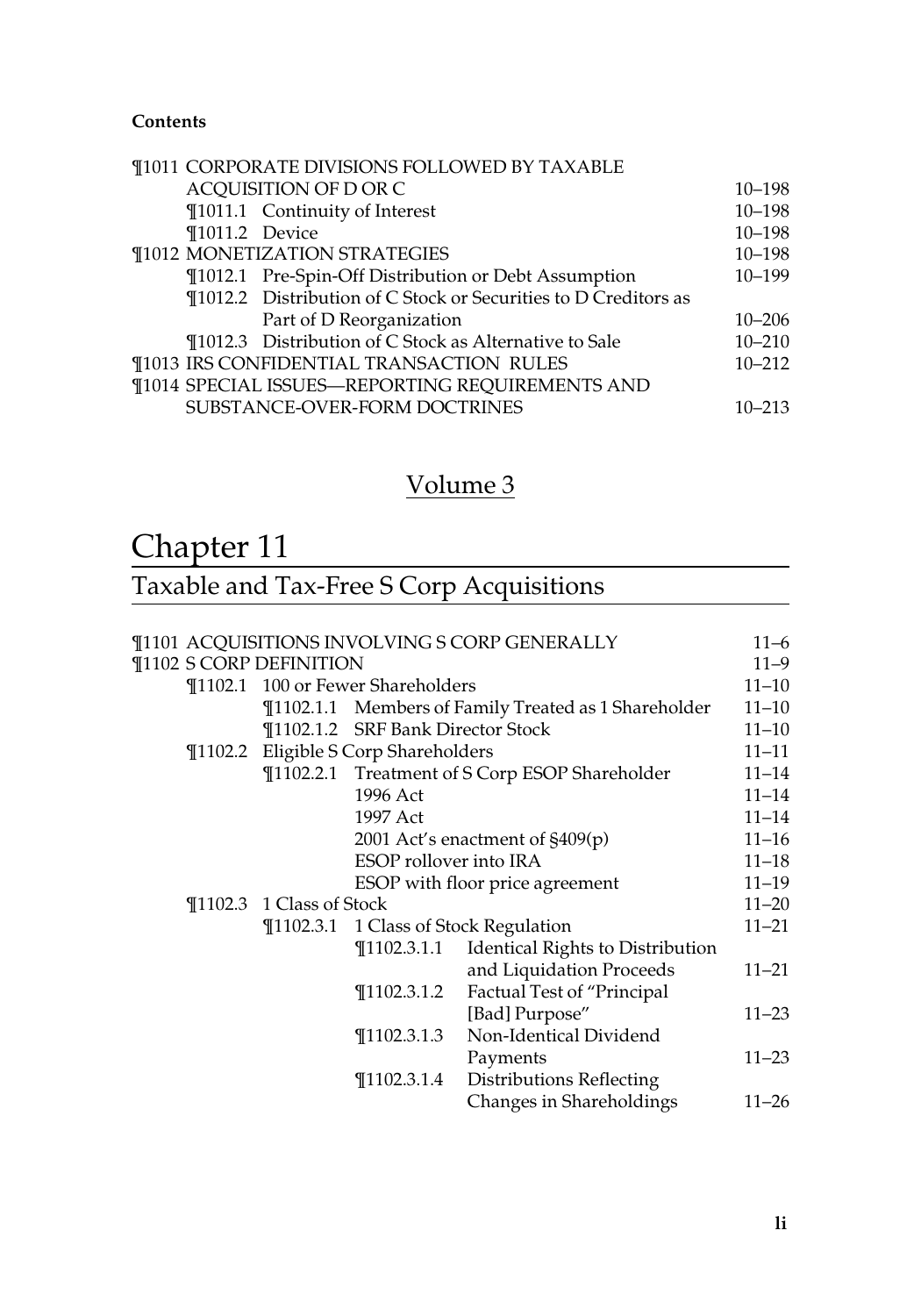**Contents**

| | |
|---|---|
| ¶1011 CORPORATE DIVISIONS FOLLOWED BY TAXABLE ACQUISITION OF D OR C | 10–198 |
| ¶1011.1 Continuity of Interest | 10–198 |
| ¶1011.2 Device | 10–198 |
| ¶1012 MONETIZATION STRATEGIES | 10–198 |
| ¶1012.1 Pre-Spin-Off Distribution or Debt Assumption | 10–199 |
| ¶1012.2 Distribution of C Stock or Securities to D Creditors as Part of D Reorganization | 10–206 |
| ¶1012.3 Distribution of C Stock as Alternative to Sale | 10–210 |
| ¶1013 IRS CONFIDENTIAL TRANSACTION RULES | 10–212 |
| ¶1014 SPECIAL ISSUES—REPORTING REQUIREMENTS AND SUBSTANCE-OVER-FORM DOCTRINES | 10–213 |

## Volume 3

# Chapter 11

## Taxable and Tax-Free S Corp Acquisitions

| | |
|---|---|
| ¶1101 ACQUISITIONS INVOLVING S CORP GENERALLY | 11–6 |
| ¶1102 S CORP DEFINITION | 11–9 |
| ¶1102.1 100 or Fewer Shareholders | 11–10 |
| ¶1102.1.1 Members of Family Treated as 1 Shareholder | 11–10 |
| ¶1102.1.2 SRF Bank Director Stock | 11–10 |
| ¶1102.2 Eligible S Corp Shareholders | 11–11 |
| ¶1102.2.1 Treatment of S Corp ESOP Shareholder | 11–14 |
| 1996 Act | 11–14 |
| 1997 Act | 11–14 |
| 2001 Act's enactment of §409(p) | 11–16 |
| ESOP rollover into IRA | 11–18 |
| ESOP with floor price agreement | 11–19 |
| ¶1102.3 1 Class of Stock | 11–20 |
| ¶1102.3.1 1 Class of Stock Regulation | 11–21 |
| ¶1102.3.1.1 Identical Rights to Distribution and Liquidation Proceeds | 11–21 |
| ¶1102.3.1.2 Factual Test of "Principal [Bad] Purpose" | 11–23 |
| ¶1102.3.1.3 Non-Identical Dividend Payments | 11–23 |
| ¶1102.3.1.4 Distributions Reflecting Changes in Shareholdings | 11–26 |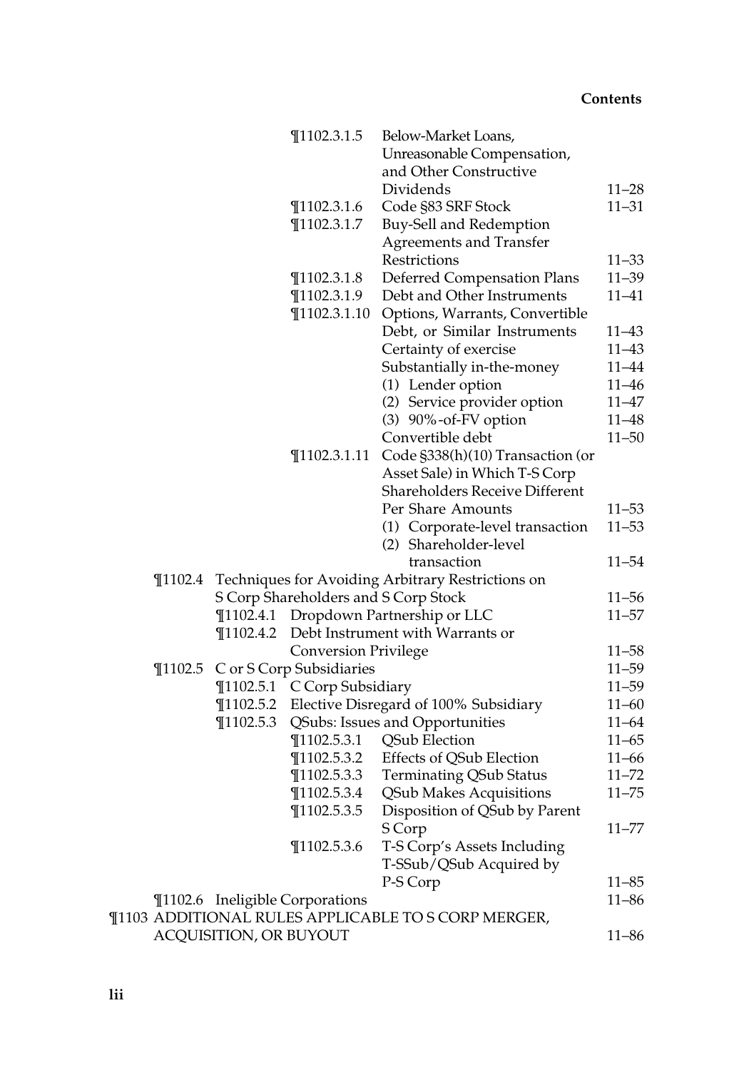| | | | |
|---|---|---|---|
| | | ¶1102.3.1.5 Below-Market Loans, Unreasonable Compensation, and Other Constructive Dividends | 11–28 |
| | | ¶1102.3.1.6 Code §83 SRF Stock | 11–31 |
| | | ¶1102.3.1.7 Buy-Sell and Redemption Agreements and Transfer Restrictions | 11–33 |
| | | ¶1102.3.1.8 Deferred Compensation Plans | 11–39 |
| | | ¶1102.3.1.9 Debt and Other Instruments | 11–41 |
| | | ¶1102.3.1.10 Options, Warrants, Convertible Debt, or Similar Instruments | 11–43 |
| | | Certainty of exercise | 11–43 |
| | | Substantially in-the-money | 11–44 |
| | | (1) Lender option | 11–46 |
| | | (2) Service provider option | 11–47 |
| | | (3) 90%-of-FV option | 11–48 |
| | | Convertible debt | 11–50 |
| | | ¶1102.3.1.11 Code §338(h)(10) Transaction (or Asset Sale) in Which T-S Corp Shareholders Receive Different Per Share Amounts | 11–53 |
| | | (1) Corporate-level transaction | 11–53 |
| | | (2) Shareholder-level transaction | 11–54 |
| ¶1102.4 Techniques for Avoiding Arbitrary Restrictions on S Corp Shareholders and S Corp Stock | | | 11–56 |
| | ¶1102.4.1 Dropdown Partnership or LLC | | 11–57 |
| | ¶1102.4.2 Debt Instrument with Warrants or Conversion Privilege | | 11–58 |
| ¶1102.5 C or S Corp Subsidiaries | | | 11–59 |
| | ¶1102.5.1 C Corp Subsidiary | | 11–59 |
| | ¶1102.5.2 Elective Disregard of 100% Subsidiary | | 11–60 |
| | ¶1102.5.3 QSubs: Issues and Opportunities | | 11–64 |
| | | ¶1102.5.3.1 QSub Election | 11–65 |
| | | ¶1102.5.3.2 Effects of QSub Election | 11–66 |
| | | ¶1102.5.3.3 Terminating QSub Status | 11–72 |
| | | ¶1102.5.3.4 QSub Makes Acquisitions | 11–75 |
| | | ¶1102.5.3.5 Disposition of QSub by Parent S Corp | 11–77 |
| | | ¶1102.5.3.6 T-S Corp's Assets Including T-SSub/QSub Acquired by P-S Corp | 11–85 |
| ¶1102.6 Ineligible Corporations | | | 11–86 |

¶1103 ADDITIONAL RULES APPLICABLE TO S CORP MERGER, ACQUISITION, OR BUYOUT — 11–86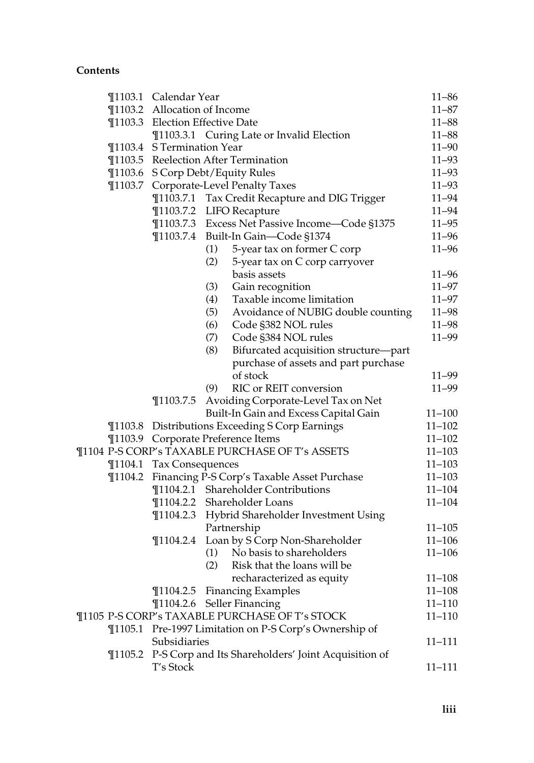**Contents**

- ¶1103.1 Calendar Year 11–86
- ¶1103.2 Allocation of Income 11–87
- ¶1103.3 Election Effective Date 11–88
  - ¶1103.3.1 Curing Late or Invalid Election 11–88
- ¶1103.4 S Termination Year 11–90
- ¶1103.5 Reelection After Termination 11–93
- ¶1103.6 S Corp Debt/Equity Rules 11–93
- ¶1103.7 Corporate-Level Penalty Taxes 11–93
  - ¶1103.7.1 Tax Credit Recapture and DIG Trigger 11–94
  - ¶1103.7.2 LIFO Recapture 11–94
  - ¶1103.7.3 Excess Net Passive Income—Code §1375 11–95
  - ¶1103.7.4 Built-In Gain—Code §1374 11–96
    - (1) 5-year tax on former C corp 11–96
    - (2) 5-year tax on C corp carryover basis assets 11–96
    - (3) Gain recognition 11–97
    - (4) Taxable income limitation 11–97
    - (5) Avoidance of NUBIG double counting 11–98
    - (6) Code §382 NOL rules 11–98
    - (7) Code §384 NOL rules 11–99
    - (8) Bifurcated acquisition structure—part purchase of assets and part purchase of stock 11–99
    - (9) RIC or REIT conversion 11–99
  - ¶1103.7.5 Avoiding Corporate-Level Tax on Net Built-In Gain and Excess Capital Gain 11–100
- ¶1103.8 Distributions Exceeding S Corp Earnings 11–102
- ¶1103.9 Corporate Preference Items 11–102

¶1104 P-S CORP's TAXABLE PURCHASE OF T's ASSETS 11–103

- ¶1104.1 Tax Consequences 11–103
- ¶1104.2 Financing P-S Corp's Taxable Asset Purchase 11–103
  - ¶1104.2.1 Shareholder Contributions 11–104
  - ¶1104.2.2 Shareholder Loans 11–104
  - ¶1104.2.3 Hybrid Shareholder Investment Using Partnership 11–105
  - ¶1104.2.4 Loan by S Corp Non-Shareholder 11–106
    - (1) No basis to shareholders 11–106
    - (2) Risk that the loans will be recharacterized as equity 11–108
  - ¶1104.2.5 Financing Examples 11–108
  - ¶1104.2.6 Seller Financing 11–110

¶1105 P-S CORP's TAXABLE PURCHASE OF T's STOCK 11–110

- ¶1105.1 Pre-1997 Limitation on P-S Corp's Ownership of Subsidiaries 11–111
- ¶1105.2 P-S Corp and Its Shareholders' Joint Acquisition of T's Stock 11–111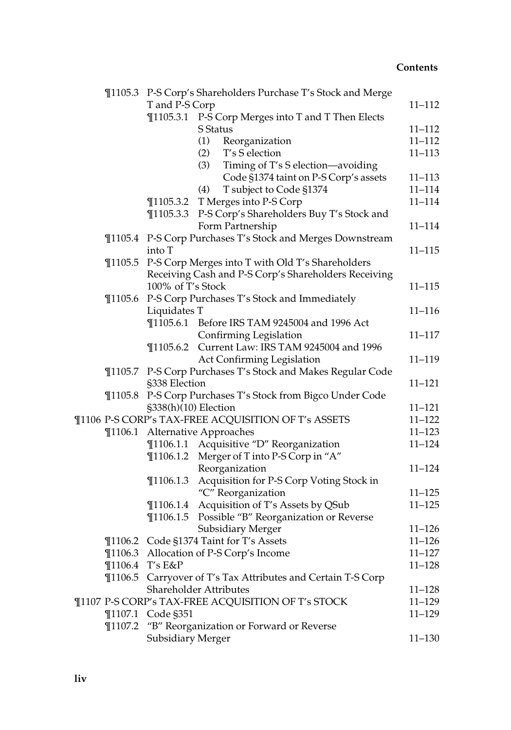¶1105.3 P-S Corp's Shareholders Purchase T's Stock and Merge T and P-S Corp 11–112

¶1105.3.1 P-S Corp Merges into T and T Then Elects S Status 11–112

(1) Reorganization 11–112

(2) T's S election 11–113

(3) Timing of T's S election—avoiding Code §1374 taint on P-S Corp's assets 11–113

(4) T subject to Code §1374 11–114

¶1105.3.2 T Merges into P-S Corp 11–114

¶1105.3.3 P-S Corp's Shareholders Buy T's Stock and Form Partnership 11–114

¶1105.4 P-S Corp Purchases T's Stock and Merges Downstream into T 11–115

¶1105.5 P-S Corp Merges into T with Old T's Shareholders Receiving Cash and P-S Corp's Shareholders Receiving 100% of T's Stock 11–115

¶1105.6 P-S Corp Purchases T's Stock and Immediately Liquidates T 11–116

¶1105.6.1 Before IRS TAM 9245004 and 1996 Act Confirming Legislation 11–117

¶1105.6.2 Current Law: IRS TAM 9245004 and 1996 Act Confirming Legislation 11–119

¶1105.7 P-S Corp Purchases T's Stock and Makes Regular Code §338 Election 11–121

¶1105.8 P-S Corp Purchases T's Stock from Bigco Under Code §338(h)(10) Election 11–121

¶1106 P-S CORP's TAX-FREE ACQUISITION OF T's ASSETS 11–122

¶1106.1 Alternative Approaches 11–123

¶1106.1.1 Acquisitive "D" Reorganization 11–124

¶1106.1.2 Merger of T into P-S Corp in "A" Reorganization 11–124

¶1106.1.3 Acquisition for P-S Corp Voting Stock in "C" Reorganization 11–125

¶1106.1.4 Acquisition of T's Assets by QSub 11–125

¶1106.1.5 Possible "B" Reorganization or Reverse Subsidiary Merger 11–126

¶1106.2 Code §1374 Taint for T's Assets 11–126

¶1106.3 Allocation of P-S Corp's Income 11–127

¶1106.4 T's E&P 11–128

¶1106.5 Carryover of T's Tax Attributes and Certain T-S Corp Shareholder Attributes 11–128

¶1107 P-S CORP's TAX-FREE ACQUISITION OF T's STOCK 11–129

¶1107.1 Code §351 11–129

¶1107.2 "B" Reorganization or Forward or Reverse Subsidiary Merger 11–130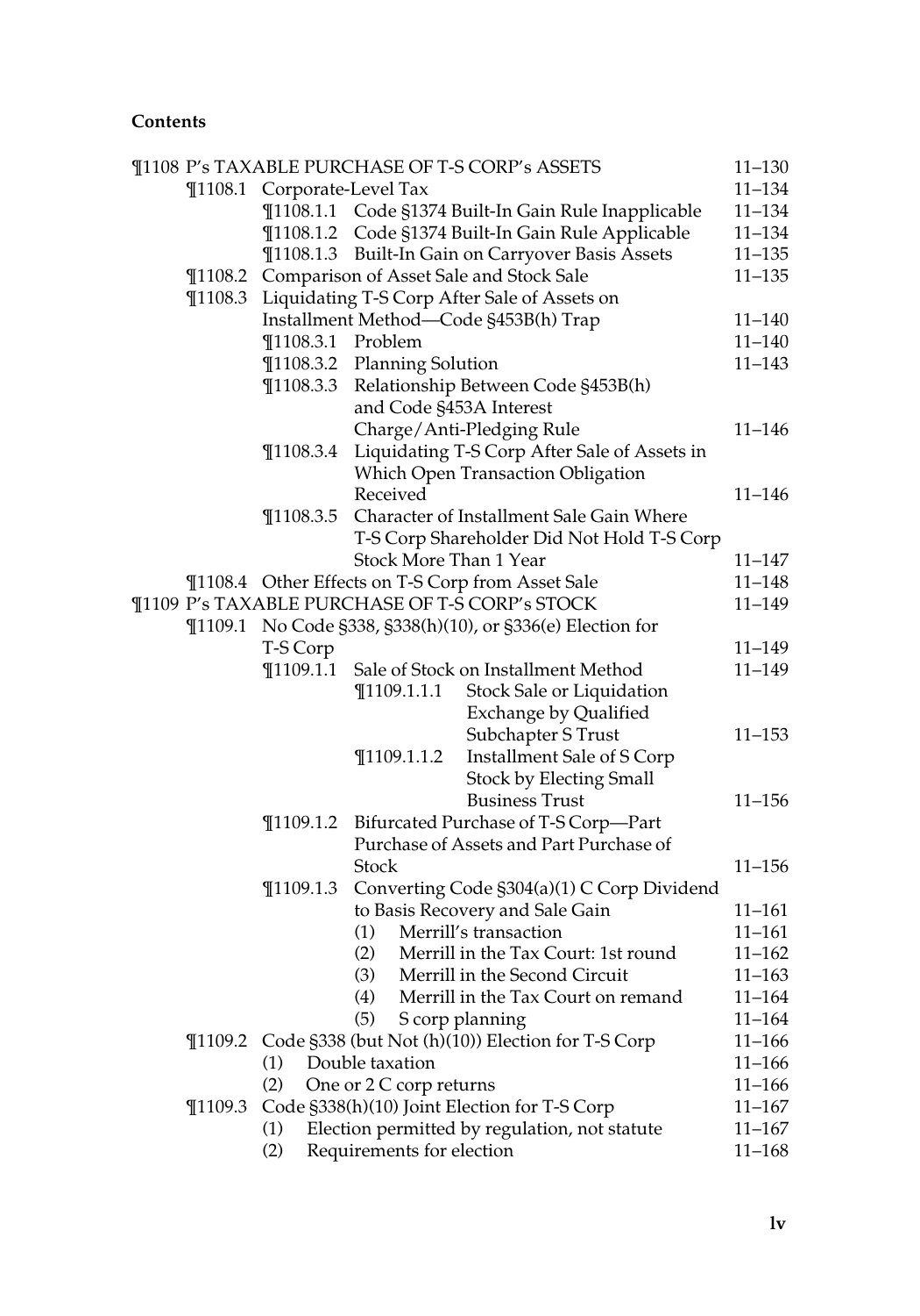**Contents**

| | | |
|---|---|---|
| ¶1108 P's TAXABLE PURCHASE OF T-S CORP's ASSETS | | 11–130 |
| ¶1108.1 Corporate-Level Tax | | 11–134 |
| | ¶1108.1.1 Code §1374 Built-In Gain Rule Inapplicable | 11–134 |
| | ¶1108.1.2 Code §1374 Built-In Gain Rule Applicable | 11–134 |
| | ¶1108.1.3 Built-In Gain on Carryover Basis Assets | 11–135 |
| ¶1108.2 Comparison of Asset Sale and Stock Sale | | 11–135 |
| ¶1108.3 Liquidating T-S Corp After Sale of Assets on Installment Method—Code §453B(h) Trap | | 11–140 |
| | ¶1108.3.1 Problem | 11–140 |
| | ¶1108.3.2 Planning Solution | 11–143 |
| | ¶1108.3.3 Relationship Between Code §453B(h) and Code §453A Interest Charge/Anti-Pledging Rule | 11–146 |
| | ¶1108.3.4 Liquidating T-S Corp After Sale of Assets in Which Open Transaction Obligation Received | 11–146 |
| | ¶1108.3.5 Character of Installment Sale Gain Where T-S Corp Shareholder Did Not Hold T-S Corp Stock More Than 1 Year | 11–147 |
| ¶1108.4 Other Effects on T-S Corp from Asset Sale | | 11–148 |
| ¶1109 P's TAXABLE PURCHASE OF T-S CORP's STOCK | | 11–149 |
| ¶1109.1 No Code §338, §338(h)(10), or §336(e) Election for T-S Corp | | 11–149 |
| | ¶1109.1.1 Sale of Stock on Installment Method | 11–149 |
| | ¶1109.1.1.1 Stock Sale or Liquidation Exchange by Qualified Subchapter S Trust | 11–153 |
| | ¶1109.1.1.2 Installment Sale of S Corp Stock by Electing Small Business Trust | 11–156 |
| | ¶1109.1.2 Bifurcated Purchase of T-S Corp—Part Purchase of Assets and Part Purchase of Stock | 11–156 |
| | ¶1109.1.3 Converting Code §304(a)(1) C Corp Dividend to Basis Recovery and Sale Gain | 11–161 |
| | (1) Merrill's transaction | 11–161 |
| | (2) Merrill in the Tax Court: 1st round | 11–162 |
| | (3) Merrill in the Second Circuit | 11–163 |
| | (4) Merrill in the Tax Court on remand | 11–164 |
| | (5) S corp planning | 11–164 |
| ¶1109.2 Code §338 (but Not (h)(10)) Election for T-S Corp | | 11–166 |
| | (1) Double taxation | 11–166 |
| | (2) One or 2 C corp returns | 11–166 |
| ¶1109.3 Code §338(h)(10) Joint Election for T-S Corp | | 11–167 |
| | (1) Election permitted by regulation, not statute | 11–167 |
| | (2) Requirements for election | 11–168 |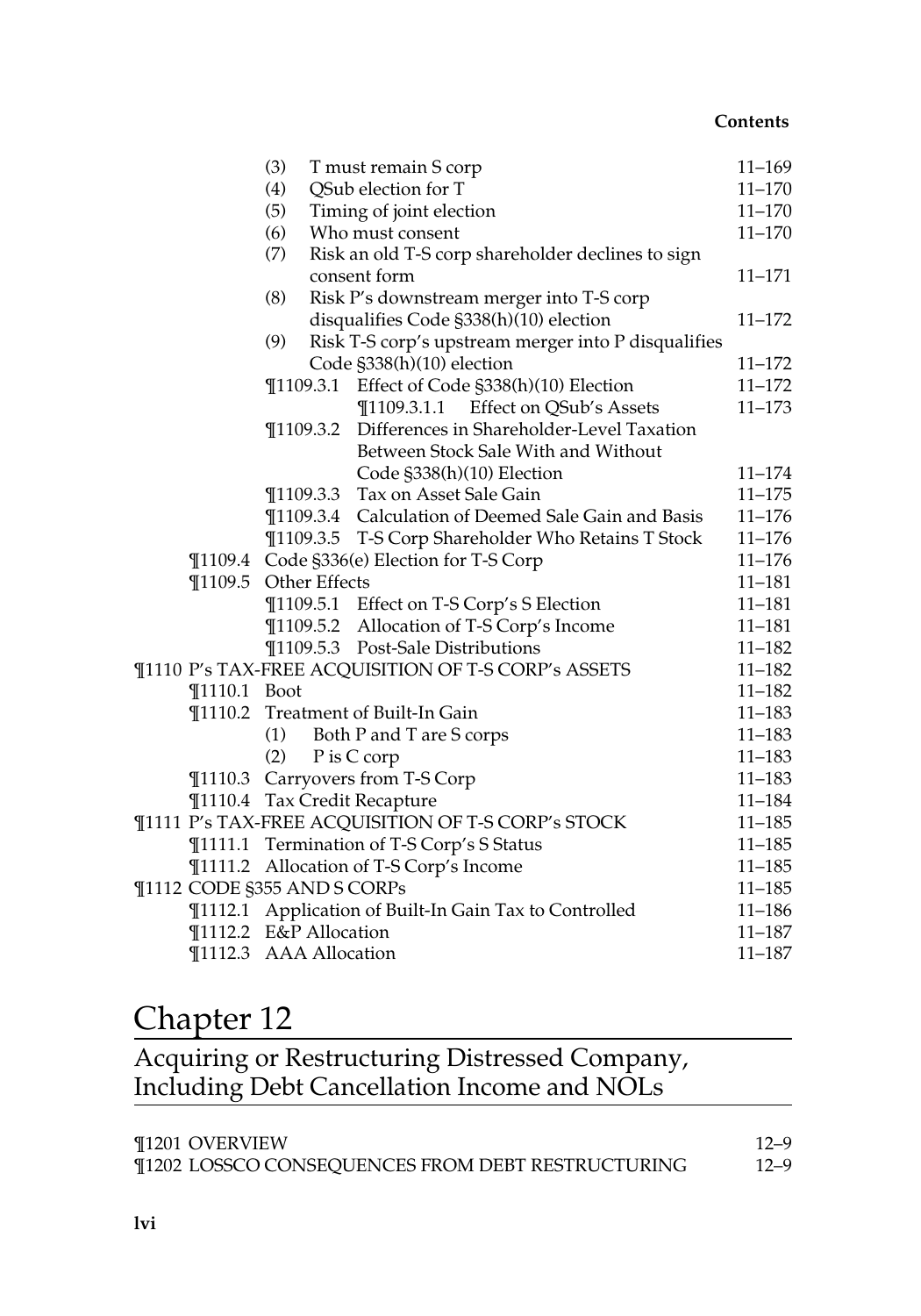(3) T must remain S corp 11–169
(4) QSub election for T 11–170
(5) Timing of joint election 11–170
(6) Who must consent 11–170
(7) Risk an old T-S corp shareholder declines to sign consent form 11–171
(8) Risk P's downstream merger into T-S corp disqualifies Code §338(h)(10) election 11–172
(9) Risk T-S corp's upstream merger into P disqualifies Code §338(h)(10) election 11–172

¶1109.3.1 Effect of Code §338(h)(10) Election 11–172

¶1109.3.1.1 Effect on QSub's Assets 11–173

¶1109.3.2 Differences in Shareholder-Level Taxation Between Stock Sale With and Without Code §338(h)(10) Election 11–174

¶1109.3.3 Tax on Asset Sale Gain 11–175

¶1109.3.4 Calculation of Deemed Sale Gain and Basis 11–176

¶1109.3.5 T-S Corp Shareholder Who Retains T Stock 11–176

¶1109.4 Code §336(e) Election for T-S Corp 11–176

¶1109.5 Other Effects 11–181

¶1109.5.1 Effect on T-S Corp's S Election 11–181

¶1109.5.2 Allocation of T-S Corp's Income 11–181

¶1109.5.3 Post-Sale Distributions 11–182

¶1110 P's TAX-FREE ACQUISITION OF T-S CORP's ASSETS 11–182

¶1110.1 Boot 11–182

¶1110.2 Treatment of Built-In Gain 11–183

(1) Both P and T are S corps 11–183
(2) P is C corp 11–183

¶1110.3 Carryovers from T-S Corp 11–183

¶1110.4 Tax Credit Recapture 11–184

¶1111 P's TAX-FREE ACQUISITION OF T-S CORP's STOCK 11–185

¶1111.1 Termination of T-S Corp's S Status 11–185

¶1111.2 Allocation of T-S Corp's Income 11–185

¶1112 CODE §355 AND S CORPs 11–185

¶1112.1 Application of Built-In Gain Tax to Controlled 11–186

¶1112.2 E&P Allocation 11–187

¶1112.3 AAA Allocation 11–187

# Chapter 12

## Acquiring or Restructuring Distressed Company, Including Debt Cancellation Income and NOLs

¶1201 OVERVIEW 12–9

¶1202 LOSSCO CONSEQUENCES FROM DEBT RESTRUCTURING 12–9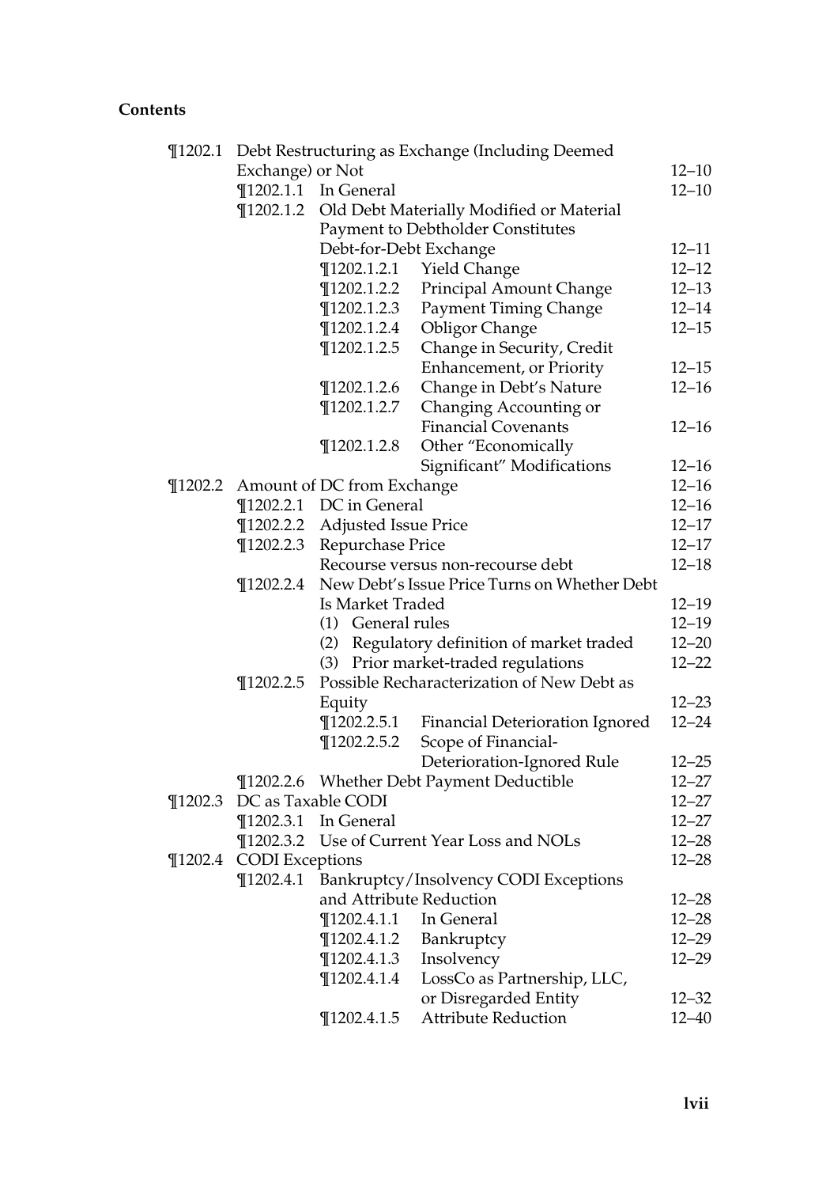**Contents**

| | | | | |
|---|---|---|---|---|
| ¶1202.1 | Debt Restructuring as Exchange (Including Deemed Exchange) or Not | | | 12–10 |
| | ¶1202.1.1 | In General | | 12–10 |
| | ¶1202.1.2 | Old Debt Materially Modified or Material Payment to Debtholder Constitutes Debt-for-Debt Exchange | | 12–11 |
| | | ¶1202.1.2.1 | Yield Change | 12–12 |
| | | ¶1202.1.2.2 | Principal Amount Change | 12–13 |
| | | ¶1202.1.2.3 | Payment Timing Change | 12–14 |
| | | ¶1202.1.2.4 | Obligor Change | 12–15 |
| | | ¶1202.1.2.5 | Change in Security, Credit Enhancement, or Priority | 12–15 |
| | | ¶1202.1.2.6 | Change in Debt's Nature | 12–16 |
| | | ¶1202.1.2.7 | Changing Accounting or Financial Covenants | 12–16 |
| | | ¶1202.1.2.8 | Other "Economically Significant" Modifications | 12–16 |
| ¶1202.2 | Amount of DC from Exchange | | | 12–16 |
| | ¶1202.2.1 | DC in General | | 12–16 |
| | ¶1202.2.2 | Adjusted Issue Price | | 12–17 |
| | ¶1202.2.3 | Repurchase Price | | 12–17 |
| | | Recourse versus non-recourse debt | | 12–18 |
| | ¶1202.2.4 | New Debt's Issue Price Turns on Whether Debt Is Market Traded | | 12–19 |
| | | (1) General rules | | 12–19 |
| | | (2) Regulatory definition of market traded | | 12–20 |
| | | (3) Prior market-traded regulations | | 12–22 |
| | ¶1202.2.5 | Possible Recharacterization of New Debt as Equity | | 12–23 |
| | | ¶1202.2.5.1 | Financial Deterioration Ignored | 12–24 |
| | | ¶1202.2.5.2 | Scope of Financial-Deterioration-Ignored Rule | 12–25 |
| | ¶1202.2.6 | Whether Debt Payment Deductible | | 12–27 |
| ¶1202.3 | DC as Taxable CODI | | | 12–27 |
| | ¶1202.3.1 | In General | | 12–27 |
| | ¶1202.3.2 | Use of Current Year Loss and NOLs | | 12–28 |
| ¶1202.4 | CODI Exceptions | | | 12–28 |
| | ¶1202.4.1 | Bankruptcy/Insolvency CODI Exceptions and Attribute Reduction | | 12–28 |
| | | ¶1202.4.1.1 | In General | 12–28 |
| | | ¶1202.4.1.2 | Bankruptcy | 12–29 |
| | | ¶1202.4.1.3 | Insolvency | 12–29 |
| | | ¶1202.4.1.4 | LossCo as Partnership, LLC, or Disregarded Entity | 12–32 |
| | | ¶1202.4.1.5 | Attribute Reduction | 12–40 |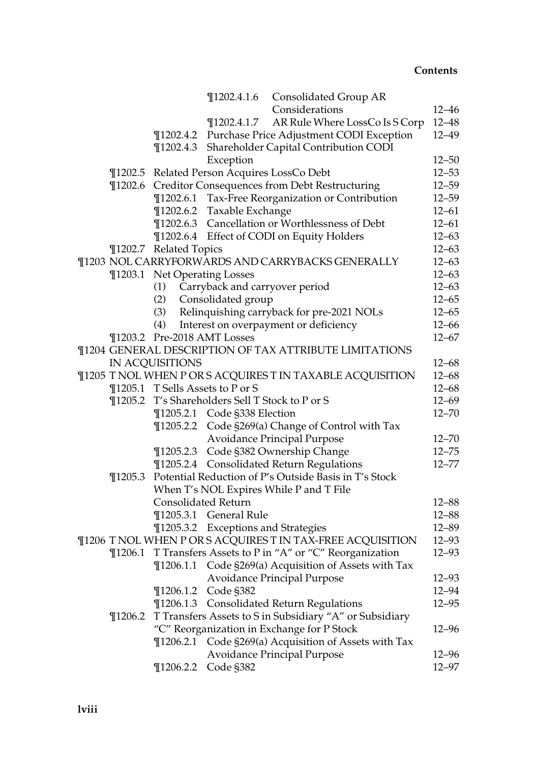¶1202.4.1.6 Consolidated Group AR Considerations 12–46

¶1202.4.1.7 AR Rule Where LossCo Is S Corp 12–48

¶1202.4.2 Purchase Price Adjustment CODI Exception 12–49

¶1202.4.3 Shareholder Capital Contribution CODI Exception 12–50

¶1202.5 Related Person Acquires LossCo Debt 12–53

¶1202.6 Creditor Consequences from Debt Restructuring 12–59

¶1202.6.1 Tax-Free Reorganization or Contribution 12–59

¶1202.6.2 Taxable Exchange 12–61

¶1202.6.3 Cancellation or Worthlessness of Debt 12–61

¶1202.6.4 Effect of CODI on Equity Holders 12–63

¶1202.7 Related Topics 12–63

¶1203 NOL CARRYFORWARDS AND CARRYBACKS GENERALLY 12–63

¶1203.1 Net Operating Losses 12–63

(1) Carryback and carryover period 12–63

(2) Consolidated group 12–65

(3) Relinquishing carryback for pre-2021 NOLs 12–65

(4) Interest on overpayment or deficiency 12–66

¶1203.2 Pre-2018 AMT Losses 12–67

¶1204 GENERAL DESCRIPTION OF TAX ATTRIBUTE LIMITATIONS IN ACQUISITIONS 12–68

¶1205 T NOL WHEN P OR S ACQUIRES T IN TAXABLE ACQUISITION 12–68

¶1205.1 T Sells Assets to P or S 12–68

¶1205.2 T's Shareholders Sell T Stock to P or S 12–69

¶1205.2.1 Code §338 Election 12–70

¶1205.2.2 Code §269(a) Change of Control with Tax Avoidance Principal Purpose 12–70

¶1205.2.3 Code §382 Ownership Change 12–75

¶1205.2.4 Consolidated Return Regulations 12–77

¶1205.3 Potential Reduction of P's Outside Basis in T's Stock When T's NOL Expires While P and T File Consolidated Return 12–88

¶1205.3.1 General Rule 12–88

¶1205.3.2 Exceptions and Strategies 12–89

¶1206 T NOL WHEN P OR S ACQUIRES T IN TAX-FREE ACQUISITION 12–93

¶1206.1 T Transfers Assets to P in "A" or "C" Reorganization 12–93

¶1206.1.1 Code §269(a) Acquisition of Assets with Tax Avoidance Principal Purpose 12–93

¶1206.1.2 Code §382 12–94

¶1206.1.3 Consolidated Return Regulations 12–95

¶1206.2 T Transfers Assets to S in Subsidiary "A" or Subsidiary "C" Reorganization in Exchange for P Stock 12–96

¶1206.2.1 Code §269(a) Acquisition of Assets with Tax Avoidance Principal Purpose 12–96

¶1206.2.2 Code §382 12–97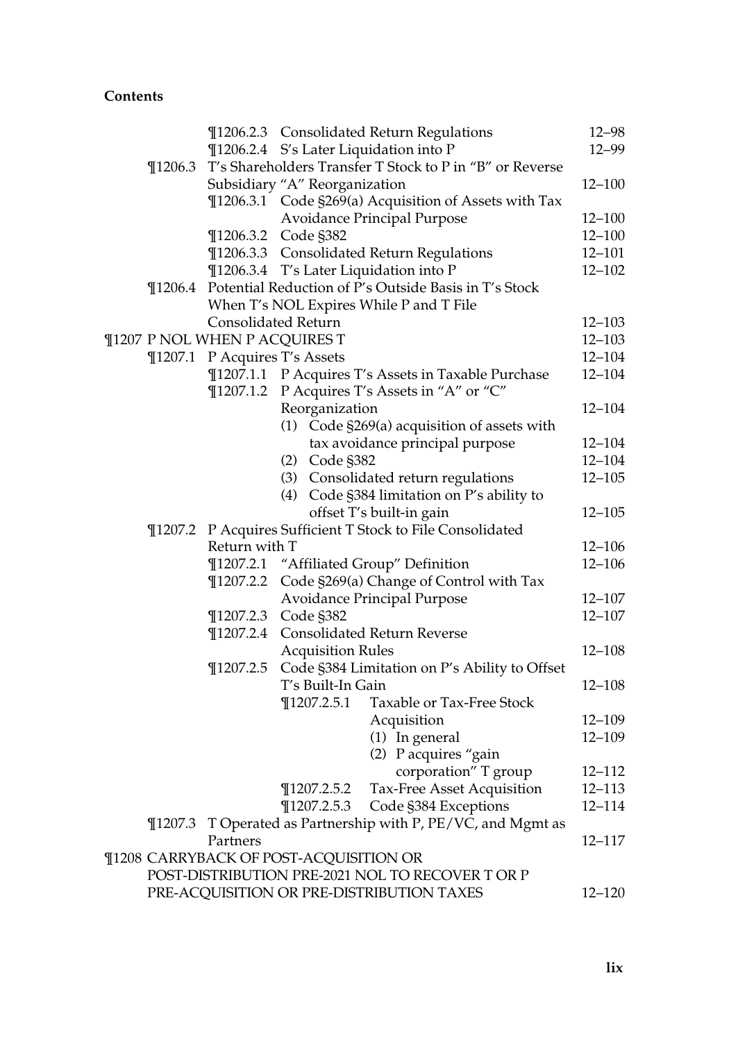**Contents**

| | | | |
|---|---|---|---|
| | ¶1206.2.3 | Consolidated Return Regulations | 12–98 |
| | ¶1206.2.4 | S's Later Liquidation into P | 12–99 |
| ¶1206.3 | T's Shareholders Transfer T Stock to P in "B" or Reverse Subsidiary "A" Reorganization | | 12–100 |
| | ¶1206.3.1 | Code §269(a) Acquisition of Assets with Tax Avoidance Principal Purpose | 12–100 |
| | ¶1206.3.2 | Code §382 | 12–100 |
| | ¶1206.3.3 | Consolidated Return Regulations | 12–101 |
| | ¶1206.3.4 | T's Later Liquidation into P | 12–102 |
| ¶1206.4 | Potential Reduction of P's Outside Basis in T's Stock When T's NOL Expires While P and T File Consolidated Return | | 12–103 |
| ¶1207 P NOL WHEN P ACQUIRES T | | | 12–103 |
| ¶1207.1 | P Acquires T's Assets | | 12–104 |
| | ¶1207.1.1 | P Acquires T's Assets in Taxable Purchase | 12–104 |
| | ¶1207.1.2 | P Acquires T's Assets in "A" or "C" Reorganization | 12–104 |
| | | (1) Code §269(a) acquisition of assets with tax avoidance principal purpose | 12–104 |
| | | (2) Code §382 | 12–104 |
| | | (3) Consolidated return regulations | 12–105 |
| | | (4) Code §384 limitation on P's ability to offset T's built-in gain | 12–105 |
| ¶1207.2 | P Acquires Sufficient T Stock to File Consolidated Return with T | | 12–106 |
| | ¶1207.2.1 | "Affiliated Group" Definition | 12–106 |
| | ¶1207.2.2 | Code §269(a) Change of Control with Tax Avoidance Principal Purpose | 12–107 |
| | ¶1207.2.3 | Code §382 | 12–107 |
| | ¶1207.2.4 | Consolidated Return Reverse Acquisition Rules | 12–108 |
| | ¶1207.2.5 | Code §384 Limitation on P's Ability to Offset T's Built-In Gain | 12–108 |
| | | ¶1207.2.5.1 Taxable or Tax-Free Stock Acquisition | 12–109 |
| | | (1) In general | 12–109 |
| | | (2) P acquires "gain corporation" T group | 12–112 |
| | | ¶1207.2.5.2 Tax-Free Asset Acquisition | 12–113 |
| | | ¶1207.2.5.3 Code §384 Exceptions | 12–114 |
| ¶1207.3 | T Operated as Partnership with P, PE/VC, and Mgmt as Partners | | 12–117 |
| ¶1208 CARRYBACK OF POST-ACQUISITION OR POST-DISTRIBUTION PRE-2021 NOL TO RECOVER T OR P PRE-ACQUISITION OR PRE-DISTRIBUTION TAXES | | | 12–120 |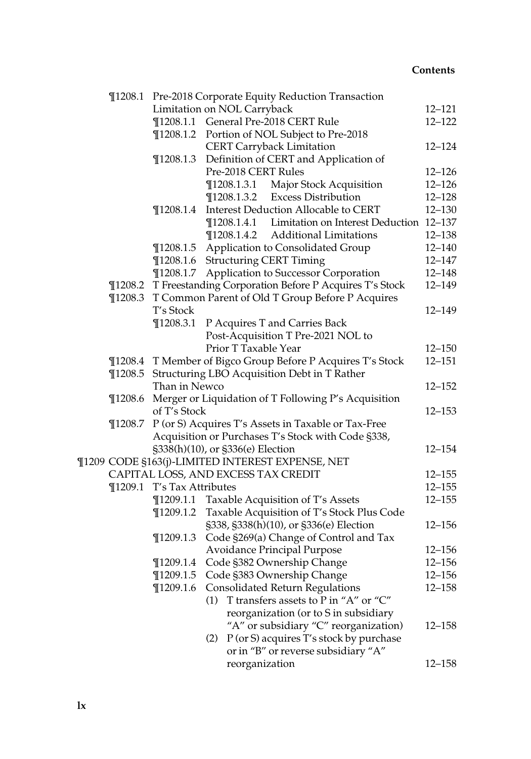¶1208.1 Pre-2018 Corporate Equity Reduction Transaction Limitation on NOL Carryback 12–121

¶1208.1.1 General Pre-2018 CERT Rule 12–122

¶1208.1.2 Portion of NOL Subject to Pre-2018 CERT Carryback Limitation 12–124

¶1208.1.3 Definition of CERT and Application of Pre-2018 CERT Rules 12–126

¶1208.1.3.1 Major Stock Acquisition 12–126

¶1208.1.3.2 Excess Distribution 12–128

¶1208.1.4 Interest Deduction Allocable to CERT 12–130

¶1208.1.4.1 Limitation on Interest Deduction 12–137

¶1208.1.4.2 Additional Limitations 12–138

¶1208.1.5 Application to Consolidated Group 12–140

¶1208.1.6 Structuring CERT Timing 12–147

¶1208.1.7 Application to Successor Corporation 12–148

¶1208.2 T Freestanding Corporation Before P Acquires T's Stock 12–149

¶1208.3 T Common Parent of Old T Group Before P Acquires T's Stock 12–149

¶1208.3.1 P Acquires T and Carries Back Post-Acquisition T Pre-2021 NOL to Prior T Taxable Year 12–150

¶1208.4 T Member of Bigco Group Before P Acquires T's Stock 12–151

¶1208.5 Structuring LBO Acquisition Debt in T Rather Than in Newco 12–152

¶1208.6 Merger or Liquidation of T Following P's Acquisition of T's Stock 12–153

¶1208.7 P (or S) Acquires T's Assets in Taxable or Tax-Free Acquisition or Purchases T's Stock with Code §338, §338(h)(10), or §336(e) Election 12–154

¶1209 CODE §163(j)-LIMITED INTEREST EXPENSE, NET CAPITAL LOSS, AND EXCESS TAX CREDIT 12–155

¶1209.1 T's Tax Attributes 12–155

¶1209.1.1 Taxable Acquisition of T's Assets 12–155

¶1209.1.2 Taxable Acquisition of T's Stock Plus Code §338, §338(h)(10), or §336(e) Election 12–156

¶1209.1.3 Code §269(a) Change of Control and Tax Avoidance Principal Purpose 12–156

¶1209.1.4 Code §382 Ownership Change 12–156

¶1209.1.5 Code §383 Ownership Change 12–156

¶1209.1.6 Consolidated Return Regulations 12–158

(1) T transfers assets to P in "A" or "C" reorganization (or to S in subsidiary "A" or subsidiary "C" reorganization) 12–158

(2) P (or S) acquires T's stock by purchase or in "B" or reverse subsidiary "A" reorganization 12–158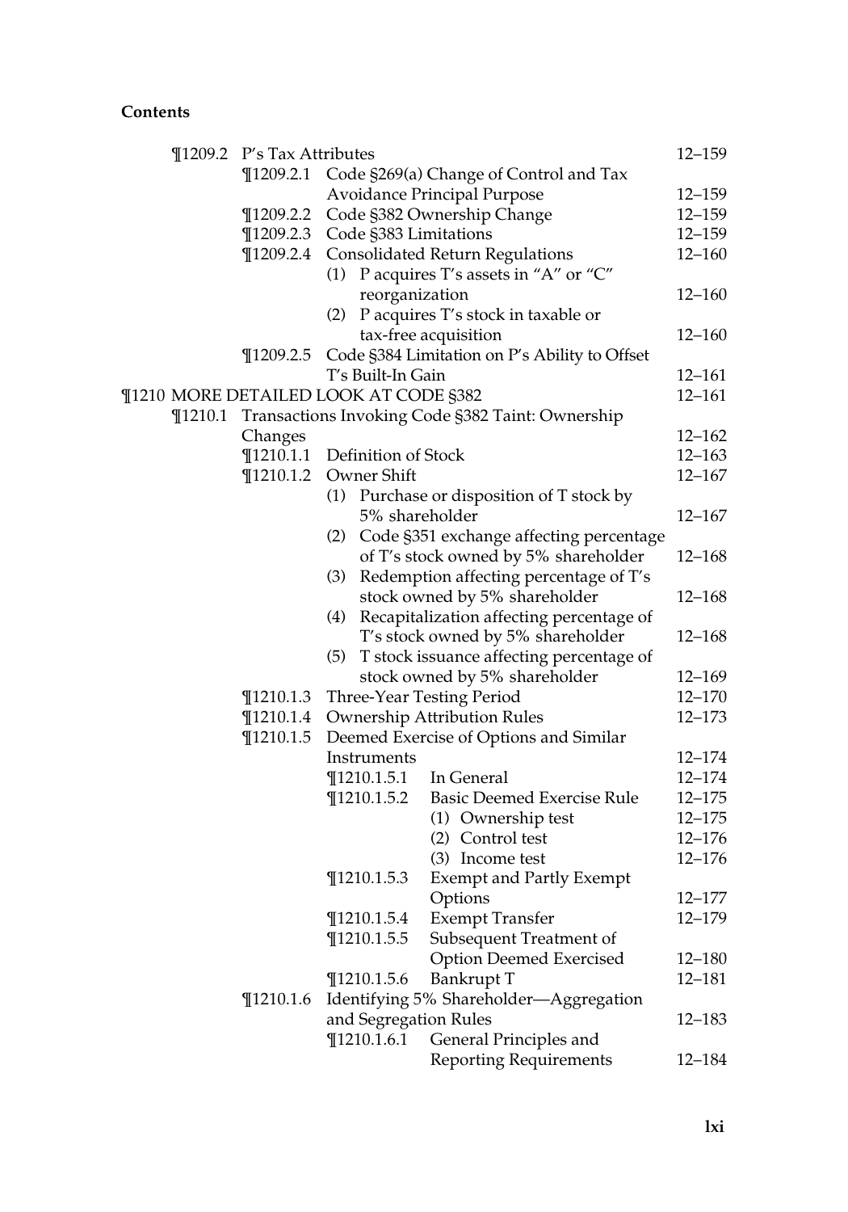**Contents**

- ¶1209.2 P's Tax Attributes — 12–159
  - ¶1209.2.1 Code §269(a) Change of Control and Tax Avoidance Principal Purpose — 12–159
  - ¶1209.2.2 Code §382 Ownership Change — 12–159
  - ¶1209.2.3 Code §383 Limitations — 12–159
  - ¶1209.2.4 Consolidated Return Regulations — 12–160
    - (1) P acquires T's assets in "A" or "C" reorganization — 12–160
    - (2) P acquires T's stock in taxable or tax-free acquisition — 12–160
  - ¶1209.2.5 Code §384 Limitation on P's Ability to Offset T's Built-In Gain — 12–161

¶1210 MORE DETAILED LOOK AT CODE §382 — 12–161

- ¶1210.1 Transactions Invoking Code §382 Taint: Ownership Changes — 12–162
  - ¶1210.1.1 Definition of Stock — 12–163
  - ¶1210.1.2 Owner Shift — 12–167
    - (1) Purchase or disposition of T stock by 5% shareholder — 12–167
    - (2) Code §351 exchange affecting percentage of T's stock owned by 5% shareholder — 12–168
    - (3) Redemption affecting percentage of T's stock owned by 5% shareholder — 12–168
    - (4) Recapitalization affecting percentage of T's stock owned by 5% shareholder — 12–168
    - (5) T stock issuance affecting percentage of stock owned by 5% shareholder — 12–169
  - ¶1210.1.3 Three-Year Testing Period — 12–170
  - ¶1210.1.4 Ownership Attribution Rules — 12–173
  - ¶1210.1.5 Deemed Exercise of Options and Similar Instruments — 12–174
    - ¶1210.1.5.1 In General — 12–174
    - ¶1210.1.5.2 Basic Deemed Exercise Rule — 12–175
      - (1) Ownership test — 12–175
      - (2) Control test — 12–176
      - (3) Income test — 12–176
    - ¶1210.1.5.3 Exempt and Partly Exempt Options — 12–177
    - ¶1210.1.5.4 Exempt Transfer — 12–179
    - ¶1210.1.5.5 Subsequent Treatment of Option Deemed Exercised — 12–180
    - ¶1210.1.5.6 Bankrupt T — 12–181
  - ¶1210.1.6 Identifying 5% Shareholder—Aggregation and Segregation Rules — 12–183
    - ¶1210.1.6.1 General Principles and Reporting Requirements — 12–184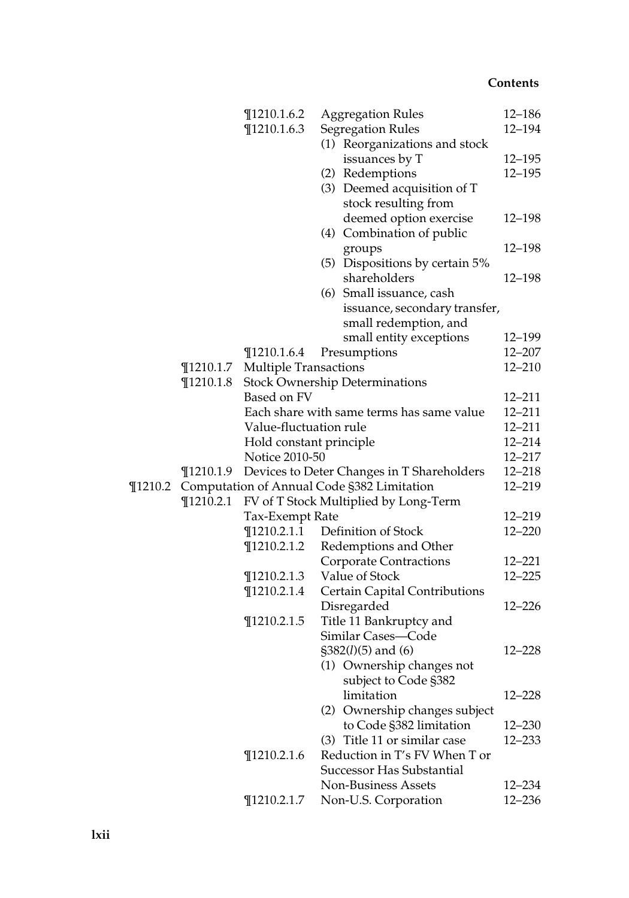**Contents**

| | | | | |
|---|---|---|---|---|
| | | ¶1210.1.6.2 | Aggregation Rules | 12–186 |
| | | ¶1210.1.6.3 | Segregation Rules | 12–194 |
| | | | (1) Reorganizations and stock issuances by T | 12–195 |
| | | | (2) Redemptions | 12–195 |
| | | | (3) Deemed acquisition of T stock resulting from deemed option exercise | 12–198 |
| | | | (4) Combination of public groups | 12–198 |
| | | | (5) Dispositions by certain 5% shareholders | 12–198 |
| | | | (6) Small issuance, cash issuance, secondary transfer, small redemption, and small entity exceptions | 12–199 |
| | | ¶1210.1.6.4 | Presumptions | 12–207 |
| | ¶1210.1.7 | Multiple Transactions | | 12–210 |
| | ¶1210.1.8 | Stock Ownership Determinations | | |
| | | Based on FV | | 12–211 |
| | | Each share with same terms has same value | | 12–211 |
| | | Value-fluctuation rule | | 12–211 |
| | | Hold constant principle | | 12–214 |
| | | Notice 2010-50 | | 12–217 |
| | ¶1210.1.9 | Devices to Deter Changes in T Shareholders | | 12–218 |
| ¶1210.2 | Computation of Annual Code §382 Limitation | | | 12–219 |
| | ¶1210.2.1 | FV of T Stock Multiplied by Long-Term Tax-Exempt Rate | | 12–219 |
| | | ¶1210.2.1.1 | Definition of Stock | 12–220 |
| | | ¶1210.2.1.2 | Redemptions and Other Corporate Contractions | 12–221 |
| | | ¶1210.2.1.3 | Value of Stock | 12–225 |
| | | ¶1210.2.1.4 | Certain Capital Contributions Disregarded | 12–226 |
| | | ¶1210.2.1.5 | Title 11 Bankruptcy and Similar Cases—Code §382(*l*)(5) and (6) | 12–228 |
| | | | (1) Ownership changes not subject to Code §382 limitation | 12–228 |
| | | | (2) Ownership changes subject to Code §382 limitation | 12–230 |
| | | | (3) Title 11 or similar case | 12–233 |
| | | ¶1210.2.1.6 | Reduction in T's FV When T or Successor Has Substantial Non-Business Assets | 12–234 |
| | | ¶1210.2.1.7 | Non-U.S. Corporation | 12–236 |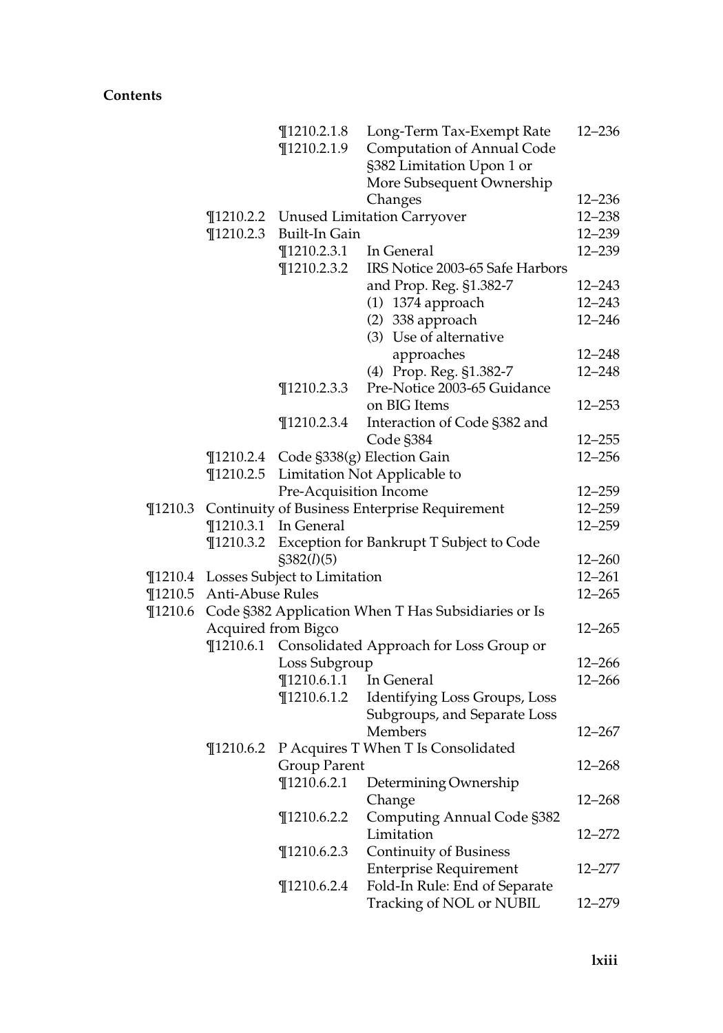**Contents**

| | | | | |
|---|---|---|---|---|
| | | ¶1210.2.1.8 | Long-Term Tax-Exempt Rate | 12–236 |
| | | ¶1210.2.1.9 | Computation of Annual Code §382 Limitation Upon 1 or More Subsequent Ownership Changes | 12–236 |
| | ¶1210.2.2 | Unused Limitation Carryover | | 12–238 |
| | ¶1210.2.3 | Built-In Gain | | 12–239 |
| | | ¶1210.2.3.1 | In General | 12–239 |
| | | ¶1210.2.3.2 | IRS Notice 2003-65 Safe Harbors and Prop. Reg. §1.382-7 | 12–243 |
| | | | (1) 1374 approach | 12–243 |
| | | | (2) 338 approach | 12–246 |
| | | | (3) Use of alternative approaches | 12–248 |
| | | | (4) Prop. Reg. §1.382-7 | 12–248 |
| | | ¶1210.2.3.3 | Pre-Notice 2003-65 Guidance on BIG Items | 12–253 |
| | | ¶1210.2.3.4 | Interaction of Code §382 and Code §384 | 12–255 |
| | ¶1210.2.4 | Code §338(g) Election Gain | | 12–256 |
| | ¶1210.2.5 | Limitation Not Applicable to Pre-Acquisition Income | | 12–259 |
| ¶1210.3 | Continuity of Business Enterprise Requirement | | | 12–259 |
| | ¶1210.3.1 | In General | | 12–259 |
| | ¶1210.3.2 | Exception for Bankrupt T Subject to Code §382(*l*)(5) | | 12–260 |
| ¶1210.4 | Losses Subject to Limitation | | | 12–261 |
| ¶1210.5 | Anti-Abuse Rules | | | 12–265 |
| ¶1210.6 | Code §382 Application When T Has Subsidiaries or Is Acquired from Bigco | | | 12–265 |
| | ¶1210.6.1 | Consolidated Approach for Loss Group or Loss Subgroup | | 12–266 |
| | | ¶1210.6.1.1 | In General | 12–266 |
| | | ¶1210.6.1.2 | Identifying Loss Groups, Loss Subgroups, and Separate Loss Members | 12–267 |
| | ¶1210.6.2 | P Acquires T When T Is Consolidated Group Parent | | 12–268 |
| | | ¶1210.6.2.1 | Determining Ownership Change | 12–268 |
| | | ¶1210.6.2.2 | Computing Annual Code §382 Limitation | 12–272 |
| | | ¶1210.6.2.3 | Continuity of Business Enterprise Requirement | 12–277 |
| | | ¶1210.6.2.4 | Fold-In Rule: End of Separate Tracking of NOL or NUBIL | 12–279 |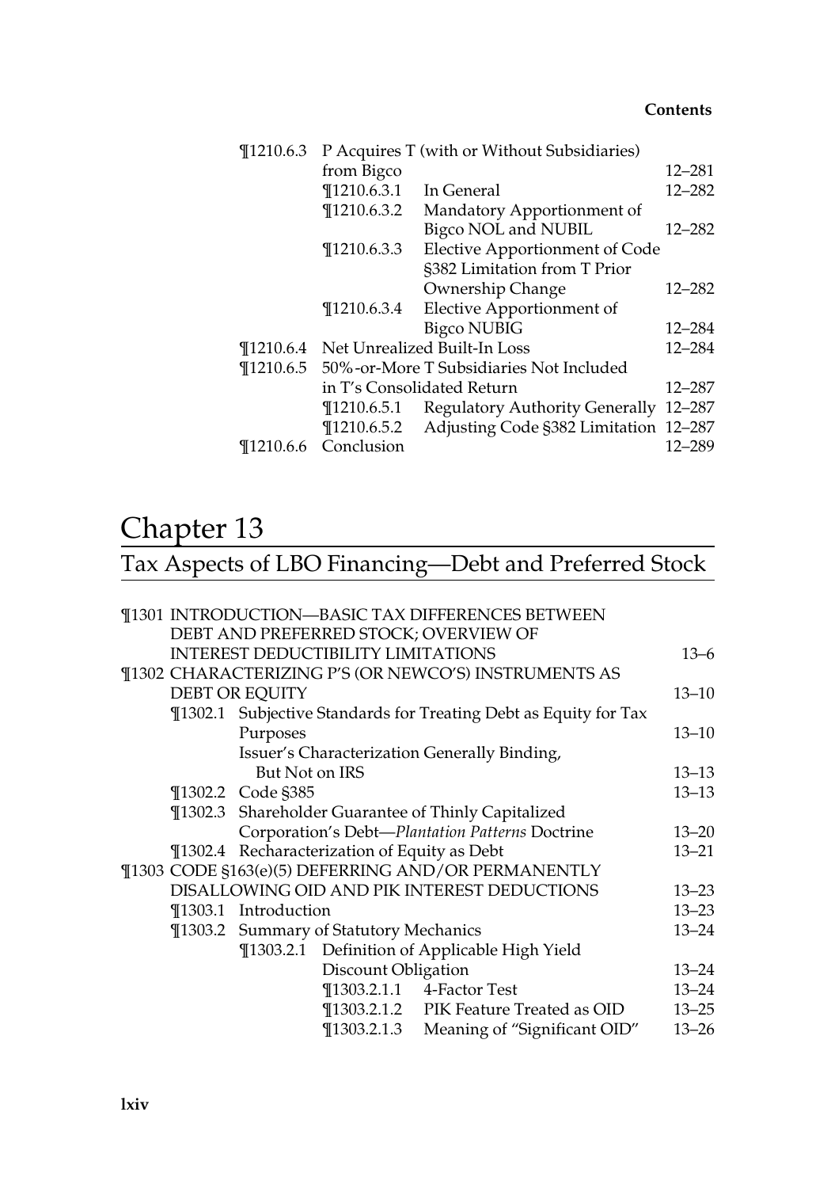| | | | |
|---|---|---|---|
| ¶1210.6.3 | P Acquires T (with or Without Subsidiaries) from Bigco | | 12–281 |
| | ¶1210.6.3.1 | In General | 12–282 |
| | ¶1210.6.3.2 | Mandatory Apportionment of Bigco NOL and NUBIL | 12–282 |
| | ¶1210.6.3.3 | Elective Apportionment of Code §382 Limitation from T Prior Ownership Change | 12–282 |
| | ¶1210.6.3.4 | Elective Apportionment of Bigco NUBIG | 12–284 |
| ¶1210.6.4 | Net Unrealized Built-In Loss | | 12–284 |
| ¶1210.6.5 | 50%-or-More T Subsidiaries Not Included in T's Consolidated Return | | 12–287 |
| | ¶1210.6.5.1 | Regulatory Authority Generally | 12–287 |
| | ¶1210.6.5.2 | Adjusting Code §382 Limitation | 12–287 |
| ¶1210.6.6 | Conclusion | | 12–289 |

# Chapter 13

## Tax Aspects of LBO Financing—Debt and Preferred Stock

| | |
|---|---|
| ¶1301 INTRODUCTION—BASIC TAX DIFFERENCES BETWEEN DEBT AND PREFERRED STOCK; OVERVIEW OF INTEREST DEDUCTIBILITY LIMITATIONS | 13–6 |
| ¶1302 CHARACTERIZING P'S (OR NEWCO'S) INSTRUMENTS AS DEBT OR EQUITY | 13–10 |
| ¶1302.1 Subjective Standards for Treating Debt as Equity for Tax Purposes | 13–10 |
| Issuer's Characterization Generally Binding, But Not on IRS | 13–13 |
| ¶1302.2 Code §385 | 13–13 |
| ¶1302.3 Shareholder Guarantee of Thinly Capitalized Corporation's Debt—*Plantation Patterns* Doctrine | 13–20 |
| ¶1302.4 Recharacterization of Equity as Debt | 13–21 |
| ¶1303 CODE §163(e)(5) DEFERRING AND/OR PERMANENTLY DISALLOWING OID AND PIK INTEREST DEDUCTIONS | 13–23 |
| ¶1303.1 Introduction | 13–23 |
| ¶1303.2 Summary of Statutory Mechanics | 13–24 |
| ¶1303.2.1 Definition of Applicable High Yield Discount Obligation | 13–24 |
| ¶1303.2.1.1 4-Factor Test | 13–24 |
| ¶1303.2.1.2 PIK Feature Treated as OID | 13–25 |
| ¶1303.2.1.3 Meaning of "Significant OID" | 13–26 |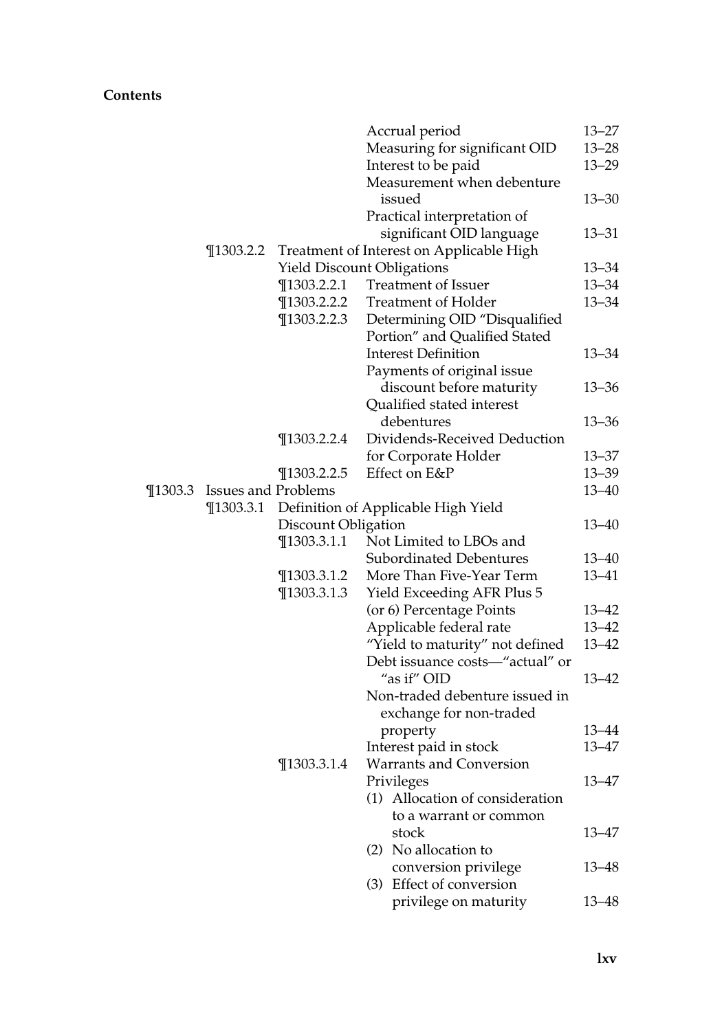**Contents**

| | | | | |
|---|---|---|---|---|
| | | | Accrual period | 13–27 |
| | | | Measuring for significant OID | 13–28 |
| | | | Interest to be paid | 13–29 |
| | | | Measurement when debenture issued | 13–30 |
| | | | Practical interpretation of significant OID language | 13–31 |
| | ¶1303.2.2 | Treatment of Interest on Applicable High Yield Discount Obligations | | 13–34 |
| | | ¶1303.2.2.1 | Treatment of Issuer | 13–34 |
| | | ¶1303.2.2.2 | Treatment of Holder | 13–34 |
| | | ¶1303.2.2.3 | Determining OID "Disqualified Portion" and Qualified Stated Interest Definition | 13–34 |
| | | | Payments of original issue discount before maturity | 13–36 |
| | | | Qualified stated interest debentures | 13–36 |
| | | ¶1303.2.2.4 | Dividends-Received Deduction for Corporate Holder | 13–37 |
| | | ¶1303.2.2.5 | Effect on E&P | 13–39 |
| ¶1303.3 | Issues and Problems | | | 13–40 |
| | ¶1303.3.1 | Definition of Applicable High Yield Discount Obligation | | 13–40 |
| | | ¶1303.3.1.1 | Not Limited to LBOs and Subordinated Debentures | 13–40 |
| | | ¶1303.3.1.2 | More Than Five-Year Term | 13–41 |
| | | ¶1303.3.1.3 | Yield Exceeding AFR Plus 5 (or 6) Percentage Points | 13–42 |
| | | | Applicable federal rate | 13–42 |
| | | | "Yield to maturity" not defined | 13–42 |
| | | | Debt issuance costs—"actual" or "as if" OID | 13–42 |
| | | | Non-traded debenture issued in exchange for non-traded property | 13–44 |
| | | | Interest paid in stock | 13–47 |
| | | ¶1303.3.1.4 | Warrants and Conversion Privileges | 13–47 |
| | | | (1) Allocation of consideration to a warrant or common stock | 13–47 |
| | | | (2) No allocation to conversion privilege | 13–48 |
| | | | (3) Effect of conversion privilege on maturity | 13–48 |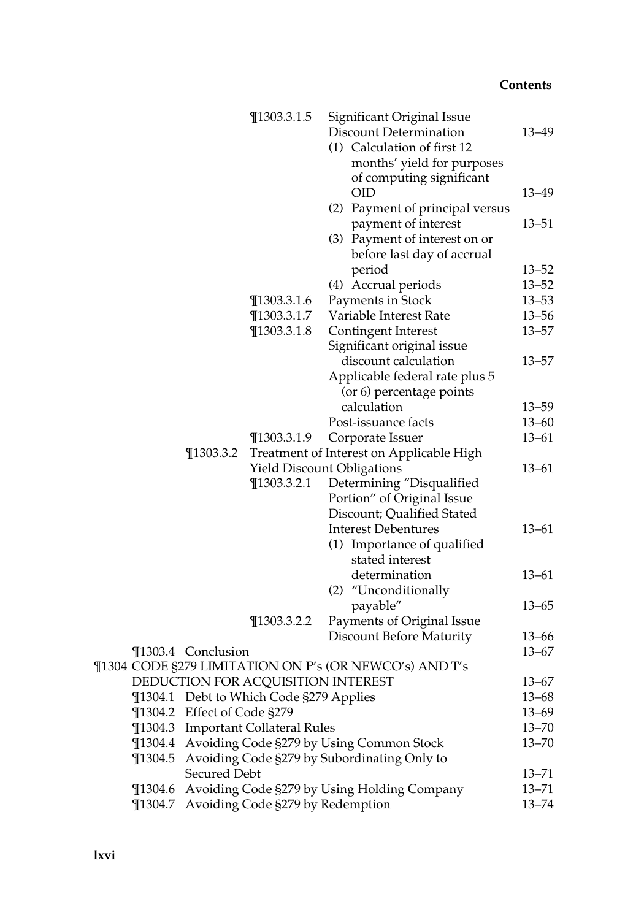¶1303.3.1.5 Significant Original Issue Discount Determination 13–49

(1) Calculation of first 12 months' yield for purposes of computing significant OID 13–49

(2) Payment of principal versus payment of interest 13–51

(3) Payment of interest on or before last day of accrual period 13–52

(4) Accrual periods 13–52

¶1303.3.1.6 Payments in Stock 13–53

¶1303.3.1.7 Variable Interest Rate 13–56

¶1303.3.1.8 Contingent Interest 13–57

Significant original issue discount calculation 13–57

Applicable federal rate plus 5 (or 6) percentage points calculation 13–59

Post-issuance facts 13–60

¶1303.3.1.9 Corporate Issuer 13–61

¶1303.3.2 Treatment of Interest on Applicable High Yield Discount Obligations 13–61

¶1303.3.2.1 Determining "Disqualified Portion" of Original Issue Discount; Qualified Stated Interest Debentures 13–61

(1) Importance of qualified stated interest determination 13–61

(2) "Unconditionally payable" 13–65

¶1303.3.2.2 Payments of Original Issue Discount Before Maturity 13–66

¶1303.4 Conclusion 13–67

¶1304 CODE §279 LIMITATION ON P's (OR NEWCO's) AND T's DEDUCTION FOR ACQUISITION INTEREST 13–67

¶1304.1 Debt to Which Code §279 Applies 13–68

¶1304.2 Effect of Code §279 13–69

¶1304.3 Important Collateral Rules 13–70

¶1304.4 Avoiding Code §279 by Using Common Stock 13–70

¶1304.5 Avoiding Code §279 by Subordinating Only to Secured Debt 13–71

¶1304.6 Avoiding Code §279 by Using Holding Company 13–71

¶1304.7 Avoiding Code §279 by Redemption 13–74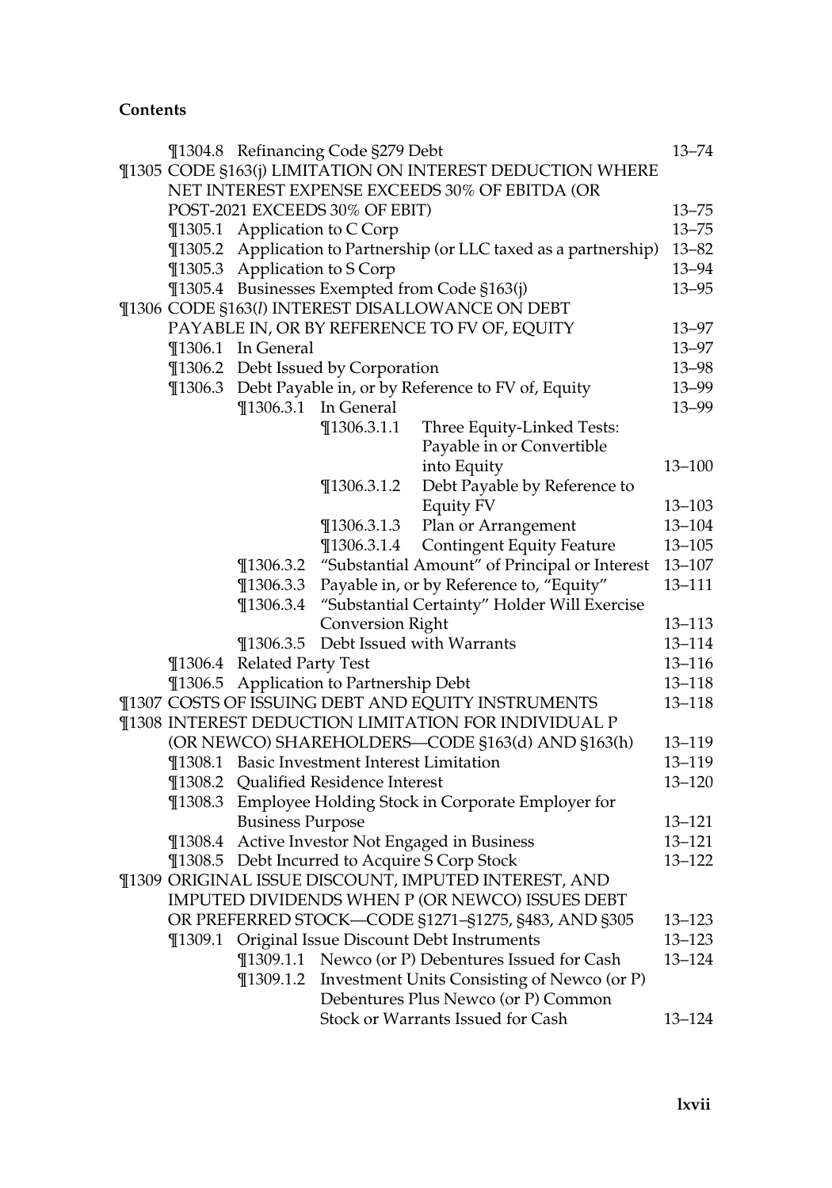**Contents**

¶1304.8 Refinancing Code §279 Debt 13–74

¶1305 CODE §163(j) LIMITATION ON INTEREST DEDUCTION WHERE NET INTEREST EXPENSE EXCEEDS 30% OF EBITDA (OR POST-2021 EXCEEDS 30% OF EBIT) 13–75

- ¶1305.1 Application to C Corp 13–75
- ¶1305.2 Application to Partnership (or LLC taxed as a partnership) 13–82
- ¶1305.3 Application to S Corp 13–94
- ¶1305.4 Businesses Exempted from Code §163(j) 13–95

¶1306 CODE §163(*l*) INTEREST DISALLOWANCE ON DEBT PAYABLE IN, OR BY REFERENCE TO FV OF, EQUITY 13–97

- ¶1306.1 In General 13–97
- ¶1306.2 Debt Issued by Corporation 13–98
- ¶1306.3 Debt Payable in, or by Reference to FV of, Equity 13–99
  - ¶1306.3.1 In General 13–99
    - ¶1306.3.1.1 Three Equity-Linked Tests: Payable in or Convertible into Equity 13–100
    - ¶1306.3.1.2 Debt Payable by Reference to Equity FV 13–103
    - ¶1306.3.1.3 Plan or Arrangement 13–104
    - ¶1306.3.1.4 Contingent Equity Feature 13–105
  - ¶1306.3.2 "Substantial Amount" of Principal or Interest 13–107
  - ¶1306.3.3 Payable in, or by Reference to, "Equity" 13–111
  - ¶1306.3.4 "Substantial Certainty" Holder Will Exercise Conversion Right 13–113
  - ¶1306.3.5 Debt Issued with Warrants 13–114
- ¶1306.4 Related Party Test 13–116
- ¶1306.5 Application to Partnership Debt 13–118

¶1307 COSTS OF ISSUING DEBT AND EQUITY INSTRUMENTS 13–118

¶1308 INTEREST DEDUCTION LIMITATION FOR INDIVIDUAL P (OR NEWCO) SHAREHOLDERS—CODE §163(d) AND §163(h) 13–119

- ¶1308.1 Basic Investment Interest Limitation 13–119
- ¶1308.2 Qualified Residence Interest 13–120
- ¶1308.3 Employee Holding Stock in Corporate Employer for Business Purpose 13–121
- ¶1308.4 Active Investor Not Engaged in Business 13–121
- ¶1308.5 Debt Incurred to Acquire S Corp Stock 13–122

¶1309 ORIGINAL ISSUE DISCOUNT, IMPUTED INTEREST, AND IMPUTED DIVIDENDS WHEN P (OR NEWCO) ISSUES DEBT OR PREFERRED STOCK—CODE §1271–§1275, §483, AND §305 13–123

- ¶1309.1 Original Issue Discount Debt Instruments 13–123
  - ¶1309.1.1 Newco (or P) Debentures Issued for Cash 13–124
  - ¶1309.1.2 Investment Units Consisting of Newco (or P) Debentures Plus Newco (or P) Common Stock or Warrants Issued for Cash 13–124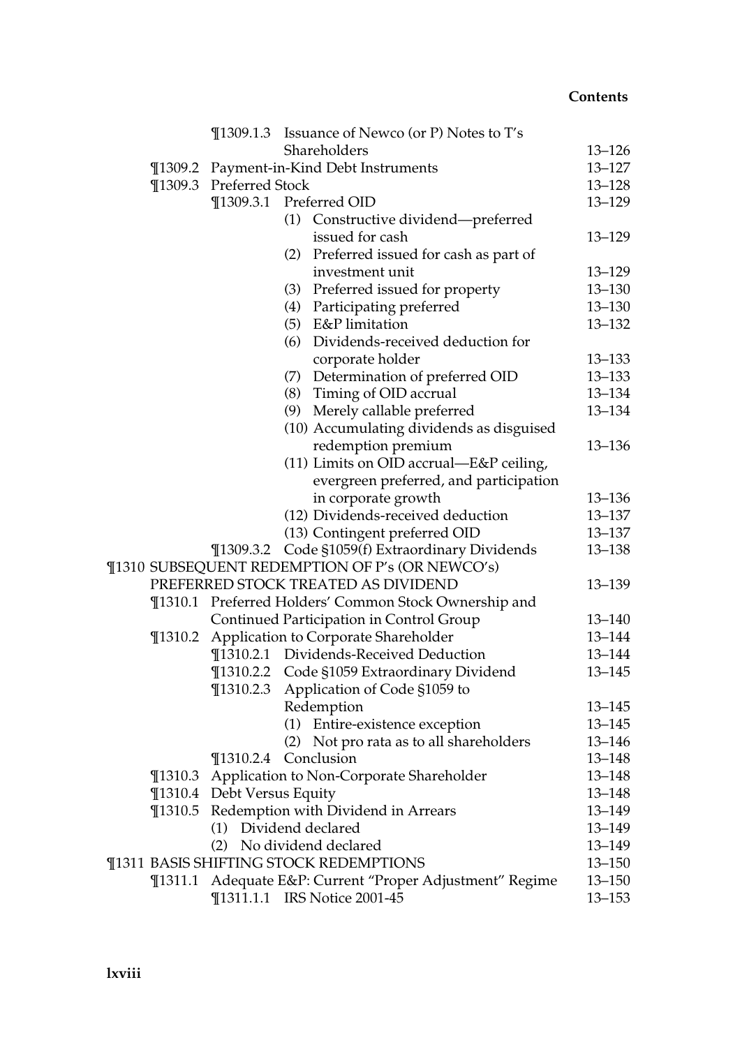¶1309.1.3 Issuance of Newco (or P) Notes to T's Shareholders 13–126

¶1309.2 Payment-in-Kind Debt Instruments 13–127

¶1309.3 Preferred Stock 13–128

¶1309.3.1 Preferred OID 13–129

(1) Constructive dividend—preferred issued for cash 13–129

(2) Preferred issued for cash as part of investment unit 13–129

(3) Preferred issued for property 13–130

(4) Participating preferred 13–130

(5) E&P limitation 13–132

(6) Dividends-received deduction for corporate holder 13–133

(7) Determination of preferred OID 13–133

(8) Timing of OID accrual 13–134

(9) Merely callable preferred 13–134

(10) Accumulating dividends as disguised redemption premium 13–136

(11) Limits on OID accrual—E&P ceiling, evergreen preferred, and participation in corporate growth 13–136

(12) Dividends-received deduction 13–137

(13) Contingent preferred OID 13–137

¶1309.3.2 Code §1059(f) Extraordinary Dividends 13–138

¶1310 SUBSEQUENT REDEMPTION OF P's (OR NEWCO's) PREFERRED STOCK TREATED AS DIVIDEND 13–139

¶1310.1 Preferred Holders' Common Stock Ownership and Continued Participation in Control Group 13–140

¶1310.2 Application to Corporate Shareholder 13–144

¶1310.2.1 Dividends-Received Deduction 13–144

¶1310.2.2 Code §1059 Extraordinary Dividend 13–145

¶1310.2.3 Application of Code §1059 to Redemption 13–145

(1) Entire-existence exception 13–145

(2) Not pro rata as to all shareholders 13–146

¶1310.2.4 Conclusion 13–148

¶1310.3 Application to Non-Corporate Shareholder 13–148

¶1310.4 Debt Versus Equity 13–148

¶1310.5 Redemption with Dividend in Arrears 13–149

(1) Dividend declared 13–149

(2) No dividend declared 13–149

¶1311 BASIS SHIFTING STOCK REDEMPTIONS 13–150

¶1311.1 Adequate E&P: Current "Proper Adjustment" Regime 13–150

¶1311.1.1 IRS Notice 2001-45 13–153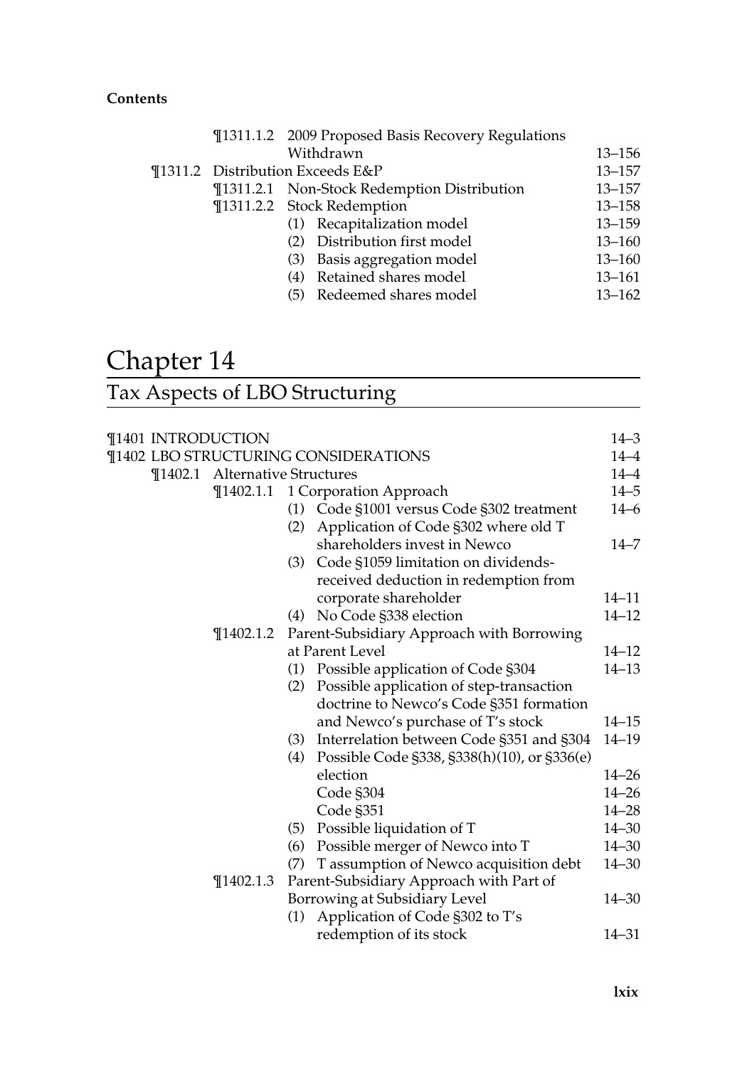¶1311.1.2 2009 Proposed Basis Recovery Regulations Withdrawn 13–156

¶1311.2 Distribution Exceeds E&P 13–157

¶1311.2.1 Non-Stock Redemption Distribution 13–157

¶1311.2.2 Stock Redemption 13–158

(1) Recapitalization model 13–159

(2) Distribution first model 13–160

(3) Basis aggregation model 13–160

(4) Retained shares model 13–161

(5) Redeemed shares model 13–162

# Chapter 14

## Tax Aspects of LBO Structuring

¶1401 INTRODUCTION 14–3

¶1402 LBO STRUCTURING CONSIDERATIONS 14–4

¶1402.1 Alternative Structures 14–4

¶1402.1.1 1 Corporation Approach 14–5

(1) Code §1001 versus Code §302 treatment 14–6

(2) Application of Code §302 where old T shareholders invest in Newco 14–7

(3) Code §1059 limitation on dividends-received deduction in redemption from corporate shareholder 14–11

(4) No Code §338 election 14–12

¶1402.1.2 Parent-Subsidiary Approach with Borrowing at Parent Level 14–12

(1) Possible application of Code §304 14–13

(2) Possible application of step-transaction doctrine to Newco's Code §351 formation and Newco's purchase of T's stock 14–15

(3) Interrelation between Code §351 and §304 14–19

(4) Possible Code §338, §338(h)(10), or §336(e) election 14–26

Code §304 14–26

Code §351 14–28

(5) Possible liquidation of T 14–30

(6) Possible merger of Newco into T 14–30

(7) T assumption of Newco acquisition debt 14–30

¶1402.1.3 Parent-Subsidiary Approach with Part of Borrowing at Subsidiary Level 14–30

(1) Application of Code §302 to T's redemption of its stock 14–31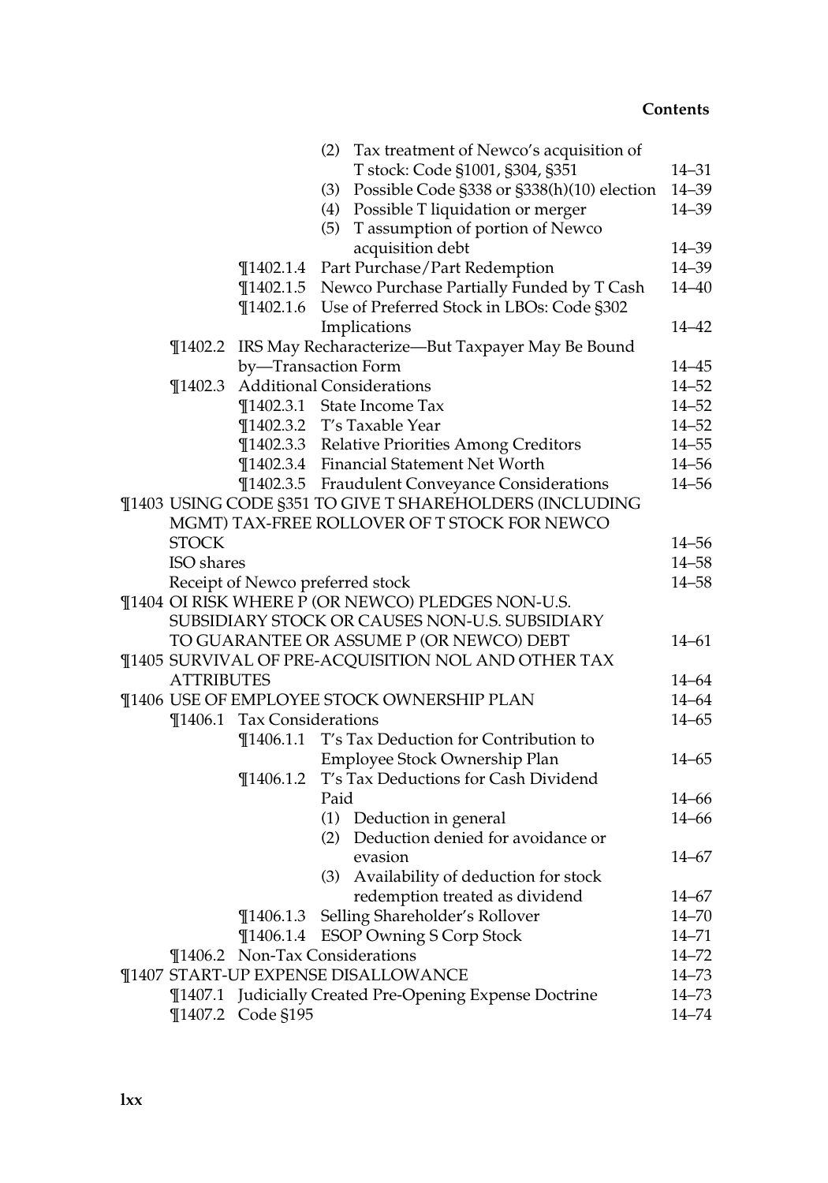(2) Tax treatment of Newco's acquisition of T stock: Code §1001, §304, §351 — 14–31

(3) Possible Code §338 or §338(h)(10) election — 14–39

(4) Possible T liquidation or merger — 14–39

(5) T assumption of portion of Newco acquisition debt — 14–39

¶1402.1.4 Part Purchase/Part Redemption — 14–39

¶1402.1.5 Newco Purchase Partially Funded by T Cash — 14–40

¶1402.1.6 Use of Preferred Stock in LBOs: Code §302 Implications — 14–42

¶1402.2 IRS May Recharacterize—But Taxpayer May Be Bound by—Transaction Form — 14–45

¶1402.3 Additional Considerations — 14–52

¶1402.3.1 State Income Tax — 14–52

¶1402.3.2 T's Taxable Year — 14–52

¶1402.3.3 Relative Priorities Among Creditors — 14–55

¶1402.3.4 Financial Statement Net Worth — 14–56

¶1402.3.5 Fraudulent Conveyance Considerations — 14–56

¶1403 USING CODE §351 TO GIVE T SHAREHOLDERS (INCLUDING MGMT) TAX-FREE ROLLOVER OF T STOCK FOR NEWCO STOCK — 14–56

ISO shares — 14–58

Receipt of Newco preferred stock — 14–58

¶1404 OI RISK WHERE P (OR NEWCO) PLEDGES NON-U.S. SUBSIDIARY STOCK OR CAUSES NON-U.S. SUBSIDIARY TO GUARANTEE OR ASSUME P (OR NEWCO) DEBT — 14–61

¶1405 SURVIVAL OF PRE-ACQUISITION NOL AND OTHER TAX ATTRIBUTES — 14–64

¶1406 USE OF EMPLOYEE STOCK OWNERSHIP PLAN — 14–64

¶1406.1 Tax Considerations — 14–65

¶1406.1.1 T's Tax Deduction for Contribution to Employee Stock Ownership Plan — 14–65

¶1406.1.2 T's Tax Deductions for Cash Dividend Paid — 14–66

(1) Deduction in general — 14–66

(2) Deduction denied for avoidance or evasion — 14–67

(3) Availability of deduction for stock redemption treated as dividend — 14–67

¶1406.1.3 Selling Shareholder's Rollover — 14–70

¶1406.1.4 ESOP Owning S Corp Stock — 14–71

¶1406.2 Non-Tax Considerations — 14–72

¶1407 START-UP EXPENSE DISALLOWANCE — 14–73

¶1407.1 Judicially Created Pre-Opening Expense Doctrine — 14–73

¶1407.2 Code §195 — 14–74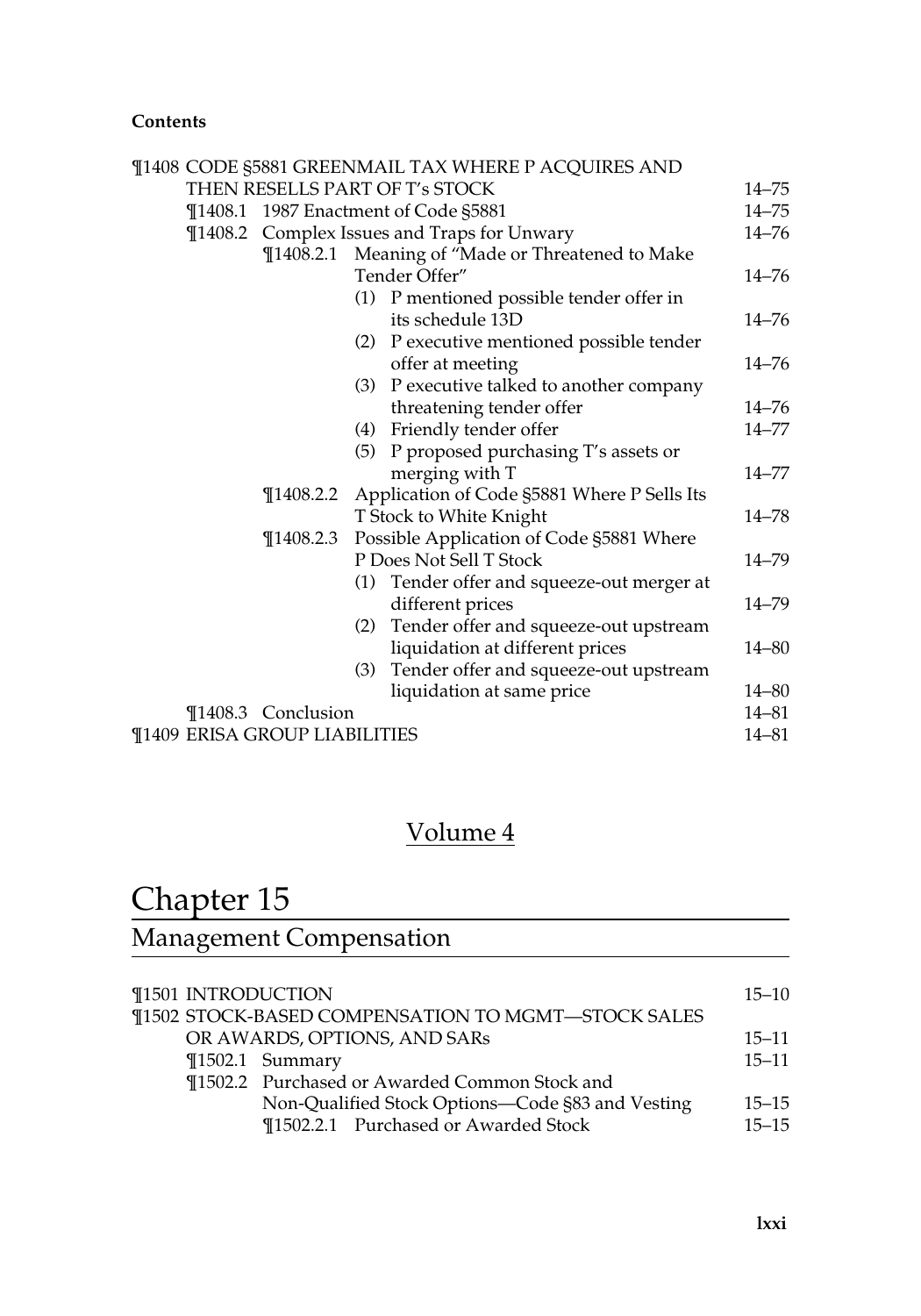**Contents**

| | |
|---|---|
| ¶1408 CODE §5881 GREENMAIL TAX WHERE P ACQUIRES AND THEN RESELLS PART OF T's STOCK | 14–75 |
| ¶1408.1 1987 Enactment of Code §5881 | 14–75 |
| ¶1408.2 Complex Issues and Traps for Unwary | 14–76 |
| ¶1408.2.1 Meaning of "Made or Threatened to Make Tender Offer" | 14–76 |
| (1) P mentioned possible tender offer in its schedule 13D | 14–76 |
| (2) P executive mentioned possible tender offer at meeting | 14–76 |
| (3) P executive talked to another company threatening tender offer | 14–76 |
| (4) Friendly tender offer | 14–77 |
| (5) P proposed purchasing T's assets or merging with T | 14–77 |
| ¶1408.2.2 Application of Code §5881 Where P Sells Its T Stock to White Knight | 14–78 |
| ¶1408.2.3 Possible Application of Code §5881 Where P Does Not Sell T Stock | 14–79 |
| (1) Tender offer and squeeze-out merger at different prices | 14–79 |
| (2) Tender offer and squeeze-out upstream liquidation at different prices | 14–80 |
| (3) Tender offer and squeeze-out upstream liquidation at same price | 14–80 |
| ¶1408.3 Conclusion | 14–81 |
| ¶1409 ERISA GROUP LIABILITIES | 14–81 |

## Volume 4

# Chapter 15

## Management Compensation

| | |
|---|---|
| ¶1501 INTRODUCTION | 15–10 |
| ¶1502 STOCK-BASED COMPENSATION TO MGMT—STOCK SALES OR AWARDS, OPTIONS, AND SARs | 15–11 |
| ¶1502.1 Summary | 15–11 |
| ¶1502.2 Purchased or Awarded Common Stock and Non-Qualified Stock Options—Code §83 and Vesting | 15–15 |
| ¶1502.2.1 Purchased or Awarded Stock | 15–15 |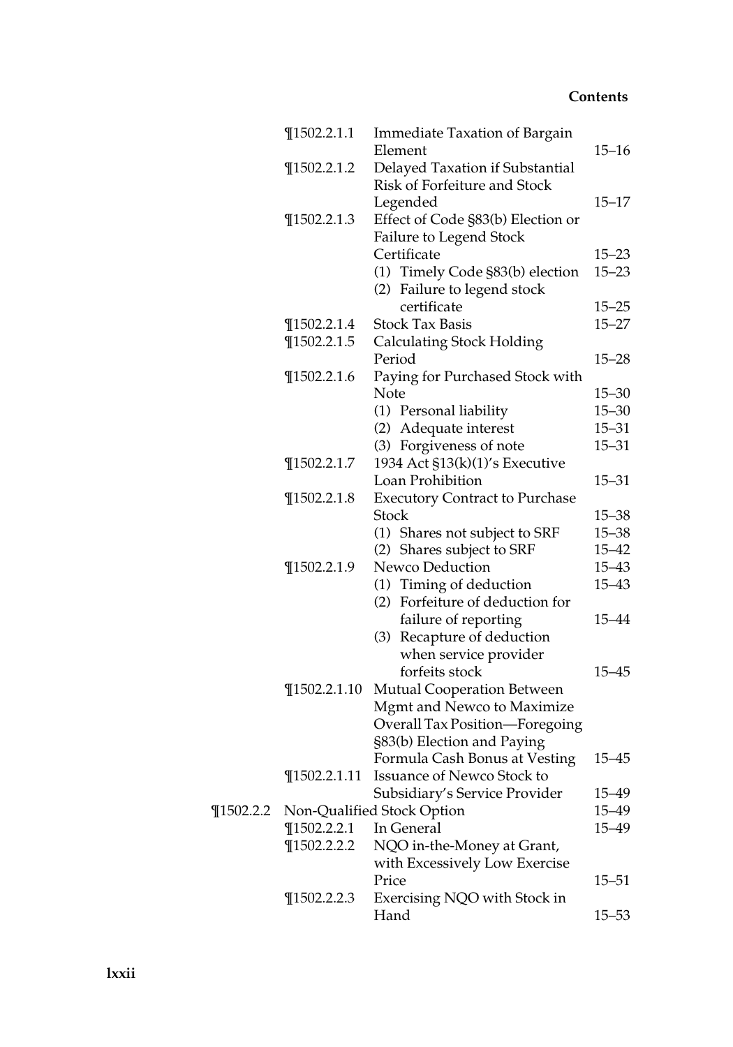| | | | |
|---|---|---|---|
| | ¶1502.2.1.1 | Immediate Taxation of Bargain Element | 15–16 |
| | ¶1502.2.1.2 | Delayed Taxation if Substantial Risk of Forfeiture and Stock Legended | 15–17 |
| | ¶1502.2.1.3 | Effect of Code §83(b) Election or Failure to Legend Stock Certificate | 15–23 |
| | | (1) Timely Code §83(b) election | 15–23 |
| | | (2) Failure to legend stock certificate | 15–25 |
| | ¶1502.2.1.4 | Stock Tax Basis | 15–27 |
| | ¶1502.2.1.5 | Calculating Stock Holding Period | 15–28 |
| | ¶1502.2.1.6 | Paying for Purchased Stock with Note | 15–30 |
| | | (1) Personal liability | 15–30 |
| | | (2) Adequate interest | 15–31 |
| | | (3) Forgiveness of note | 15–31 |
| | ¶1502.2.1.7 | 1934 Act §13(k)(1)'s Executive Loan Prohibition | 15–31 |
| | ¶1502.2.1.8 | Executory Contract to Purchase Stock | 15–38 |
| | | (1) Shares not subject to SRF | 15–38 |
| | | (2) Shares subject to SRF | 15–42 |
| | ¶1502.2.1.9 | Newco Deduction | 15–43 |
| | | (1) Timing of deduction | 15–43 |
| | | (2) Forfeiture of deduction for failure of reporting | 15–44 |
| | | (3) Recapture of deduction when service provider forfeits stock | 15–45 |
| | ¶1502.2.1.10 | Mutual Cooperation Between Mgmt and Newco to Maximize Overall Tax Position—Foregoing §83(b) Election and Paying Formula Cash Bonus at Vesting | 15–45 |
| | ¶1502.2.1.11 | Issuance of Newco Stock to Subsidiary's Service Provider | 15–49 |
| ¶1502.2.2 | Non-Qualified Stock Option | | 15–49 |
| | ¶1502.2.2.1 | In General | 15–49 |
| | ¶1502.2.2.2 | NQO in-the-Money at Grant, with Excessively Low Exercise Price | 15–51 |
| | ¶1502.2.2.3 | Exercising NQO with Stock in Hand | 15–53 |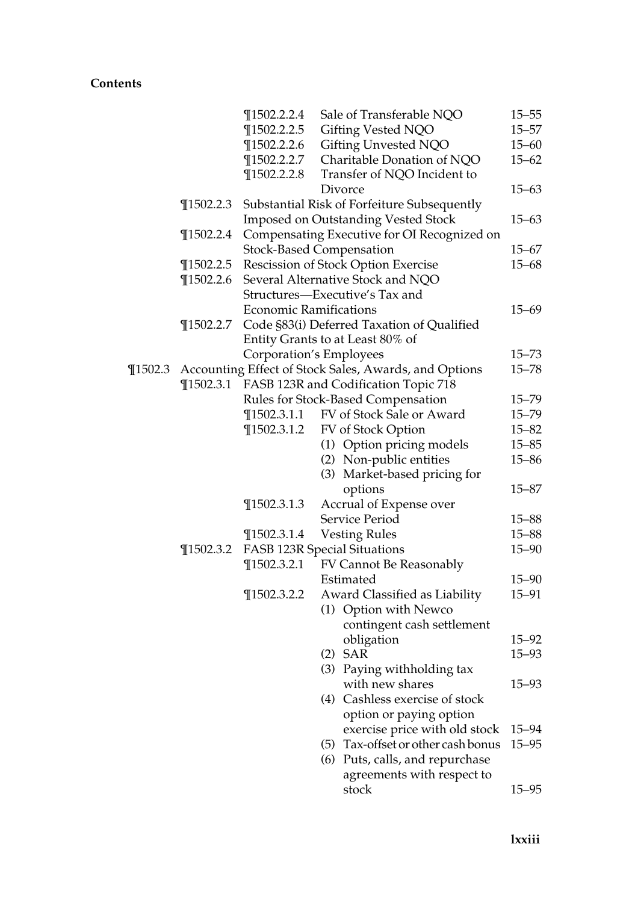**Contents**

| | | | | |
|---|---|---|---|---|
| | | ¶1502.2.2.4 | Sale of Transferable NQO | 15–55 |
| | | ¶1502.2.2.5 | Gifting Vested NQO | 15–57 |
| | | ¶1502.2.2.6 | Gifting Unvested NQO | 15–60 |
| | | ¶1502.2.2.7 | Charitable Donation of NQO | 15–62 |
| | | ¶1502.2.2.8 | Transfer of NQO Incident to Divorce | 15–63 |
| | ¶1502.2.3 | Substantial Risk of Forfeiture Subsequently Imposed on Outstanding Vested Stock | | 15–63 |
| | ¶1502.2.4 | Compensating Executive for OI Recognized on Stock-Based Compensation | | 15–67 |
| | ¶1502.2.5 | Rescission of Stock Option Exercise | | 15–68 |
| | ¶1502.2.6 | Several Alternative Stock and NQO Structures—Executive's Tax and Economic Ramifications | | 15–69 |
| | ¶1502.2.7 | Code §83(i) Deferred Taxation of Qualified Entity Grants to at Least 80% of Corporation's Employees | | 15–73 |
| ¶1502.3 | Accounting Effect of Stock Sales, Awards, and Options | | | 15–78 |
| | ¶1502.3.1 | FASB 123R and Codification Topic 718 Rules for Stock-Based Compensation | | 15–79 |
| | | ¶1502.3.1.1 | FV of Stock Sale or Award | 15–79 |
| | | ¶1502.3.1.2 | FV of Stock Option | 15–82 |
| | | | (1) Option pricing models | 15–85 |
| | | | (2) Non-public entities | 15–86 |
| | | | (3) Market-based pricing for options | 15–87 |
| | | ¶1502.3.1.3 | Accrual of Expense over Service Period | 15–88 |
| | | ¶1502.3.1.4 | Vesting Rules | 15–88 |
| | ¶1502.3.2 | FASB 123R Special Situations | | 15–90 |
| | | ¶1502.3.2.1 | FV Cannot Be Reasonably Estimated | 15–90 |
| | | ¶1502.3.2.2 | Award Classified as Liability | 15–91 |
| | | | (1) Option with Newco contingent cash settlement obligation | 15–92 |
| | | | (2) SAR | 15–93 |
| | | | (3) Paying withholding tax with new shares | 15–93 |
| | | | (4) Cashless exercise of stock option or paying option exercise price with old stock | 15–94 |
| | | | (5) Tax-offset or other cash bonus | 15–95 |
| | | | (6) Puts, calls, and repurchase agreements with respect to stock | 15–95 |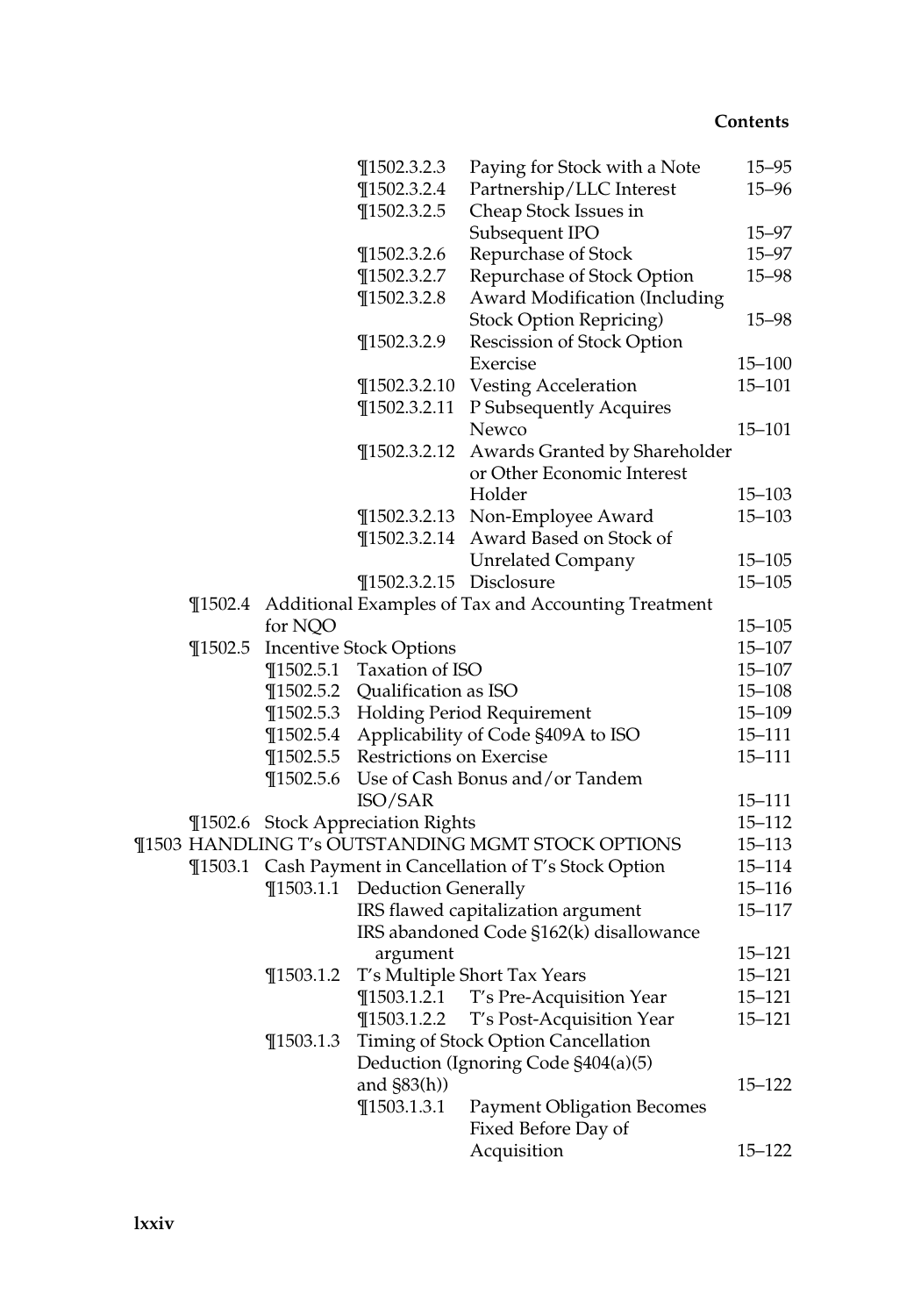| | | | |
|---|---|---|---|
| | | ¶1502.3.2.3 Paying for Stock with a Note | 15–95 |
| | | ¶1502.3.2.4 Partnership/LLC Interest | 15–96 |
| | | ¶1502.3.2.5 Cheap Stock Issues in Subsequent IPO | 15–97 |
| | | ¶1502.3.2.6 Repurchase of Stock | 15–97 |
| | | ¶1502.3.2.7 Repurchase of Stock Option | 15–98 |
| | | ¶1502.3.2.8 Award Modification (Including Stock Option Repricing) | 15–98 |
| | | ¶1502.3.2.9 Rescission of Stock Option Exercise | 15–100 |
| | | ¶1502.3.2.10 Vesting Acceleration | 15–101 |
| | | ¶1502.3.2.11 P Subsequently Acquires Newco | 15–101 |
| | | ¶1502.3.2.12 Awards Granted by Shareholder or Other Economic Interest Holder | 15–103 |
| | | ¶1502.3.2.13 Non-Employee Award | 15–103 |
| | | ¶1502.3.2.14 Award Based on Stock of Unrelated Company | 15–105 |
| | | ¶1502.3.2.15 Disclosure | 15–105 |
| | ¶1502.4 Additional Examples of Tax and Accounting Treatment for NQO | | 15–105 |
| | ¶1502.5 Incentive Stock Options | | 15–107 |
| | | ¶1502.5.1 Taxation of ISO | 15–107 |
| | | ¶1502.5.2 Qualification as ISO | 15–108 |
| | | ¶1502.5.3 Holding Period Requirement | 15–109 |
| | | ¶1502.5.4 Applicability of Code §409A to ISO | 15–111 |
| | | ¶1502.5.5 Restrictions on Exercise | 15–111 |
| | | ¶1502.5.6 Use of Cash Bonus and/or Tandem ISO/SAR | 15–111 |
| | ¶1502.6 Stock Appreciation Rights | | 15–112 |
| ¶1503 HANDLING T's OUTSTANDING MGMT STOCK OPTIONS | | | 15–113 |
| | ¶1503.1 Cash Payment in Cancellation of T's Stock Option | | 15–114 |
| | | ¶1503.1.1 Deduction Generally | 15–116 |
| | | IRS flawed capitalization argument | 15–117 |
| | | IRS abandoned Code §162(k) disallowance argument | 15–121 |
| | | ¶1503.1.2 T's Multiple Short Tax Years | 15–121 |
| | | ¶1503.1.2.1 T's Pre-Acquisition Year | 15–121 |
| | | ¶1503.1.2.2 T's Post-Acquisition Year | 15–121 |
| | | ¶1503.1.3 Timing of Stock Option Cancellation Deduction (Ignoring Code §404(a)(5) and §83(h)) | 15–122 |
| | | ¶1503.1.3.1 Payment Obligation Becomes Fixed Before Day of Acquisition | 15–122 |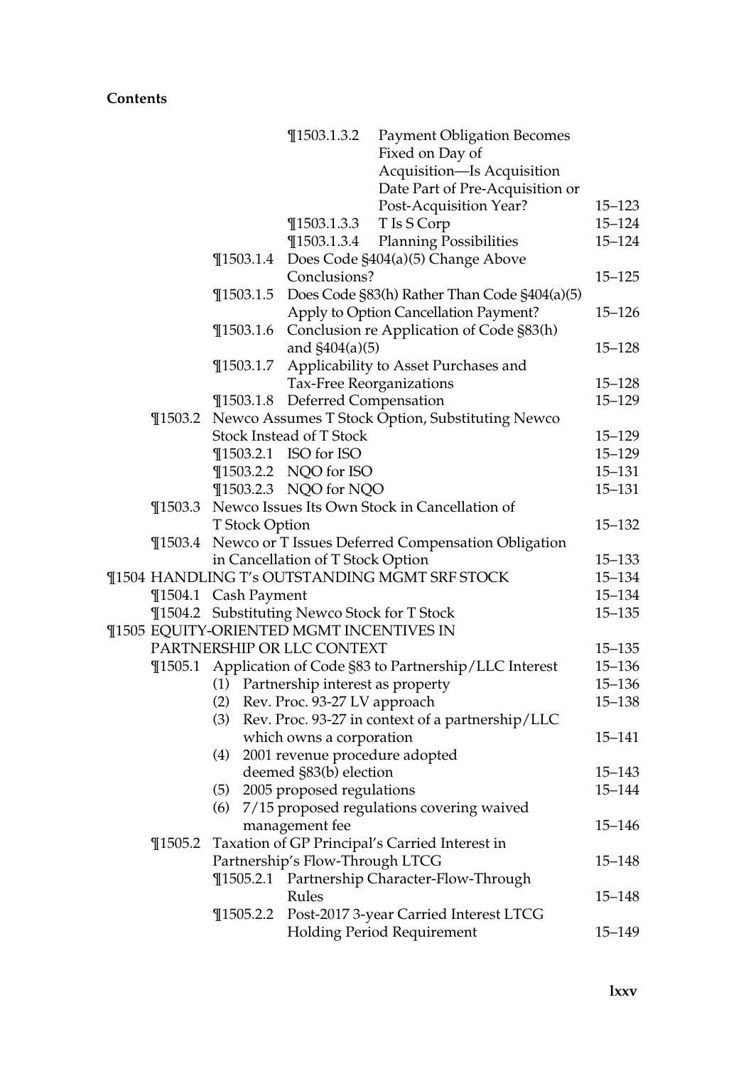**Contents**

| | | | | |
|---|---|---|---|---|
| | | ¶1503.1.3.2 | Payment Obligation Becomes Fixed on Day of Acquisition—Is Acquisition Date Part of Pre-Acquisition or Post-Acquisition Year? | 15–123 |
| | | ¶1503.1.3.3 | T Is S Corp | 15–124 |
| | | ¶1503.1.3.4 | Planning Possibilities | 15–124 |
| | ¶1503.1.4 | Does Code §404(a)(5) Change Above Conclusions? | | 15–125 |
| | ¶1503.1.5 | Does Code §83(h) Rather Than Code §404(a)(5) Apply to Option Cancellation Payment? | | 15–126 |
| | ¶1503.1.6 | Conclusion re Application of Code §83(h) and §404(a)(5) | | 15–128 |
| | ¶1503.1.7 | Applicability to Asset Purchases and Tax-Free Reorganizations | | 15–128 |
| | ¶1503.1.8 | Deferred Compensation | | 15–129 |
| ¶1503.2 | Newco Assumes T Stock Option, Substituting Newco Stock Instead of T Stock | | | 15–129 |
| | ¶1503.2.1 | ISO for ISO | | 15–129 |
| | ¶1503.2.2 | NQO for ISO | | 15–131 |
| | ¶1503.2.3 | NQO for NQO | | 15–131 |
| ¶1503.3 | Newco Issues Its Own Stock in Cancellation of T Stock Option | | | 15–132 |
| ¶1503.4 | Newco or T Issues Deferred Compensation Obligation in Cancellation of T Stock Option | | | 15–133 |
| ¶1504 HANDLING T's OUTSTANDING MGMT SRF STOCK | | | | 15–134 |
| ¶1504.1 | Cash Payment | | | 15–134 |
| ¶1504.2 | Substituting Newco Stock for T Stock | | | 15–135 |
| ¶1505 EQUITY-ORIENTED MGMT INCENTIVES IN PARTNERSHIP OR LLC CONTEXT | | | | 15–135 |
| ¶1505.1 | Application of Code §83 to Partnership/LLC Interest | | | 15–136 |
| | (1) Partnership interest as property | | | 15–136 |
| | (2) Rev. Proc. 93-27 LV approach | | | 15–138 |
| | (3) Rev. Proc. 93-27 in context of a partnership/LLC which owns a corporation | | | 15–141 |
| | (4) 2001 revenue procedure adopted deemed §83(b) election | | | 15–143 |
| | (5) 2005 proposed regulations | | | 15–144 |
| | (6) 7/15 proposed regulations covering waived management fee | | | 15–146 |
| ¶1505.2 | Taxation of GP Principal's Carried Interest in Partnership's Flow-Through LTCG | | | 15–148 |
| | ¶1505.2.1 | Partnership Character-Flow-Through Rules | | 15–148 |
| | ¶1505.2.2 | Post-2017 3-year Carried Interest LTCG Holding Period Requirement | | 15–149 |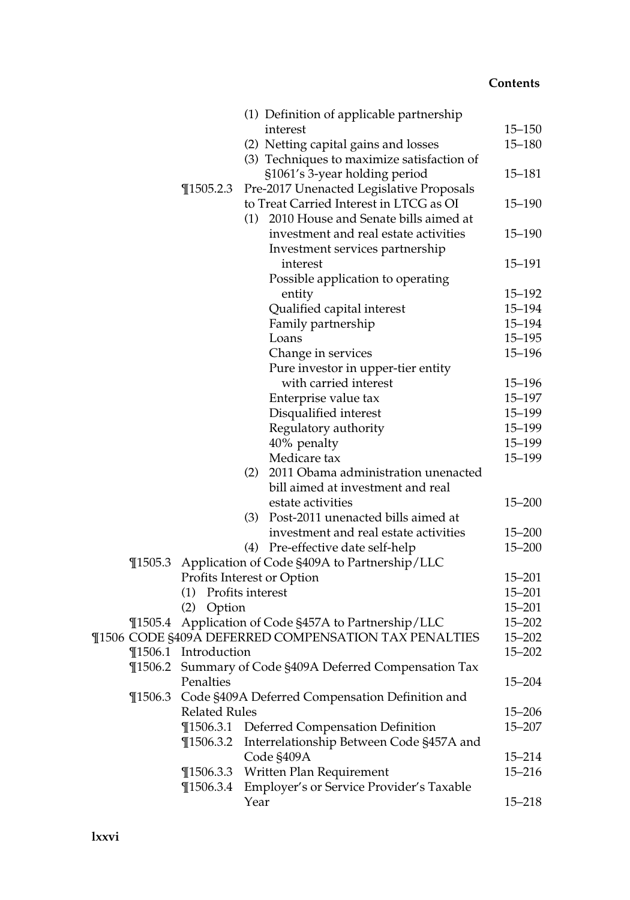(1) Definition of applicable partnership interest 15–150
(2) Netting capital gains and losses 15–180
(3) Techniques to maximize satisfaction of §1061's 3-year holding period 15–181

¶1505.2.3 Pre-2017 Unenacted Legislative Proposals to Treat Carried Interest in LTCG as OI 15–190

(1) 2010 House and Senate bills aimed at investment and real estate activities 15–190
- Investment services partnership interest 15–191
- Possible application to operating entity 15–192
- Qualified capital interest 15–194
- Family partnership 15–194
- Loans 15–195
- Change in services 15–196
- Pure investor in upper-tier entity with carried interest 15–196
- Enterprise value tax 15–197
- Disqualified interest 15–199
- Regulatory authority 15–199
- 40% penalty 15–199
- Medicare tax 15–199

(2) 2011 Obama administration unenacted bill aimed at investment and real estate activities 15–200
(3) Post-2011 unenacted bills aimed at investment and real estate activities 15–200
(4) Pre-effective date self-help 15–200

¶1505.3 Application of Code §409A to Partnership/LLC Profits Interest or Option 15–201
(1) Profits interest 15–201
(2) Option 15–201

¶1505.4 Application of Code §457A to Partnership/LLC 15–202

¶1506 CODE §409A DEFERRED COMPENSATION TAX PENALTIES 15–202

¶1506.1 Introduction 15–202

¶1506.2 Summary of Code §409A Deferred Compensation Tax Penalties 15–204

¶1506.3 Code §409A Deferred Compensation Definition and Related Rules 15–206

¶1506.3.1 Deferred Compensation Definition 15–207

¶1506.3.2 Interrelationship Between Code §457A and Code §409A 15–214

¶1506.3.3 Written Plan Requirement 15–216

¶1506.3.4 Employer's or Service Provider's Taxable Year 15–218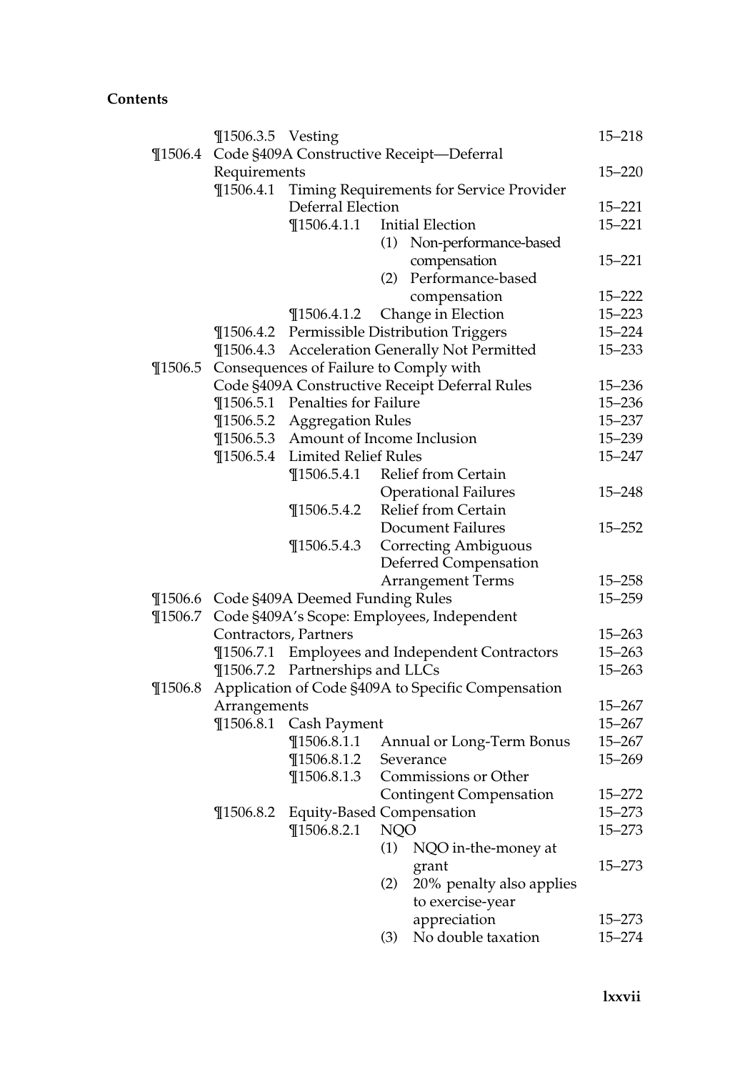**Contents**

| | | | | |
|---|---|---|---|---|
| | ¶1506.3.5 Vesting | | | 15–218 |
| ¶1506.4 | Code §409A Constructive Receipt—Deferral Requirements | | | 15–220 |
| | ¶1506.4.1 | Timing Requirements for Service Provider Deferral Election | | 15–221 |
| | | ¶1506.4.1.1 | Initial Election | 15–221 |
| | | | (1) Non-performance-based compensation | 15–221 |
| | | | (2) Performance-based compensation | 15–222 |
| | | ¶1506.4.1.2 | Change in Election | 15–223 |
| | ¶1506.4.2 | Permissible Distribution Triggers | | 15–224 |
| | ¶1506.4.3 | Acceleration Generally Not Permitted | | 15–233 |
| ¶1506.5 | Consequences of Failure to Comply with Code §409A Constructive Receipt Deferral Rules | | | 15–236 |
| | ¶1506.5.1 | Penalties for Failure | | 15–236 |
| | ¶1506.5.2 | Aggregation Rules | | 15–237 |
| | ¶1506.5.3 | Amount of Income Inclusion | | 15–239 |
| | ¶1506.5.4 | Limited Relief Rules | | 15–247 |
| | | ¶1506.5.4.1 | Relief from Certain Operational Failures | 15–248 |
| | | ¶1506.5.4.2 | Relief from Certain Document Failures | 15–252 |
| | | ¶1506.5.4.3 | Correcting Ambiguous Deferred Compensation Arrangement Terms | 15–258 |
| ¶1506.6 | Code §409A Deemed Funding Rules | | | 15–259 |
| ¶1506.7 | Code §409A's Scope: Employees, Independent Contractors, Partners | | | 15–263 |
| | ¶1506.7.1 | Employees and Independent Contractors | | 15–263 |
| | ¶1506.7.2 | Partnerships and LLCs | | 15–263 |
| ¶1506.8 | Application of Code §409A to Specific Compensation Arrangements | | | 15–267 |
| | ¶1506.8.1 | Cash Payment | | 15–267 |
| | | ¶1506.8.1.1 | Annual or Long-Term Bonus | 15–267 |
| | | ¶1506.8.1.2 | Severance | 15–269 |
| | | ¶1506.8.1.3 | Commissions or Other Contingent Compensation | 15–272 |
| | ¶1506.8.2 | Equity-Based Compensation | | 15–273 |
| | | ¶1506.8.2.1 | NQO | 15–273 |
| | | | (1) NQO in-the-money at grant | 15–273 |
| | | | (2) 20% penalty also applies to exercise-year appreciation | 15–273 |
| | | | (3) No double taxation | 15–274 |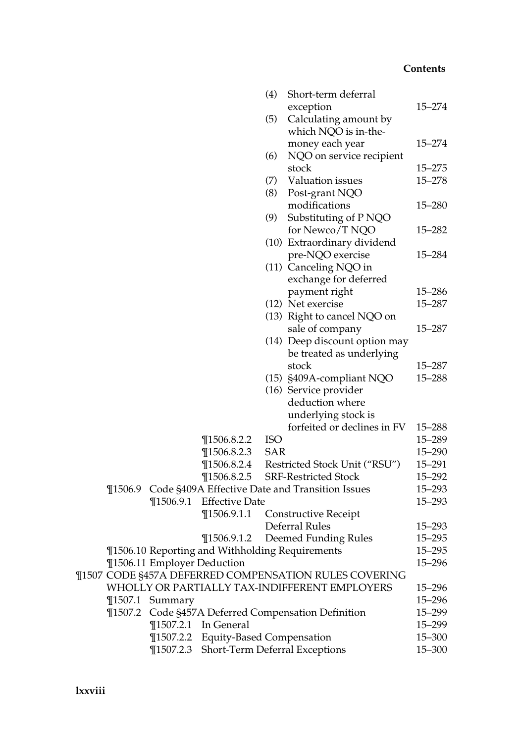| | | | | |
|---|---|---|---|---|
| | | | (4) Short-term deferral exception | 15–274 |
| | | | (5) Calculating amount by which NQO is in-the-money each year | 15–274 |
| | | | (6) NQO on service recipient stock | 15–275 |
| | | | (7) Valuation issues | 15–278 |
| | | | (8) Post-grant NQO modifications | 15–280 |
| | | | (9) Substituting of P NQO for Newco/T NQO | 15–282 |
| | | | (10) Extraordinary dividend pre-NQO exercise | 15–284 |
| | | | (11) Canceling NQO in exchange for deferred payment right | 15–286 |
| | | | (12) Net exercise | 15–287 |
| | | | (13) Right to cancel NQO on sale of company | 15–287 |
| | | | (14) Deep discount option may be treated as underlying stock | 15–287 |
| | | | (15) §409A-compliant NQO | 15–288 |
| | | | (16) Service provider deduction where underlying stock is forfeited or declines in FV | 15–288 |
| | | ¶1506.8.2.2 | ISO | 15–289 |
| | | ¶1506.8.2.3 | SAR | 15–290 |
| | | ¶1506.8.2.4 | Restricted Stock Unit ("RSU") | 15–291 |
| | | ¶1506.8.2.5 | SRF-Restricted Stock | 15–292 |
| | ¶1506.9 | Code §409A Effective Date and Transition Issues | | 15–293 |
| | | ¶1506.9.1 | Effective Date | 15–293 |
| | | | ¶1506.9.1.1 Constructive Receipt Deferral Rules | 15–293 |
| | | | ¶1506.9.1.2 Deemed Funding Rules | 15–295 |
| | ¶1506.10 | Reporting and Withholding Requirements | | 15–295 |
| | ¶1506.11 | Employer Deduction | | 15–296 |
| ¶1507 | CODE §457A DEFERRED COMPENSATION RULES COVERING WHOLLY OR PARTIALLY TAX-INDIFFERENT EMPLOYERS | | | 15–296 |
| | ¶1507.1 | Summary | | 15–296 |
| | ¶1507.2 | Code §457A Deferred Compensation Definition | | 15–299 |
| | | ¶1507.2.1 | In General | 15–299 |
| | | ¶1507.2.2 | Equity-Based Compensation | 15–300 |
| | | ¶1507.2.3 | Short-Term Deferral Exceptions | 15–300 |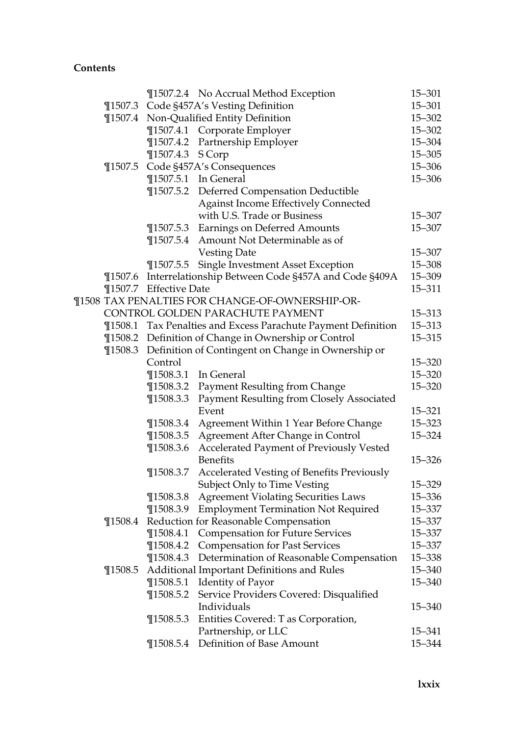**Contents**

| | | | |
|---|---|---|---|
| | ¶1507.2.4 | No Accrual Method Exception | 15–301 |
| ¶1507.3 | | Code §457A's Vesting Definition | 15–301 |
| ¶1507.4 | | Non-Qualified Entity Definition | 15–302 |
| | ¶1507.4.1 | Corporate Employer | 15–302 |
| | ¶1507.4.2 | Partnership Employer | 15–304 |
| | ¶1507.4.3 | S Corp | 15–305 |
| ¶1507.5 | | Code §457A's Consequences | 15–306 |
| | ¶1507.5.1 | In General | 15–306 |
| | ¶1507.5.2 | Deferred Compensation Deductible Against Income Effectively Connected with U.S. Trade or Business | 15–307 |
| | ¶1507.5.3 | Earnings on Deferred Amounts | 15–307 |
| | ¶1507.5.4 | Amount Not Determinable as of Vesting Date | 15–307 |
| | ¶1507.5.5 | Single Investment Asset Exception | 15–308 |
| ¶1507.6 | | Interrelationship Between Code §457A and Code §409A | 15–309 |
| ¶1507.7 | | Effective Date | 15–311 |

¶1508 TAX PENALTIES FOR CHANGE-OF-OWNERSHIP-OR-CONTROL GOLDEN PARACHUTE PAYMENT — 15–313

| | | | |
|---|---|---|---|
| ¶1508.1 | | Tax Penalties and Excess Parachute Payment Definition | 15–313 |
| ¶1508.2 | | Definition of Change in Ownership or Control | 15–315 |
| ¶1508.3 | | Definition of Contingent on Change in Ownership or Control | 15–320 |
| | ¶1508.3.1 | In General | 15–320 |
| | ¶1508.3.2 | Payment Resulting from Change | 15–320 |
| | ¶1508.3.3 | Payment Resulting from Closely Associated Event | 15–321 |
| | ¶1508.3.4 | Agreement Within 1 Year Before Change | 15–323 |
| | ¶1508.3.5 | Agreement After Change in Control | 15–324 |
| | ¶1508.3.6 | Accelerated Payment of Previously Vested Benefits | 15–326 |
| | ¶1508.3.7 | Accelerated Vesting of Benefits Previously Subject Only to Time Vesting | 15–329 |
| | ¶1508.3.8 | Agreement Violating Securities Laws | 15–336 |
| | ¶1508.3.9 | Employment Termination Not Required | 15–337 |
| ¶1508.4 | | Reduction for Reasonable Compensation | 15–337 |
| | ¶1508.4.1 | Compensation for Future Services | 15–337 |
| | ¶1508.4.2 | Compensation for Past Services | 15–337 |
| | ¶1508.4.3 | Determination of Reasonable Compensation | 15–338 |
| ¶1508.5 | | Additional Important Definitions and Rules | 15–340 |
| | ¶1508.5.1 | Identity of Payor | 15–340 |
| | ¶1508.5.2 | Service Providers Covered: Disqualified Individuals | 15–340 |
| | ¶1508.5.3 | Entities Covered: T as Corporation, Partnership, or LLC | 15–341 |
| | ¶1508.5.4 | Definition of Base Amount | 15–344 |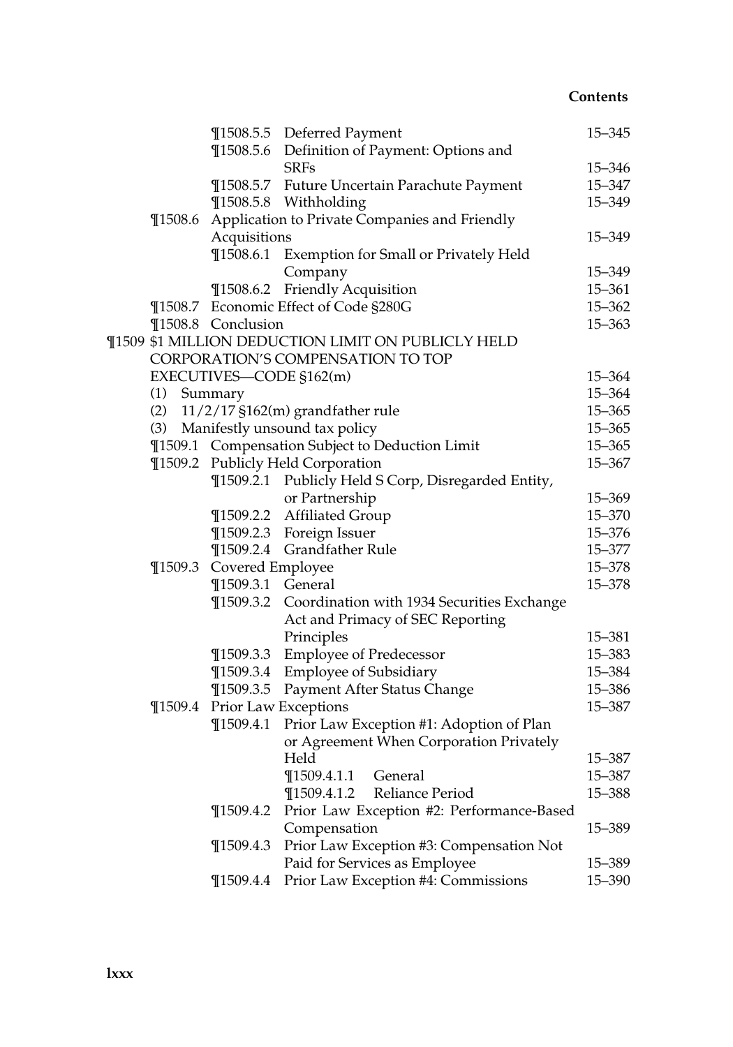| | | |
|---|---|---|
| ¶1508.5.5 | Deferred Payment | 15–345 |
| ¶1508.5.6 | Definition of Payment: Options and SRFs | 15–346 |
| ¶1508.5.7 | Future Uncertain Parachute Payment | 15–347 |
| ¶1508.5.8 | Withholding | 15–349 |
| ¶1508.6 | Application to Private Companies and Friendly Acquisitions | 15–349 |
| ¶1508.6.1 | Exemption for Small or Privately Held Company | 15–349 |
| ¶1508.6.2 | Friendly Acquisition | 15–361 |
| ¶1508.7 | Economic Effect of Code §280G | 15–362 |
| ¶1508.8 | Conclusion | 15–363 |
| ¶1509 | $1 MILLION DEDUCTION LIMIT ON PUBLICLY HELD CORPORATION'S COMPENSATION TO TOP EXECUTIVES—CODE §162(m) | 15–364 |
| (1) | Summary | 15–364 |
| (2) | 11/2/17 §162(m) grandfather rule | 15–365 |
| (3) | Manifestly unsound tax policy | 15–365 |
| ¶1509.1 | Compensation Subject to Deduction Limit | 15–365 |
| ¶1509.2 | Publicly Held Corporation | 15–367 |
| ¶1509.2.1 | Publicly Held S Corp, Disregarded Entity, or Partnership | 15–369 |
| ¶1509.2.2 | Affiliated Group | 15–370 |
| ¶1509.2.3 | Foreign Issuer | 15–376 |
| ¶1509.2.4 | Grandfather Rule | 15–377 |
| ¶1509.3 | Covered Employee | 15–378 |
| ¶1509.3.1 | General | 15–378 |
| ¶1509.3.2 | Coordination with 1934 Securities Exchange Act and Primacy of SEC Reporting Principles | 15–381 |
| ¶1509.3.3 | Employee of Predecessor | 15–383 |
| ¶1509.3.4 | Employee of Subsidiary | 15–384 |
| ¶1509.3.5 | Payment After Status Change | 15–386 |
| ¶1509.4 | Prior Law Exceptions | 15–387 |
| ¶1509.4.1 | Prior Law Exception #1: Adoption of Plan or Agreement When Corporation Privately Held | 15–387 |
| ¶1509.4.1.1 | General | 15–387 |
| ¶1509.4.1.2 | Reliance Period | 15–388 |
| ¶1509.4.2 | Prior Law Exception #2: Performance-Based Compensation | 15–389 |
| ¶1509.4.3 | Prior Law Exception #3: Compensation Not Paid for Services as Employee | 15–389 |
| ¶1509.4.4 | Prior Law Exception #4: Commissions | 15–390 |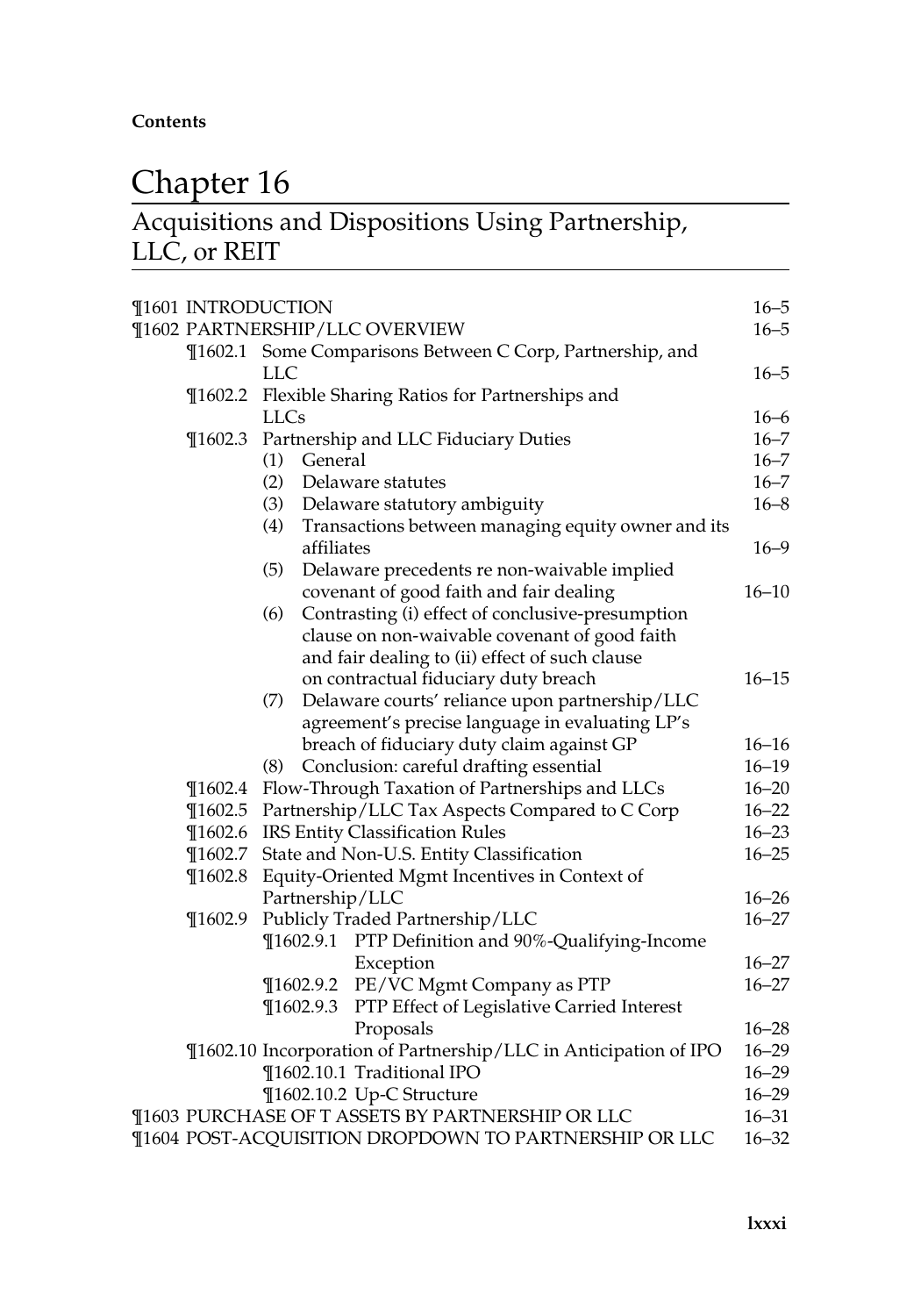**Contents**

# Chapter 16

## Acquisitions and Dispositions Using Partnership, LLC, or REIT

| | |
|---|---|
| ¶1601 INTRODUCTION | 16–5 |
| ¶1602 PARTNERSHIP/LLC OVERVIEW | 16–5 |
| ¶1602.1 Some Comparisons Between C Corp, Partnership, and LLC | 16–5 |
| ¶1602.2 Flexible Sharing Ratios for Partnerships and LLCs | 16–6 |
| ¶1602.3 Partnership and LLC Fiduciary Duties | 16–7 |
| (1) General | 16–7 |
| (2) Delaware statutes | 16–7 |
| (3) Delaware statutory ambiguity | 16–8 |
| (4) Transactions between managing equity owner and its affiliates | 16–9 |
| (5) Delaware precedents re non-waivable implied covenant of good faith and fair dealing | 16–10 |
| (6) Contrasting (i) effect of conclusive-presumption clause on non-waivable covenant of good faith and fair dealing to (ii) effect of such clause on contractual fiduciary duty breach | 16–15 |
| (7) Delaware courts' reliance upon partnership/LLC agreement's precise language in evaluating LP's breach of fiduciary duty claim against GP | 16–16 |
| (8) Conclusion: careful drafting essential | 16–19 |
| ¶1602.4 Flow-Through Taxation of Partnerships and LLCs | 16–20 |
| ¶1602.5 Partnership/LLC Tax Aspects Compared to C Corp | 16–22 |
| ¶1602.6 IRS Entity Classification Rules | 16–23 |
| ¶1602.7 State and Non-U.S. Entity Classification | 16–25 |
| ¶1602.8 Equity-Oriented Mgmt Incentives in Context of Partnership/LLC | 16–26 |
| ¶1602.9 Publicly Traded Partnership/LLC | 16–27 |
| ¶1602.9.1 PTP Definition and 90%-Qualifying-Income Exception | 16–27 |
| ¶1602.9.2 PE/VC Mgmt Company as PTP | 16–27 |
| ¶1602.9.3 PTP Effect of Legislative Carried Interest Proposals | 16–28 |
| ¶1602.10 Incorporation of Partnership/LLC in Anticipation of IPO | 16–29 |
| ¶1602.10.1 Traditional IPO | 16–29 |
| ¶1602.10.2 Up-C Structure | 16–29 |
| ¶1603 PURCHASE OF T ASSETS BY PARTNERSHIP OR LLC | 16–31 |
| ¶1604 POST-ACQUISITION DROPDOWN TO PARTNERSHIP OR LLC | 16–32 |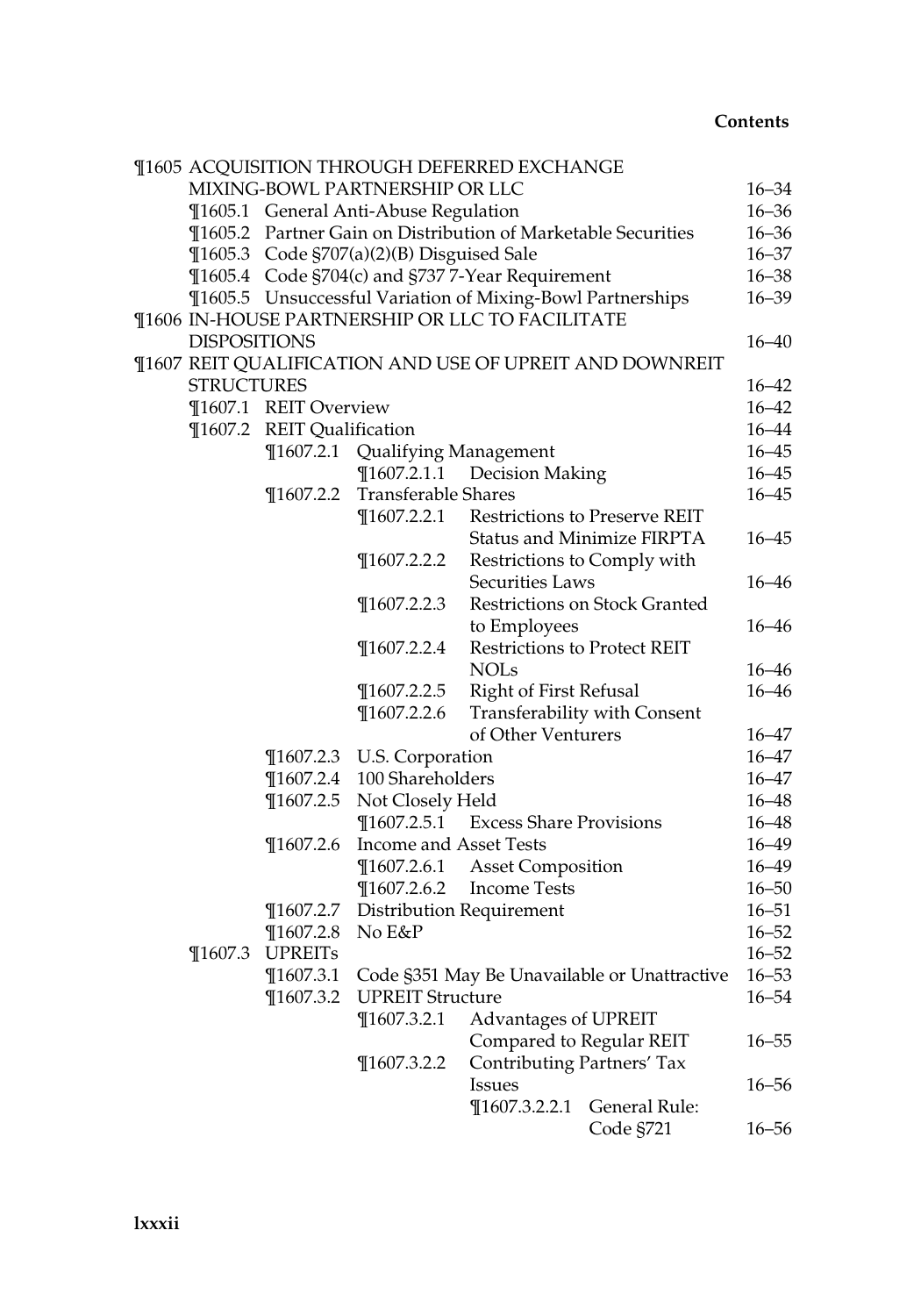¶1605 ACQUISITION THROUGH DEFERRED EXCHANGE MIXING-BOWL PARTNERSHIP OR LLC 16–34

- ¶1605.1 General Anti-Abuse Regulation 16–36
- ¶1605.2 Partner Gain on Distribution of Marketable Securities 16–36
- ¶1605.3 Code §707(a)(2)(B) Disguised Sale 16–37
- ¶1605.4 Code §704(c) and §737 7-Year Requirement 16–38
- ¶1605.5 Unsuccessful Variation of Mixing-Bowl Partnerships 16–39

¶1606 IN-HOUSE PARTNERSHIP OR LLC TO FACILITATE DISPOSITIONS 16–40

¶1607 REIT QUALIFICATION AND USE OF UPREIT AND DOWNREIT STRUCTURES 16–42

- ¶1607.1 REIT Overview 16–42
- ¶1607.2 REIT Qualification 16–44
  - ¶1607.2.1 Qualifying Management 16–45
    - ¶1607.2.1.1 Decision Making 16–45
  - ¶1607.2.2 Transferable Shares 16–45
    - ¶1607.2.2.1 Restrictions to Preserve REIT Status and Minimize FIRPTA 16–45
    - ¶1607.2.2.2 Restrictions to Comply with Securities Laws 16–46
    - ¶1607.2.2.3 Restrictions on Stock Granted to Employees 16–46
    - ¶1607.2.2.4 Restrictions to Protect REIT NOLs 16–46
    - ¶1607.2.2.5 Right of First Refusal 16–46
    - ¶1607.2.2.6 Transferability with Consent of Other Venturers 16–47
  - ¶1607.2.3 U.S. Corporation 16–47
  - ¶1607.2.4 100 Shareholders 16–47
  - ¶1607.2.5 Not Closely Held 16–48
    - ¶1607.2.5.1 Excess Share Provisions 16–48
  - ¶1607.2.6 Income and Asset Tests 16–49
    - ¶1607.2.6.1 Asset Composition 16–49
    - ¶1607.2.6.2 Income Tests 16–50
  - ¶1607.2.7 Distribution Requirement 16–51
  - ¶1607.2.8 No E&P 16–52
- ¶1607.3 UPREITs 16–52
  - ¶1607.3.1 Code §351 May Be Unavailable or Unattractive 16–53
  - ¶1607.3.2 UPREIT Structure 16–54
    - ¶1607.3.2.1 Advantages of UPREIT Compared to Regular REIT 16–55
    - ¶1607.3.2.2 Contributing Partners' Tax Issues 16–56
      - ¶1607.3.2.2.1 General Rule: Code §721 16–56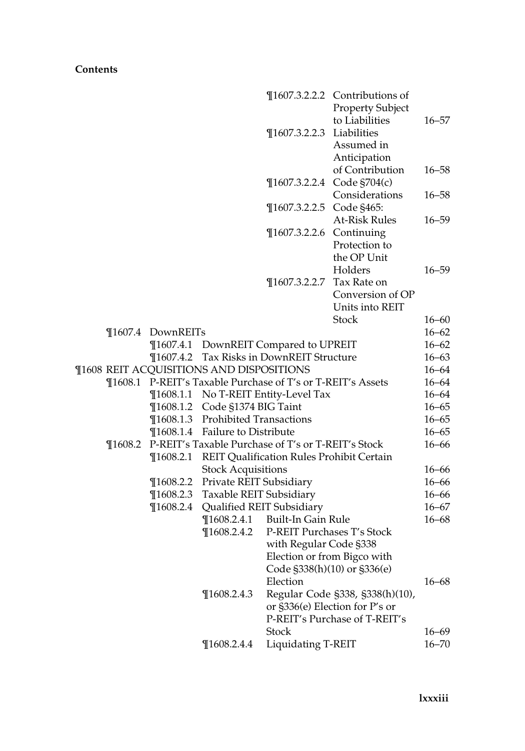**Contents**

- ¶1607.3.2.2.2 Contributions of Property Subject to Liabilities 16–57
- ¶1607.3.2.2.3 Liabilities Assumed in Anticipation of Contribution 16–58
- ¶1607.3.2.2.4 Code §704(c) Considerations 16–58
- ¶1607.3.2.2.5 Code §465: At-Risk Rules 16–59
- ¶1607.3.2.2.6 Continuing Protection to the OP Unit Holders 16–59
- ¶1607.3.2.2.7 Tax Rate on Conversion of OP Units into REIT Stock 16–60

- ¶1607.4 DownREITs 16–62
  - ¶1607.4.1 DownREIT Compared to UPREIT 16–62
  - ¶1607.4.2 Tax Risks in DownREIT Structure 16–63

¶1608 REIT ACQUISITIONS AND DISPOSITIONS 16–64

- ¶1608.1 P-REIT's Taxable Purchase of T's or T-REIT's Assets 16–64
  - ¶1608.1.1 No T-REIT Entity-Level Tax 16–64
  - ¶1608.1.2 Code §1374 BIG Taint 16–65
  - ¶1608.1.3 Prohibited Transactions 16–65
  - ¶1608.1.4 Failure to Distribute 16–65
- ¶1608.2 P-REIT's Taxable Purchase of T's or T-REIT's Stock 16–66
  - ¶1608.2.1 REIT Qualification Rules Prohibit Certain Stock Acquisitions 16–66
  - ¶1608.2.2 Private REIT Subsidiary 16–66
  - ¶1608.2.3 Taxable REIT Subsidiary 16–66
  - ¶1608.2.4 Qualified REIT Subsidiary 16–67
    - ¶1608.2.4.1 Built-In Gain Rule 16–68
    - ¶1608.2.4.2 P-REIT Purchases T's Stock with Regular Code §338 Election or from Bigco with Code §338(h)(10) or §336(e) Election 16–68
    - ¶1608.2.4.3 Regular Code §338, §338(h)(10), or §336(e) Election for P's or P-REIT's Purchase of T-REIT's Stock 16–69
    - ¶1608.2.4.4 Liquidating T-REIT 16–70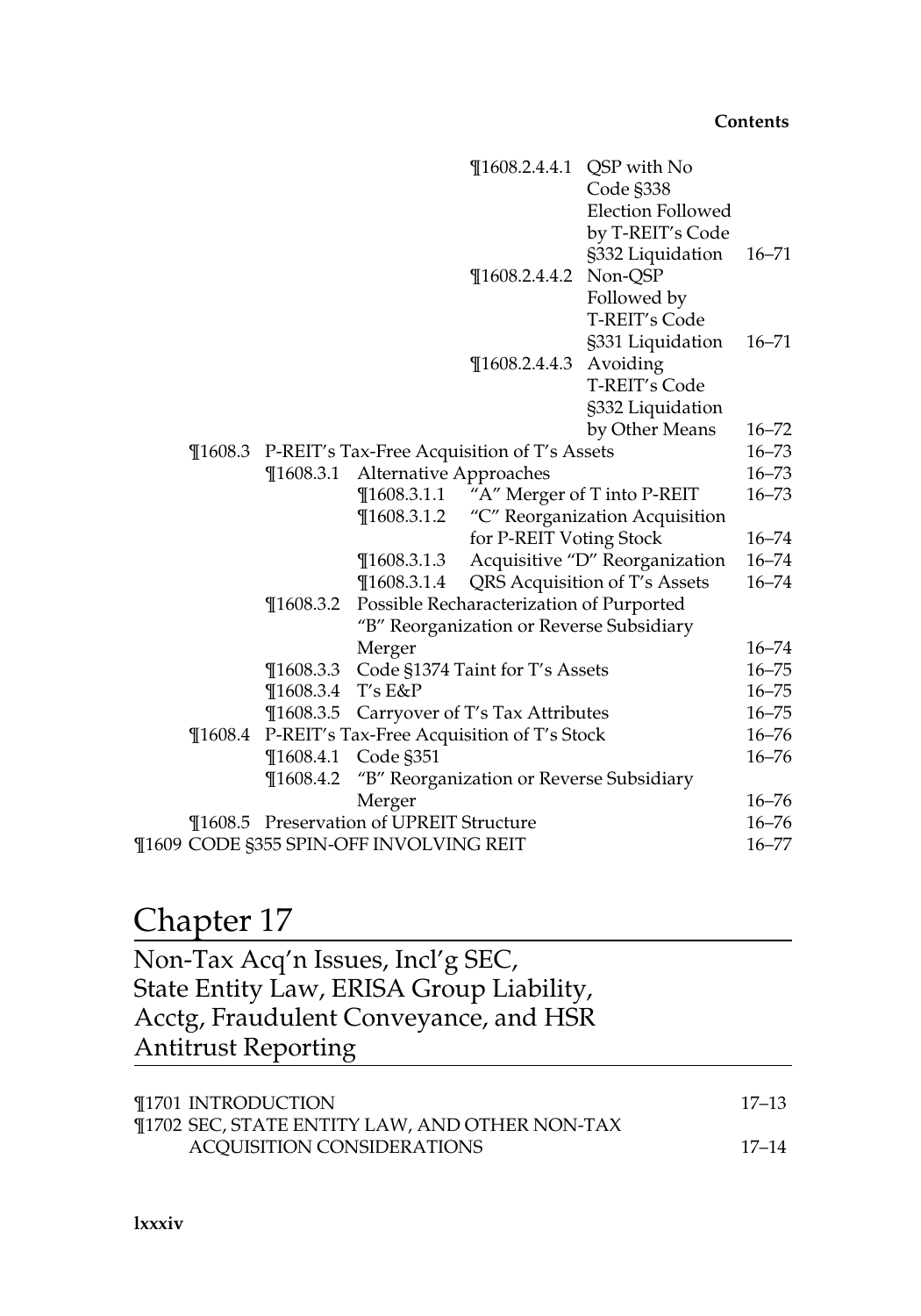¶1608.2.4.4.1 QSP with No Code §338 Election Followed by T-REIT's Code §332 Liquidation 16–71

¶1608.2.4.4.2 Non-QSP Followed by T-REIT's Code §331 Liquidation 16–71

¶1608.2.4.4.3 Avoiding T-REIT's Code §332 Liquidation by Other Means 16–72

¶1608.3 P-REIT's Tax-Free Acquisition of T's Assets 16–73

¶1608.3.1 Alternative Approaches 16–73

¶1608.3.1.1 "A" Merger of T into P-REIT 16–73

¶1608.3.1.2 "C" Reorganization Acquisition for P-REIT Voting Stock 16–74

¶1608.3.1.3 Acquisitive "D" Reorganization 16–74

¶1608.3.1.4 QRS Acquisition of T's Assets 16–74

¶1608.3.2 Possible Recharacterization of Purported "B" Reorganization or Reverse Subsidiary Merger 16–74

¶1608.3.3 Code §1374 Taint for T's Assets 16–75

¶1608.3.4 T's E&P 16–75

¶1608.3.5 Carryover of T's Tax Attributes 16–75

¶1608.4 P-REIT's Tax-Free Acquisition of T's Stock 16–76

¶1608.4.1 Code §351 16–76

¶1608.4.2 "B" Reorganization or Reverse Subsidiary Merger 16–76

¶1608.5 Preservation of UPREIT Structure 16–76

¶1609 CODE §355 SPIN-OFF INVOLVING REIT 16–77

# Chapter 17

## Non-Tax Acq'n Issues, Incl'g SEC, State Entity Law, ERISA Group Liability, Acctg, Fraudulent Conveyance, and HSR Antitrust Reporting

¶1701 INTRODUCTION 17–13

¶1702 SEC, STATE ENTITY LAW, AND OTHER NON-TAX ACQUISITION CONSIDERATIONS 17–14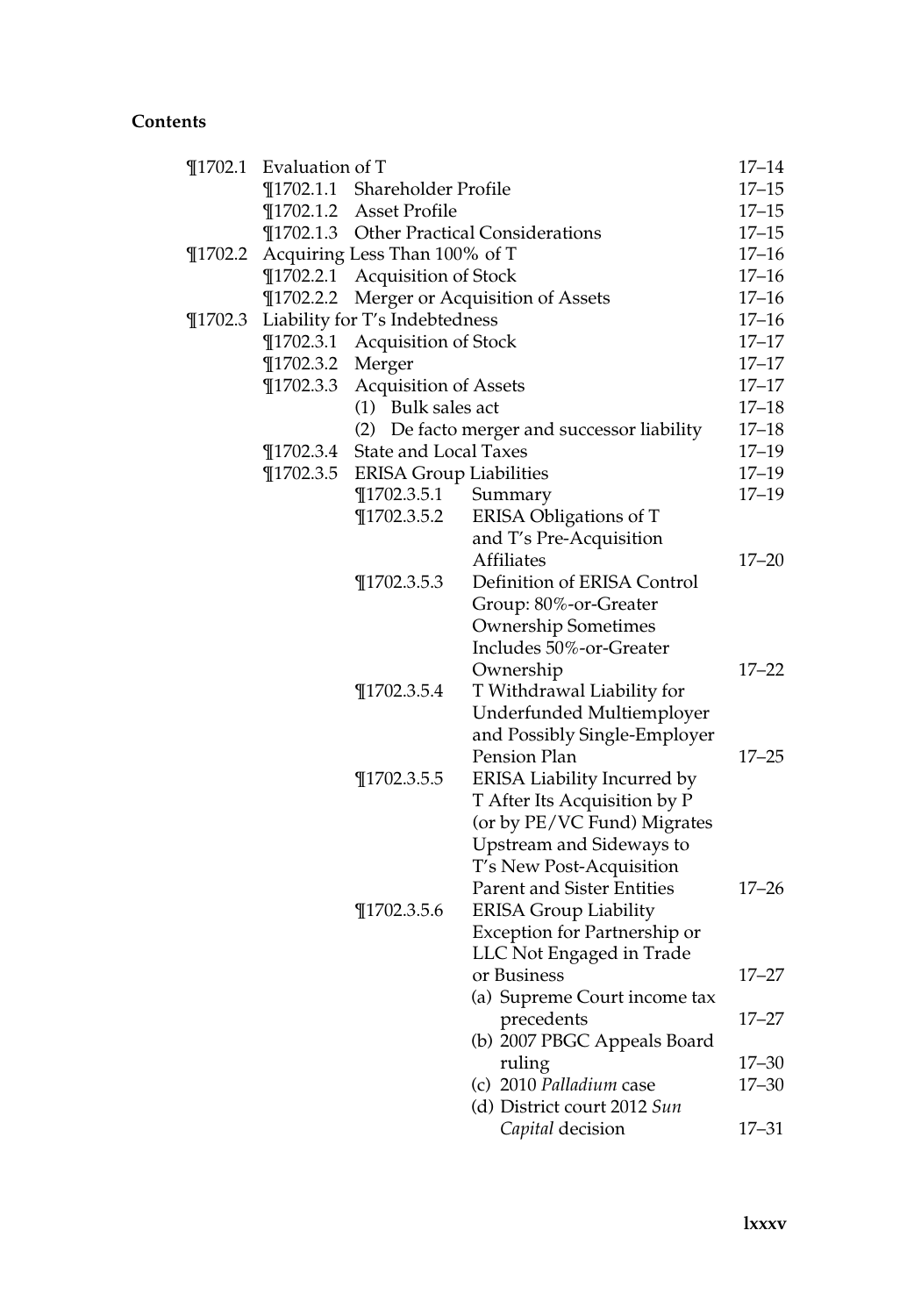**Contents**

| | | | | |
|---|---|---|---|---|
| ¶1702.1 | Evaluation of T | | | 17–14 |
| | ¶1702.1.1 | Shareholder Profile | | 17–15 |
| | ¶1702.1.2 | Asset Profile | | 17–15 |
| | ¶1702.1.3 | Other Practical Considerations | | 17–15 |
| ¶1702.2 | Acquiring Less Than 100% of T | | | 17–16 |
| | ¶1702.2.1 | Acquisition of Stock | | 17–16 |
| | ¶1702.2.2 | Merger or Acquisition of Assets | | 17–16 |
| ¶1702.3 | Liability for T's Indebtedness | | | 17–16 |
| | ¶1702.3.1 | Acquisition of Stock | | 17–17 |
| | ¶1702.3.2 | Merger | | 17–17 |
| | ¶1702.3.3 | Acquisition of Assets | | 17–17 |
| | | (1) Bulk sales act | | 17–18 |
| | | (2) De facto merger and successor liability | | 17–18 |
| | ¶1702.3.4 | State and Local Taxes | | 17–19 |
| | ¶1702.3.5 | ERISA Group Liabilities | | 17–19 |
| | | ¶1702.3.5.1 | Summary | 17–19 |
| | | ¶1702.3.5.2 | ERISA Obligations of T and T's Pre-Acquisition Affiliates | 17–20 |
| | | ¶1702.3.5.3 | Definition of ERISA Control Group: 80%-or-Greater Ownership Sometimes Includes 50%-or-Greater Ownership | 17–22 |
| | | ¶1702.3.5.4 | T Withdrawal Liability for Underfunded Multiemployer and Possibly Single-Employer Pension Plan | 17–25 |
| | | ¶1702.3.5.5 | ERISA Liability Incurred by T After Its Acquisition by P (or by PE/VC Fund) Migrates Upstream and Sideways to T's New Post-Acquisition Parent and Sister Entities | 17–26 |
| | | ¶1702.3.5.6 | ERISA Group Liability Exception for Partnership or LLC Not Engaged in Trade or Business | 17–27 |
| | | | (a) Supreme Court income tax precedents | 17–27 |
| | | | (b) 2007 PBGC Appeals Board ruling | 17–30 |
| | | | (c) 2010 *Palladium* case | 17–30 |
| | | | (d) District court 2012 *Sun Capital* decision | 17–31 |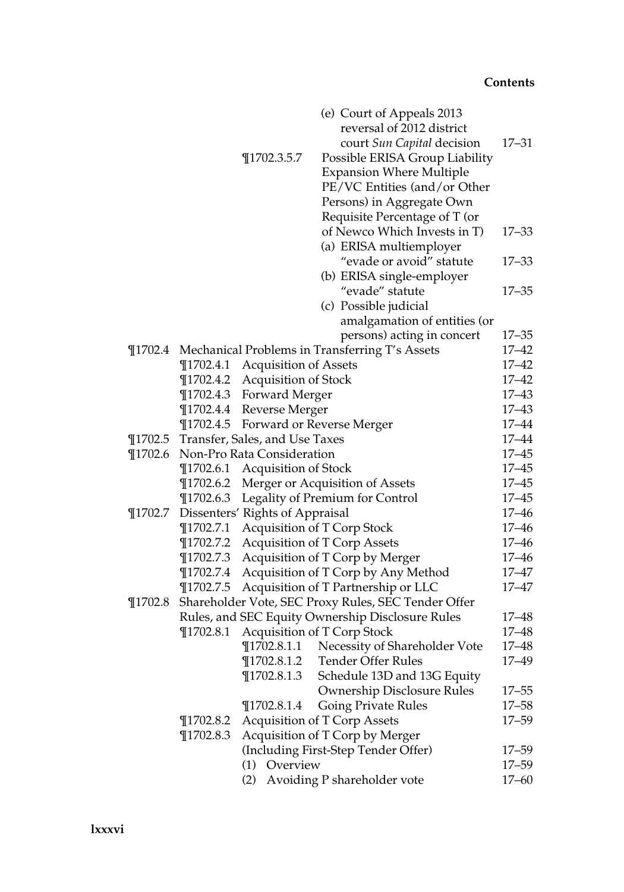(e) Court of Appeals 2013 reversal of 2012 district court *Sun Capital* decision 17–31

¶1702.3.5.7 Possible ERISA Group Liability Expansion Where Multiple PE/VC Entities (and/or Other Persons) in Aggregate Own Requisite Percentage of T (or of Newco Which Invests in T) 17–33

(a) ERISA multiemployer "evade or avoid" statute 17–33

(b) ERISA single-employer "evade" statute 17–35

(c) Possible judicial amalgamation of entities (or persons) acting in concert 17–35

¶1702.4 Mechanical Problems in Transferring T's Assets 17–42

¶1702.4.1 Acquisition of Assets 17–42

¶1702.4.2 Acquisition of Stock 17–42

¶1702.4.3 Forward Merger 17–43

¶1702.4.4 Reverse Merger 17–43

¶1702.4.5 Forward or Reverse Merger 17–44

¶1702.5 Transfer, Sales, and Use Taxes 17–44

¶1702.6 Non-Pro Rata Consideration 17–45

¶1702.6.1 Acquisition of Stock 17–45

¶1702.6.2 Merger or Acquisition of Assets 17–45

¶1702.6.3 Legality of Premium for Control 17–45

¶1702.7 Dissenters' Rights of Appraisal 17–46

¶1702.7.1 Acquisition of T Corp Stock 17–46

¶1702.7.2 Acquisition of T Corp Assets 17–46

¶1702.7.3 Acquisition of T Corp by Merger 17–46

¶1702.7.4 Acquisition of T Corp by Any Method 17–47

¶1702.7.5 Acquisition of T Partnership or LLC 17–47

¶1702.8 Shareholder Vote, SEC Proxy Rules, SEC Tender Offer Rules, and SEC Equity Ownership Disclosure Rules 17–48

¶1702.8.1 Acquisition of T Corp Stock 17–48

¶1702.8.1.1 Necessity of Shareholder Vote 17–48

¶1702.8.1.2 Tender Offer Rules 17–49

¶1702.8.1.3 Schedule 13D and 13G Equity Ownership Disclosure Rules 17–55

¶1702.8.1.4 Going Private Rules 17–58

¶1702.8.2 Acquisition of T Corp Assets 17–59

¶1702.8.3 Acquisition of T Corp by Merger (Including First-Step Tender Offer) 17–59

(1) Overview 17–59

(2) Avoiding P shareholder vote 17–60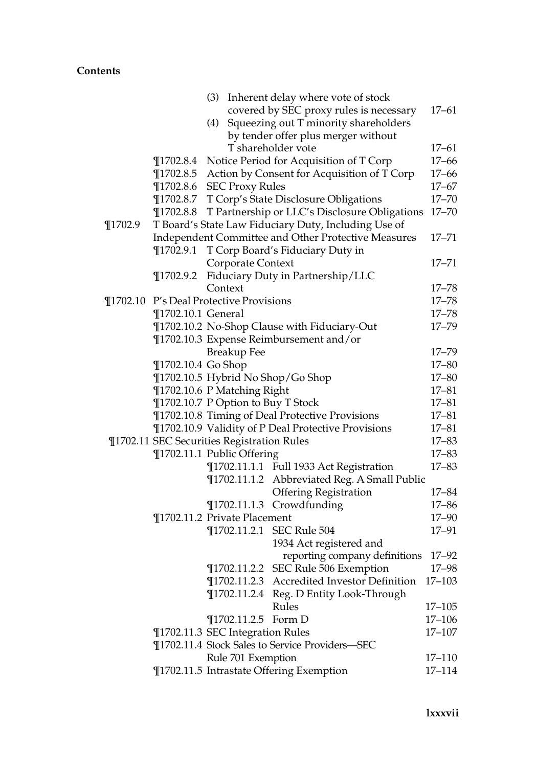**Contents**

- (3) Inherent delay where vote of stock covered by SEC proxy rules is necessary — 17–61
- (4) Squeezing out T minority shareholders by tender offer plus merger without T shareholder vote — 17–61

- ¶1702.8.4 Notice Period for Acquisition of T Corp — 17–66
- ¶1702.8.5 Action by Consent for Acquisition of T Corp — 17–66
- ¶1702.8.6 SEC Proxy Rules — 17–67
- ¶1702.8.7 T Corp's State Disclosure Obligations — 17–70
- ¶1702.8.8 T Partnership or LLC's Disclosure Obligations — 17–70

¶1702.9 T Board's State Law Fiduciary Duty, Including Use of Independent Committee and Other Protective Measures — 17–71

- ¶1702.9.1 T Corp Board's Fiduciary Duty in Corporate Context — 17–71
- ¶1702.9.2 Fiduciary Duty in Partnership/LLC Context — 17–78

¶1702.10 P's Deal Protective Provisions — 17–78

- ¶1702.10.1 General — 17–78
- ¶1702.10.2 No-Shop Clause with Fiduciary-Out — 17–79
- ¶1702.10.3 Expense Reimbursement and/or Breakup Fee — 17–79
- ¶1702.10.4 Go Shop — 17–80
- ¶1702.10.5 Hybrid No Shop/Go Shop — 17–80
- ¶1702.10.6 P Matching Right — 17–81
- ¶1702.10.7 P Option to Buy T Stock — 17–81
- ¶1702.10.8 Timing of Deal Protective Provisions — 17–81
- ¶1702.10.9 Validity of P Deal Protective Provisions — 17–81

¶1702.11 SEC Securities Registration Rules — 17–83

- ¶1702.11.1 Public Offering — 17–83
  - ¶1702.11.1.1 Full 1933 Act Registration — 17–83
  - ¶1702.11.1.2 Abbreviated Reg. A Small Public Offering Registration — 17–84
  - ¶1702.11.1.3 Crowdfunding — 17–86
- ¶1702.11.2 Private Placement — 17–90
  - ¶1702.11.2.1 SEC Rule 504 — 17–91
    - 1934 Act registered and reporting company definitions — 17–92
  - ¶1702.11.2.2 SEC Rule 506 Exemption — 17–98
  - ¶1702.11.2.3 Accredited Investor Definition — 17–103
  - ¶1702.11.2.4 Reg. D Entity Look-Through Rules — 17–105
  - ¶1702.11.2.5 Form D — 17–106
- ¶1702.11.3 SEC Integration Rules — 17–107
- ¶1702.11.4 Stock Sales to Service Providers—SEC Rule 701 Exemption — 17–110
- ¶1702.11.5 Intrastate Offering Exemption — 17–114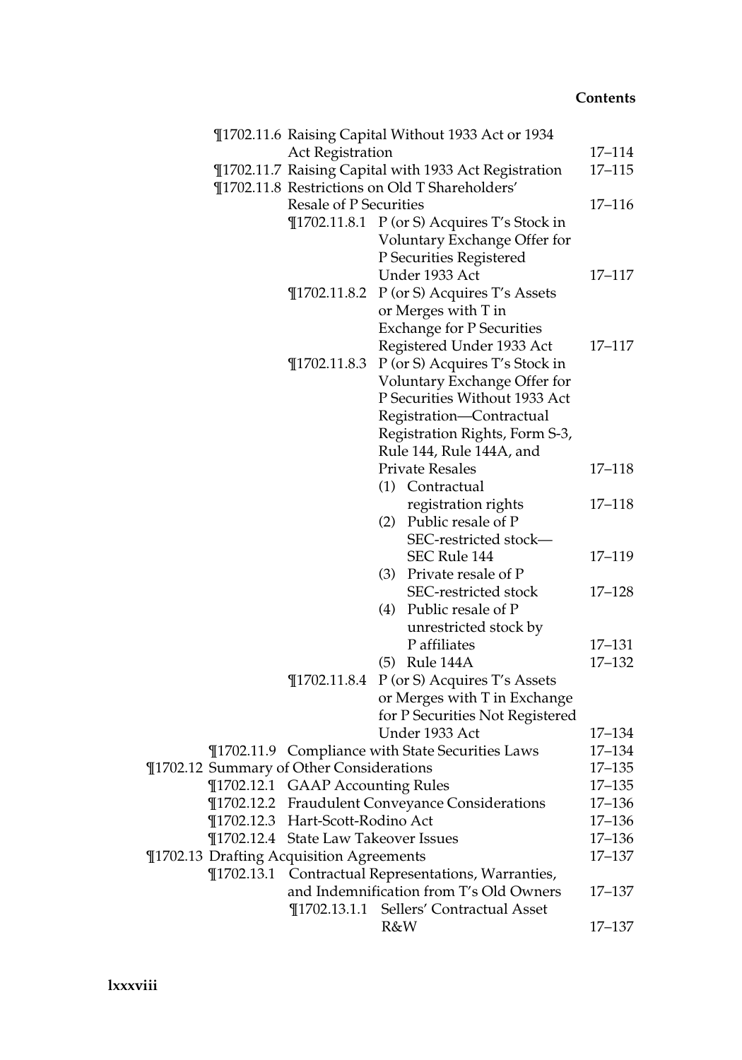¶1702.11.6 Raising Capital Without 1933 Act or 1934 Act Registration 17–114

¶1702.11.7 Raising Capital with 1933 Act Registration 17–115

¶1702.11.8 Restrictions on Old T Shareholders' Resale of P Securities 17–116

- ¶1702.11.8.1 P (or S) Acquires T's Stock in Voluntary Exchange Offer for P Securities Registered Under 1933 Act 17–117
- ¶1702.11.8.2 P (or S) Acquires T's Assets or Merges with T in Exchange for P Securities Registered Under 1933 Act 17–117
- ¶1702.11.8.3 P (or S) Acquires T's Stock in Voluntary Exchange Offer for P Securities Without 1933 Act Registration—Contractual Registration Rights, Form S-3, Rule 144, Rule 144A, and Private Resales 17–118
  - (1) Contractual registration rights 17–118
  - (2) Public resale of P SEC-restricted stock—SEC Rule 144 17–119
  - (3) Private resale of P SEC-restricted stock 17–128
  - (4) Public resale of P unrestricted stock by P affiliates 17–131
  - (5) Rule 144A 17–132
- ¶1702.11.8.4 P (or S) Acquires T's Assets or Merges with T in Exchange for P Securities Not Registered Under 1933 Act 17–134

¶1702.11.9 Compliance with State Securities Laws 17–134

¶1702.12 Summary of Other Considerations 17–135

- ¶1702.12.1 GAAP Accounting Rules 17–135
- ¶1702.12.2 Fraudulent Conveyance Considerations 17–136
- ¶1702.12.3 Hart-Scott-Rodino Act 17–136
- ¶1702.12.4 State Law Takeover Issues 17–136

¶1702.13 Drafting Acquisition Agreements 17–137

- ¶1702.13.1 Contractual Representations, Warranties, and Indemnification from T's Old Owners 17–137
  - ¶1702.13.1.1 Sellers' Contractual Asset R&W 17–137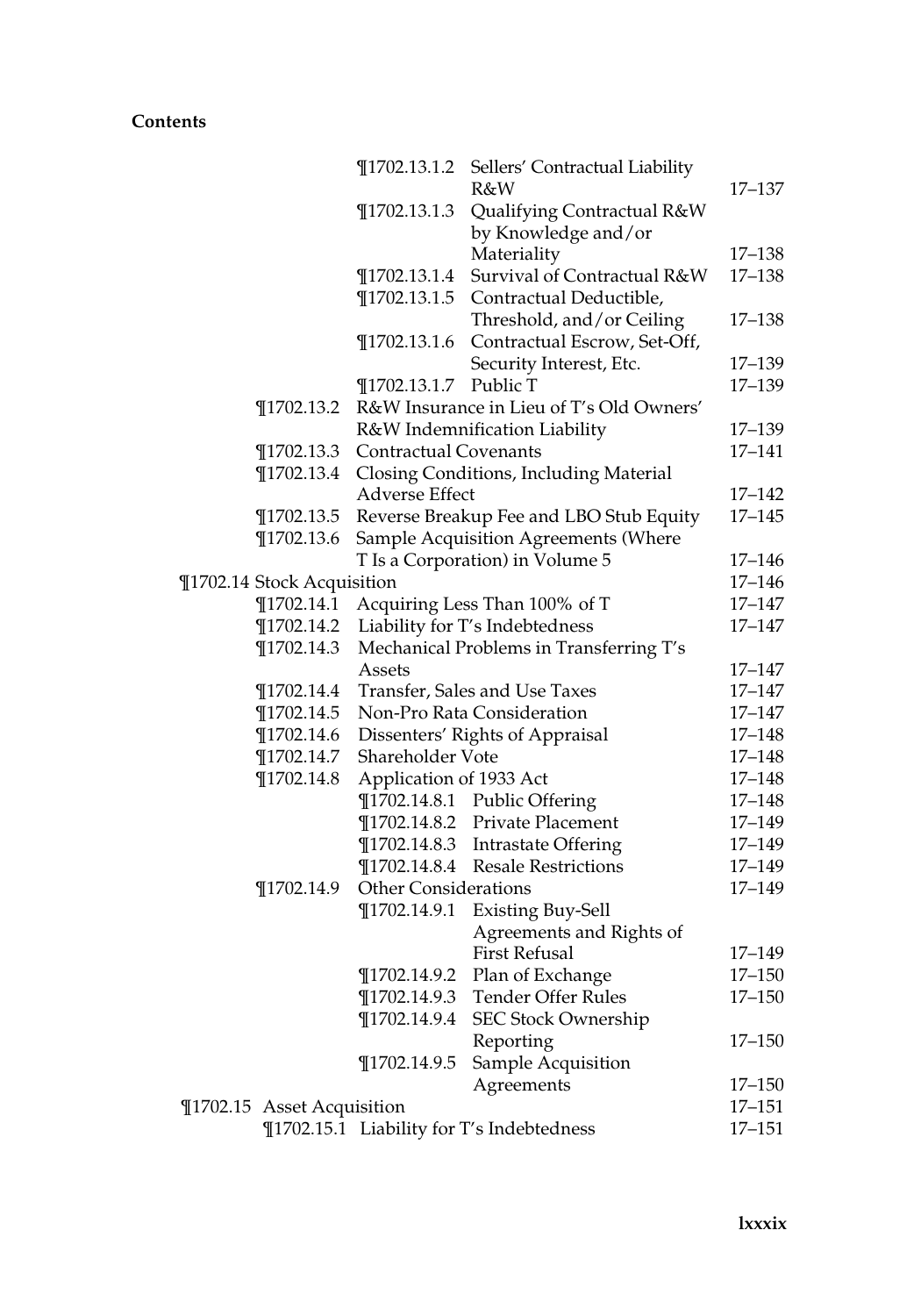**Contents**

- ¶1702.13.1.2 Sellers' Contractual Liability R&W — 17–137
- ¶1702.13.1.3 Qualifying Contractual R&W by Knowledge and/or Materiality — 17–138
- ¶1702.13.1.4 Survival of Contractual R&W — 17–138
- ¶1702.13.1.5 Contractual Deductible, Threshold, and/or Ceiling — 17–138
- ¶1702.13.1.6 Contractual Escrow, Set-Off, Security Interest, Etc. — 17–139
- ¶1702.13.1.7 Public T — 17–139

- ¶1702.13.2 R&W Insurance in Lieu of T's Old Owners' R&W Indemnification Liability — 17–139
- ¶1702.13.3 Contractual Covenants — 17–141
- ¶1702.13.4 Closing Conditions, Including Material Adverse Effect — 17–142
- ¶1702.13.5 Reverse Breakup Fee and LBO Stub Equity — 17–145
- ¶1702.13.6 Sample Acquisition Agreements (Where T Is a Corporation) in Volume 5 — 17–146

¶1702.14 Stock Acquisition — 17–146

- ¶1702.14.1 Acquiring Less Than 100% of T — 17–147
- ¶1702.14.2 Liability for T's Indebtedness — 17–147
- ¶1702.14.3 Mechanical Problems in Transferring T's Assets — 17–147
- ¶1702.14.4 Transfer, Sales and Use Taxes — 17–147
- ¶1702.14.5 Non-Pro Rata Consideration — 17–147
- ¶1702.14.6 Dissenters' Rights of Appraisal — 17–148
- ¶1702.14.7 Shareholder Vote — 17–148
- ¶1702.14.8 Application of 1933 Act — 17–148
  - ¶1702.14.8.1 Public Offering — 17–148
  - ¶1702.14.8.2 Private Placement — 17–149
  - ¶1702.14.8.3 Intrastate Offering — 17–149
  - ¶1702.14.8.4 Resale Restrictions — 17–149
- ¶1702.14.9 Other Considerations — 17–149
  - ¶1702.14.9.1 Existing Buy-Sell Agreements and Rights of First Refusal — 17–149
  - ¶1702.14.9.2 Plan of Exchange — 17–150
  - ¶1702.14.9.3 Tender Offer Rules — 17–150
  - ¶1702.14.9.4 SEC Stock Ownership Reporting — 17–150
  - ¶1702.14.9.5 Sample Acquisition Agreements — 17–150

¶1702.15 Asset Acquisition — 17–151

- ¶1702.15.1 Liability for T's Indebtedness — 17–151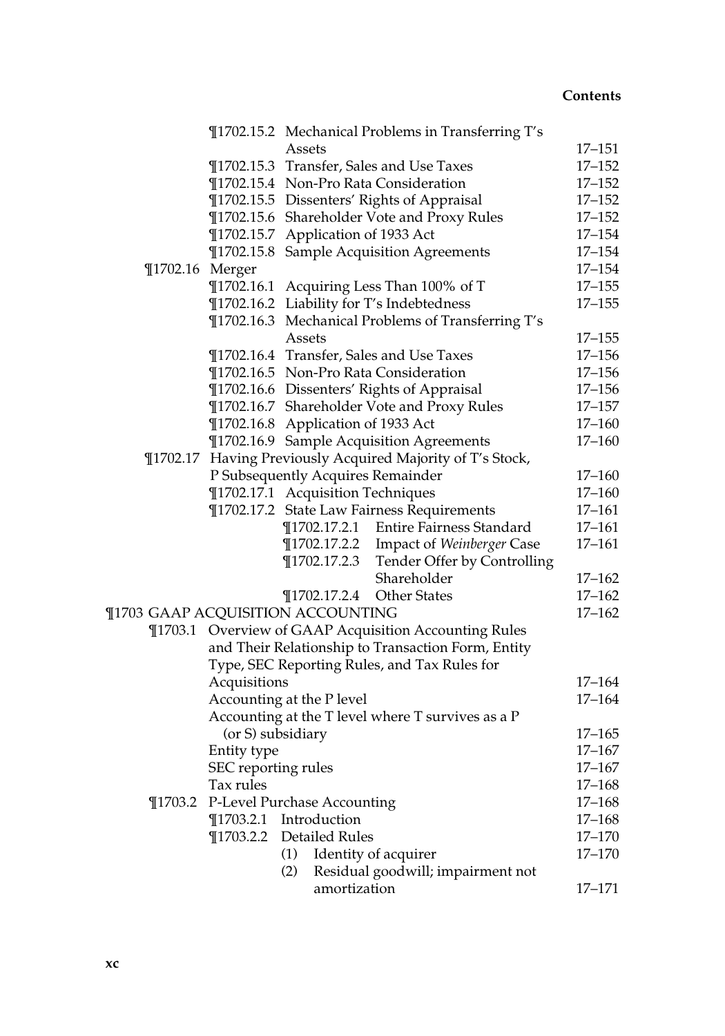¶1702.15.2 Mechanical Problems in Transferring T's Assets 17–151
¶1702.15.3 Transfer, Sales and Use Taxes 17–152
¶1702.15.4 Non-Pro Rata Consideration 17–152
¶1702.15.5 Dissenters' Rights of Appraisal 17–152
¶1702.15.6 Shareholder Vote and Proxy Rules 17–152
¶1702.15.7 Application of 1933 Act 17–154
¶1702.15.8 Sample Acquisition Agreements 17–154

¶1702.16 Merger 17–154
¶1702.16.1 Acquiring Less Than 100% of T 17–155
¶1702.16.2 Liability for T's Indebtedness 17–155
¶1702.16.3 Mechanical Problems of Transferring T's Assets 17–155
¶1702.16.4 Transfer, Sales and Use Taxes 17–156
¶1702.16.5 Non-Pro Rata Consideration 17–156
¶1702.16.6 Dissenters' Rights of Appraisal 17–156
¶1702.16.7 Shareholder Vote and Proxy Rules 17–157
¶1702.16.8 Application of 1933 Act 17–160
¶1702.16.9 Sample Acquisition Agreements 17–160

¶1702.17 Having Previously Acquired Majority of T's Stock, P Subsequently Acquires Remainder 17–160
¶1702.17.1 Acquisition Techniques 17–160
¶1702.17.2 State Law Fairness Requirements 17–161
¶1702.17.2.1 Entire Fairness Standard 17–161
¶1702.17.2.2 Impact of *Weinberger* Case 17–161
¶1702.17.2.3 Tender Offer by Controlling Shareholder 17–162
¶1702.17.2.4 Other States 17–162

¶1703 GAAP ACQUISITION ACCOUNTING 17–162

¶1703.1 Overview of GAAP Acquisition Accounting Rules and Their Relationship to Transaction Form, Entity Type, SEC Reporting Rules, and Tax Rules for Acquisitions 17–164
Accounting at the P level 17–164
Accounting at the T level where T survives as a P (or S) subsidiary 17–165
Entity type 17–167
SEC reporting rules 17–167
Tax rules 17–168

¶1703.2 P-Level Purchase Accounting 17–168
¶1703.2.1 Introduction 17–168
¶1703.2.2 Detailed Rules 17–170
(1) Identity of acquirer 17–170
(2) Residual goodwill; impairment not amortization 17–171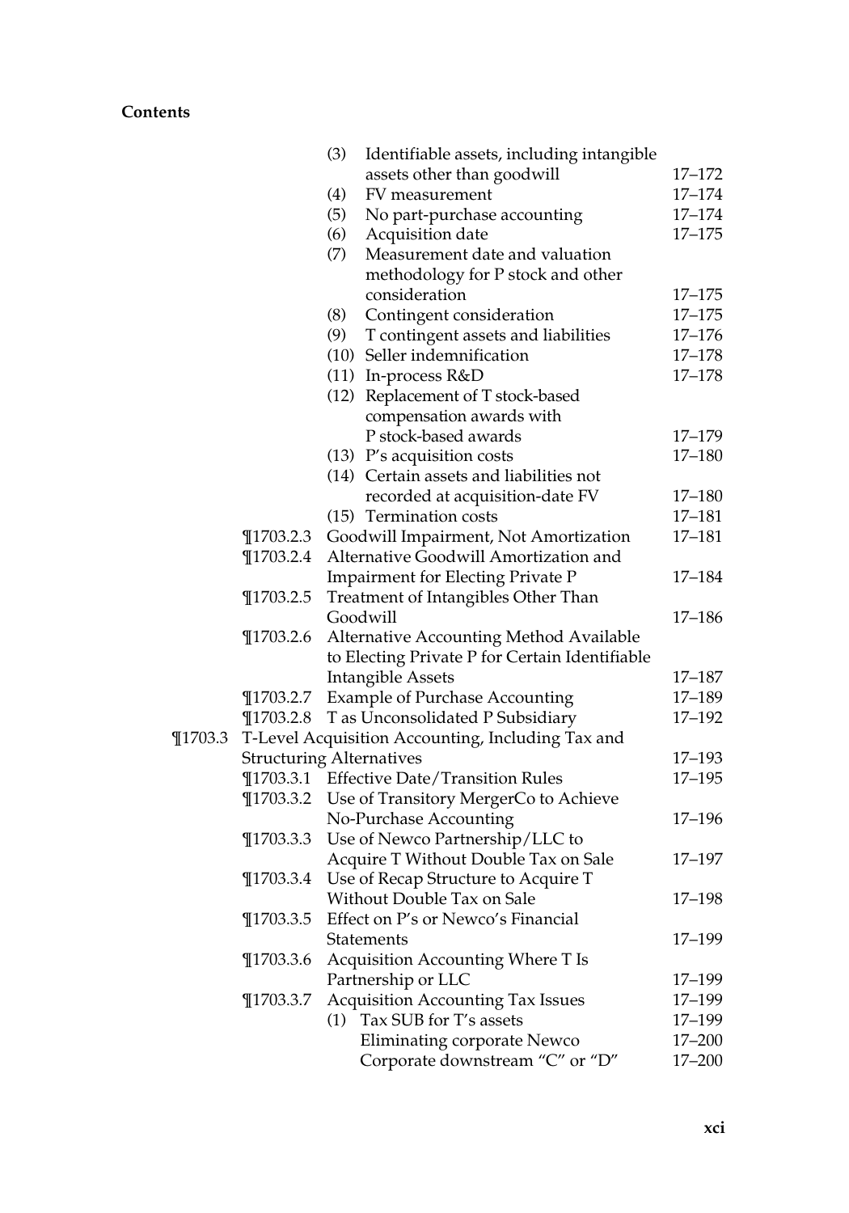**Contents**

| | | | |
|---|---|---|---|
| | | (3) Identifiable assets, including intangible assets other than goodwill | 17–172 |
| | | (4) FV measurement | 17–174 |
| | | (5) No part-purchase accounting | 17–174 |
| | | (6) Acquisition date | 17–175 |
| | | (7) Measurement date and valuation methodology for P stock and other consideration | 17–175 |
| | | (8) Contingent consideration | 17–175 |
| | | (9) T contingent assets and liabilities | 17–176 |
| | | (10) Seller indemnification | 17–178 |
| | | (11) In-process R&D | 17–178 |
| | | (12) Replacement of T stock-based compensation awards with P stock-based awards | 17–179 |
| | | (13) P's acquisition costs | 17–180 |
| | | (14) Certain assets and liabilities not recorded at acquisition-date FV | 17–180 |
| | | (15) Termination costs | 17–181 |
| | ¶1703.2.3 | Goodwill Impairment, Not Amortization | 17–181 |
| | ¶1703.2.4 | Alternative Goodwill Amortization and Impairment for Electing Private P | 17–184 |
| | ¶1703.2.5 | Treatment of Intangibles Other Than Goodwill | 17–186 |
| | ¶1703.2.6 | Alternative Accounting Method Available to Electing Private P for Certain Identifiable Intangible Assets | 17–187 |
| | ¶1703.2.7 | Example of Purchase Accounting | 17–189 |
| | ¶1703.2.8 | T as Unconsolidated P Subsidiary | 17–192 |
| ¶1703.3 | T-Level Acquisition Accounting, Including Tax and Structuring Alternatives | | 17–193 |
| | ¶1703.3.1 | Effective Date/Transition Rules | 17–195 |
| | ¶1703.3.2 | Use of Transitory MergerCo to Achieve No-Purchase Accounting | 17–196 |
| | ¶1703.3.3 | Use of Newco Partnership/LLC to Acquire T Without Double Tax on Sale | 17–197 |
| | ¶1703.3.4 | Use of Recap Structure to Acquire T Without Double Tax on Sale | 17–198 |
| | ¶1703.3.5 | Effect on P's or Newco's Financial Statements | 17–199 |
| | ¶1703.3.6 | Acquisition Accounting Where T Is Partnership or LLC | 17–199 |
| | ¶1703.3.7 | Acquisition Accounting Tax Issues | 17–199 |
| | | (1) Tax SUB for T's assets | 17–199 |
| | | Eliminating corporate Newco | 17–200 |
| | | Corporate downstream "C" or "D" | 17–200 |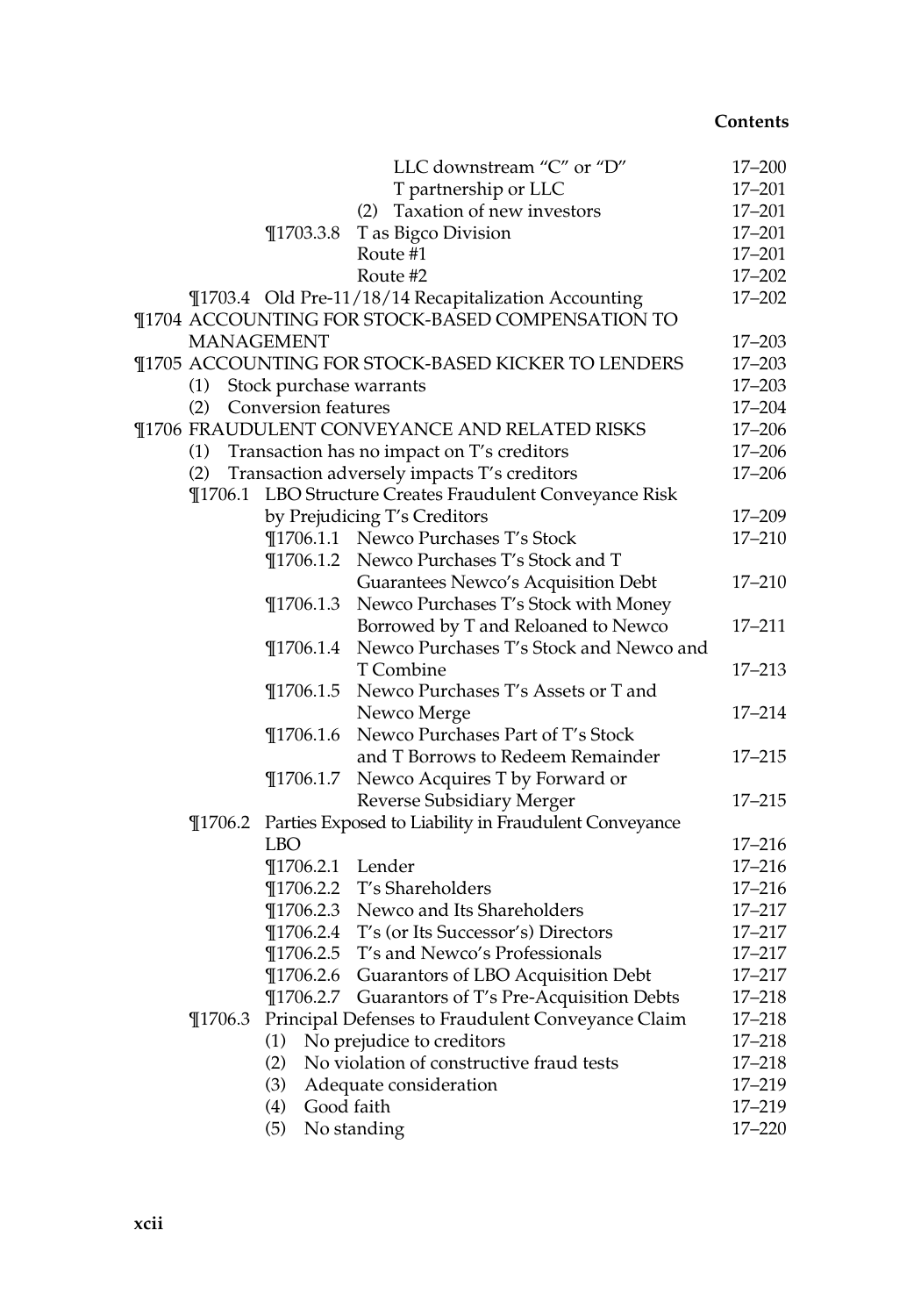LLC downstream "C" or "D" 17–200
T partnership or LLC 17–201
(2) Taxation of new investors 17–201
¶1703.3.8 T as Bigco Division 17–201
Route #1 17–201
Route #2 17–202
¶1703.4 Old Pre-11/18/14 Recapitalization Accounting 17–202
¶1704 ACCOUNTING FOR STOCK-BASED COMPENSATION TO MANAGEMENT 17–203
¶1705 ACCOUNTING FOR STOCK-BASED KICKER TO LENDERS 17–203
(1) Stock purchase warrants 17–203
(2) Conversion features 17–204
¶1706 FRAUDULENT CONVEYANCE AND RELATED RISKS 17–206
(1) Transaction has no impact on T's creditors 17–206
(2) Transaction adversely impacts T's creditors 17–206
¶1706.1 LBO Structure Creates Fraudulent Conveyance Risk by Prejudicing T's Creditors 17–209
¶1706.1.1 Newco Purchases T's Stock 17–210
¶1706.1.2 Newco Purchases T's Stock and T Guarantees Newco's Acquisition Debt 17–210
¶1706.1.3 Newco Purchases T's Stock with Money Borrowed by T and Reloaned to Newco 17–211
¶1706.1.4 Newco Purchases T's Stock and Newco and T Combine 17–213
¶1706.1.5 Newco Purchases T's Assets or T and Newco Merge 17–214
¶1706.1.6 Newco Purchases Part of T's Stock and T Borrows to Redeem Remainder 17–215
¶1706.1.7 Newco Acquires T by Forward or Reverse Subsidiary Merger 17–215
¶1706.2 Parties Exposed to Liability in Fraudulent Conveyance LBO 17–216
¶1706.2.1 Lender 17–216
¶1706.2.2 T's Shareholders 17–216
¶1706.2.3 Newco and Its Shareholders 17–217
¶1706.2.4 T's (or Its Successor's) Directors 17–217
¶1706.2.5 T's and Newco's Professionals 17–217
¶1706.2.6 Guarantors of LBO Acquisition Debt 17–217
¶1706.2.7 Guarantors of T's Pre-Acquisition Debts 17–218
¶1706.3 Principal Defenses to Fraudulent Conveyance Claim 17–218
(1) No prejudice to creditors 17–218
(2) No violation of constructive fraud tests 17–218
(3) Adequate consideration 17–219
(4) Good faith 17–219
(5) No standing 17–220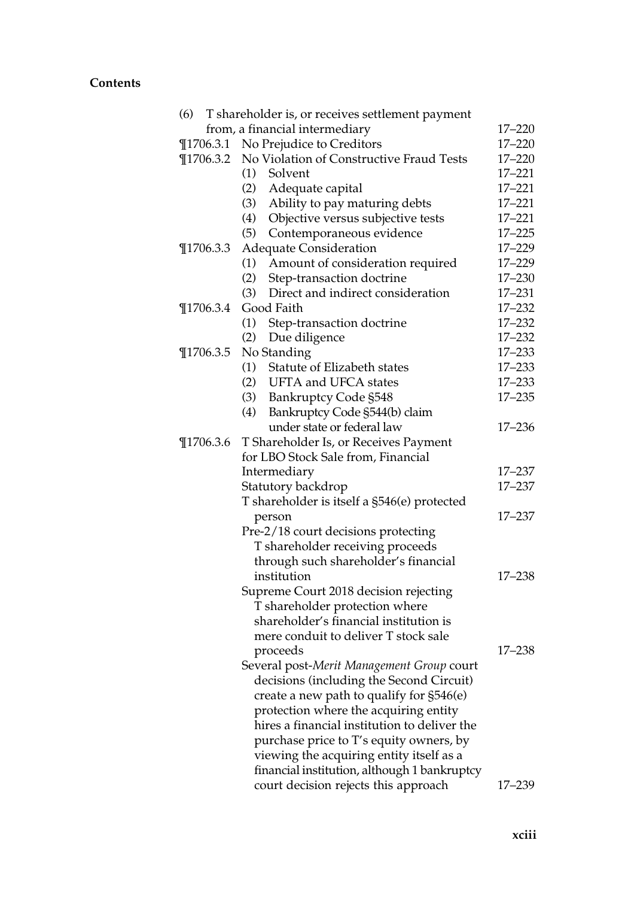**Contents**

| | | |
|---|---|---|
| (6) | T shareholder is, or receives settlement payment from, a financial intermediary | 17–220 |
| ¶1706.3.1 | No Prejudice to Creditors | 17–220 |
| ¶1706.3.2 | No Violation of Constructive Fraud Tests | 17–220 |
| | (1) Solvent | 17–221 |
| | (2) Adequate capital | 17–221 |
| | (3) Ability to pay maturing debts | 17–221 |
| | (4) Objective versus subjective tests | 17–221 |
| | (5) Contemporaneous evidence | 17–225 |
| ¶1706.3.3 | Adequate Consideration | 17–229 |
| | (1) Amount of consideration required | 17–229 |
| | (2) Step-transaction doctrine | 17–230 |
| | (3) Direct and indirect consideration | 17–231 |
| ¶1706.3.4 | Good Faith | 17–232 |
| | (1) Step-transaction doctrine | 17–232 |
| | (2) Due diligence | 17–232 |
| ¶1706.3.5 | No Standing | 17–233 |
| | (1) Statute of Elizabeth states | 17–233 |
| | (2) UFTA and UFCA states | 17–233 |
| | (3) Bankruptcy Code §548 | 17–235 |
| | (4) Bankruptcy Code §544(b) claim under state or federal law | 17–236 |
| ¶1706.3.6 | T Shareholder Is, or Receives Payment for LBO Stock Sale from, Financial Intermediary | 17–237 |
| | Statutory backdrop | 17–237 |
| | T shareholder is itself a §546(e) protected person | 17–237 |
| | Pre-2/18 court decisions protecting T shareholder receiving proceeds through such shareholder's financial institution | 17–238 |
| | Supreme Court 2018 decision rejecting T shareholder protection where shareholder's financial institution is mere conduit to deliver T stock sale proceeds | 17–238 |
| | Several post-*Merit Management Group* court decisions (including the Second Circuit) create a new path to qualify for §546(e) protection where the acquiring entity hires a financial institution to deliver the purchase price to T's equity owners, by viewing the acquiring entity itself as a financial institution, although 1 bankruptcy court decision rejects this approach | 17–239 |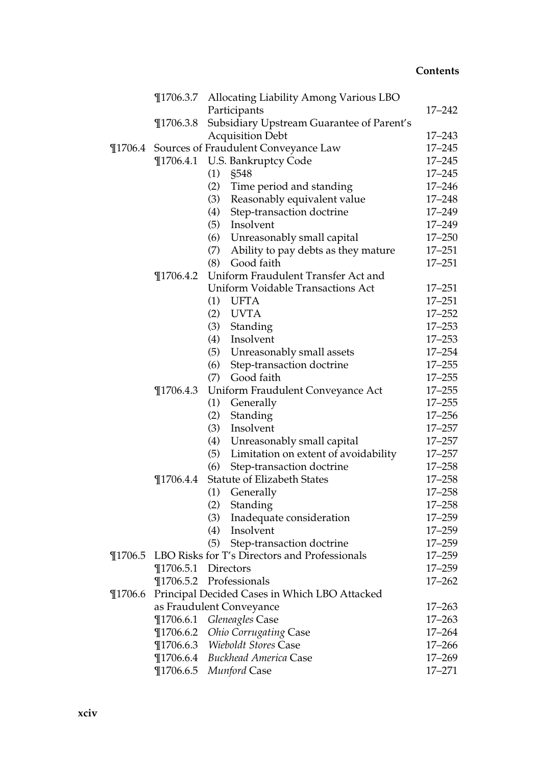¶1706.3.7 Allocating Liability Among Various LBO Participants 17–242

¶1706.3.8 Subsidiary Upstream Guarantee of Parent's Acquisition Debt 17–243

¶1706.4 Sources of Fraudulent Conveyance Law 17–245

¶1706.4.1 U.S. Bankruptcy Code 17–245

(1) §548 17–245

(2) Time period and standing 17–246

(3) Reasonably equivalent value 17–248

(4) Step-transaction doctrine 17–249

(5) Insolvent 17–249

(6) Unreasonably small capital 17–250

(7) Ability to pay debts as they mature 17–251

(8) Good faith 17–251

¶1706.4.2 Uniform Fraudulent Transfer Act and Uniform Voidable Transactions Act 17–251

(1) UFTA 17–251

(2) UVTA 17–252

(3) Standing 17–253

(4) Insolvent 17–253

(5) Unreasonably small assets 17–254

(6) Step-transaction doctrine 17–255

(7) Good faith 17–255

¶1706.4.3 Uniform Fraudulent Conveyance Act 17–255

(1) Generally 17–255

(2) Standing 17–256

(3) Insolvent 17–257

(4) Unreasonably small capital 17–257

(5) Limitation on extent of avoidability 17–257

(6) Step-transaction doctrine 17–258

¶1706.4.4 Statute of Elizabeth States 17–258

(1) Generally 17–258

(2) Standing 17–258

(3) Inadequate consideration 17–259

(4) Insolvent 17–259

(5) Step-transaction doctrine 17–259

¶1706.5 LBO Risks for T's Directors and Professionals 17–259

¶1706.5.1 Directors 17–259

¶1706.5.2 Professionals 17–262

¶1706.6 Principal Decided Cases in Which LBO Attacked as Fraudulent Conveyance 17–263

¶1706.6.1 *Gleneagles* Case 17–263

¶1706.6.2 *Ohio Corrugating* Case 17–264

¶1706.6.3 *Wieboldt Stores* Case 17–266

¶1706.6.4 *Buckhead America* Case 17–269

¶1706.6.5 *Munford* Case 17–271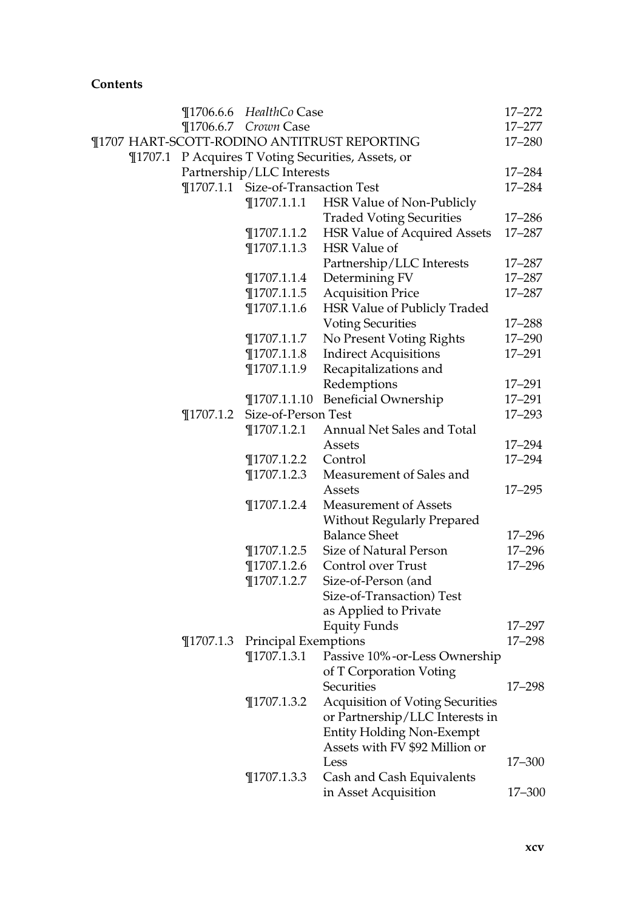**Contents**

¶1706.6.6 *HealthCo* Case 17–272

¶1706.6.7 *Crown* Case 17–277

¶1707 HART-SCOTT-RODINO ANTITRUST REPORTING 17–280

¶1707.1 P Acquires T Voting Securities, Assets, or Partnership/LLC Interests 17–284

¶1707.1.1 Size-of-Transaction Test 17–284

¶1707.1.1.1 HSR Value of Non-Publicly Traded Voting Securities 17–286

¶1707.1.1.2 HSR Value of Acquired Assets 17–287

¶1707.1.1.3 HSR Value of Partnership/LLC Interests 17–287

¶1707.1.1.4 Determining FV 17–287

¶1707.1.1.5 Acquisition Price 17–287

¶1707.1.1.6 HSR Value of Publicly Traded Voting Securities 17–288

¶1707.1.1.7 No Present Voting Rights 17–290

¶1707.1.1.8 Indirect Acquisitions 17–291

¶1707.1.1.9 Recapitalizations and Redemptions 17–291

¶1707.1.1.10 Beneficial Ownership 17–291

¶1707.1.2 Size-of-Person Test 17–293

¶1707.1.2.1 Annual Net Sales and Total Assets 17–294

¶1707.1.2.2 Control 17–294

¶1707.1.2.3 Measurement of Sales and Assets 17–295

¶1707.1.2.4 Measurement of Assets Without Regularly Prepared Balance Sheet 17–296

¶1707.1.2.5 Size of Natural Person 17–296

¶1707.1.2.6 Control over Trust 17–296

¶1707.1.2.7 Size-of-Person (and Size-of-Transaction) Test as Applied to Private Equity Funds 17–297

¶1707.1.3 Principal Exemptions 17–298

¶1707.1.3.1 Passive 10%-or-Less Ownership of T Corporation Voting Securities 17–298

¶1707.1.3.2 Acquisition of Voting Securities or Partnership/LLC Interests in Entity Holding Non-Exempt Assets with FV $92 Million or Less 17–300

¶1707.1.3.3 Cash and Cash Equivalents in Asset Acquisition 17–300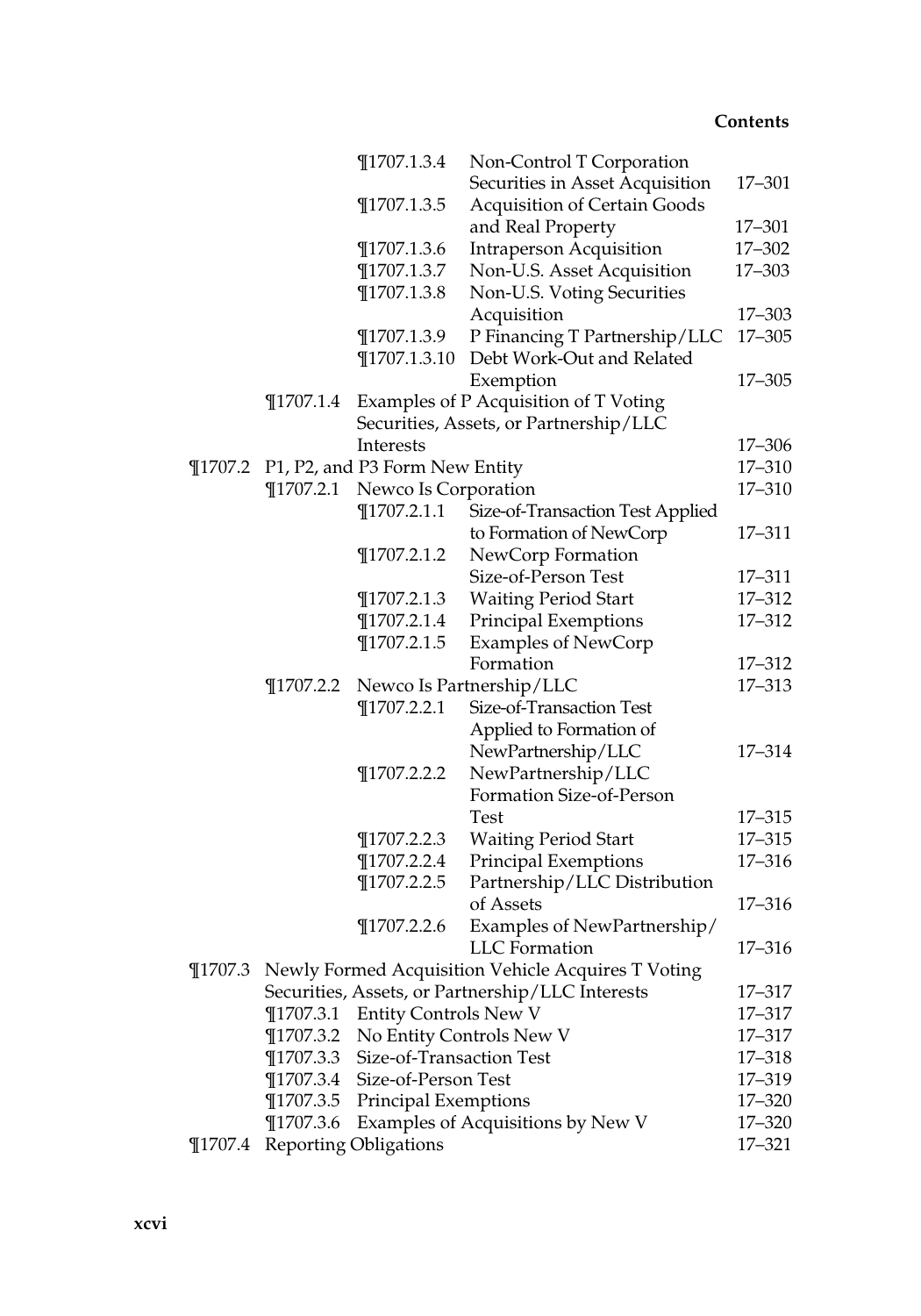| | | | |
|---|---|---|---|
| | ¶1707.1.3.4 | Non-Control T Corporation Securities in Asset Acquisition | 17–301 |
| | ¶1707.1.3.5 | Acquisition of Certain Goods and Real Property | 17–301 |
| | ¶1707.1.3.6 | Intraperson Acquisition | 17–302 |
| | ¶1707.1.3.7 | Non-U.S. Asset Acquisition | 17–303 |
| | ¶1707.1.3.8 | Non-U.S. Voting Securities Acquisition | 17–303 |
| | ¶1707.1.3.9 | P Financing T Partnership/LLC | 17–305 |
| | ¶1707.1.3.10 | Debt Work-Out and Related Exemption | 17–305 |
| ¶1707.1.4 | Examples of P Acquisition of T Voting Securities, Assets, or Partnership/LLC Interests | | 17–306 |

| | | | |
|---|---|---|---|
| ¶1707.2 | P1, P2, and P3 Form New Entity | | 17–310 |
| ¶1707.2.1 | Newco Is Corporation | | 17–310 |
| | ¶1707.2.1.1 | Size-of-Transaction Test Applied to Formation of NewCorp | 17–311 |
| | ¶1707.2.1.2 | NewCorp Formation Size-of-Person Test | 17–311 |
| | ¶1707.2.1.3 | Waiting Period Start | 17–312 |
| | ¶1707.2.1.4 | Principal Exemptions | 17–312 |
| | ¶1707.2.1.5 | Examples of NewCorp Formation | 17–312 |
| ¶1707.2.2 | Newco Is Partnership/LLC | | 17–313 |
| | ¶1707.2.2.1 | Size-of-Transaction Test Applied to Formation of NewPartnership/LLC | 17–314 |
| | ¶1707.2.2.2 | NewPartnership/LLC Formation Size-of-Person Test | 17–315 |
| | ¶1707.2.2.3 | Waiting Period Start | 17–315 |
| | ¶1707.2.2.4 | Principal Exemptions | 17–316 |
| | ¶1707.2.2.5 | Partnership/LLC Distribution of Assets | 17–316 |
| | ¶1707.2.2.6 | Examples of NewPartnership/LLC Formation | 17–316 |

| | | |
|---|---|---|
| ¶1707.3 | Newly Formed Acquisition Vehicle Acquires T Voting Securities, Assets, or Partnership/LLC Interests | 17–317 |
| ¶1707.3.1 | Entity Controls New V | 17–317 |
| ¶1707.3.2 | No Entity Controls New V | 17–317 |
| ¶1707.3.3 | Size-of-Transaction Test | 17–318 |
| ¶1707.3.4 | Size-of-Person Test | 17–319 |
| ¶1707.3.5 | Principal Exemptions | 17–320 |
| ¶1707.3.6 | Examples of Acquisitions by New V | 17–320 |
| ¶1707.4 | Reporting Obligations | 17–321 |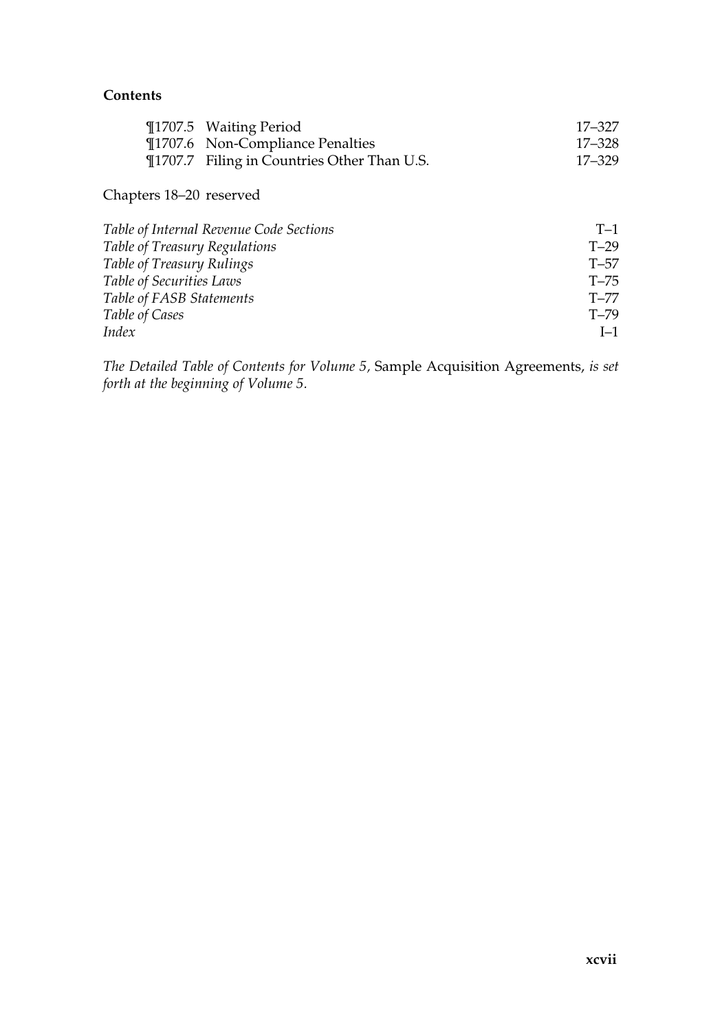**Contents**

¶1707.5 Waiting Period 17–327
¶1707.6 Non-Compliance Penalties 17–328
¶1707.7 Filing in Countries Other Than U.S. 17–329

Chapters 18–20 reserved

*Table of Internal Revenue Code Sections* T–1
*Table of Treasury Regulations* T–29
*Table of Treasury Rulings* T–57
*Table of Securities Laws* T–75
*Table of FASB Statements* T–77
*Table of Cases* T–79
*Index* I–1

*The Detailed Table of Contents for Volume 5,* Sample Acquisition Agreements, *is set forth at the beginning of Volume 5.*